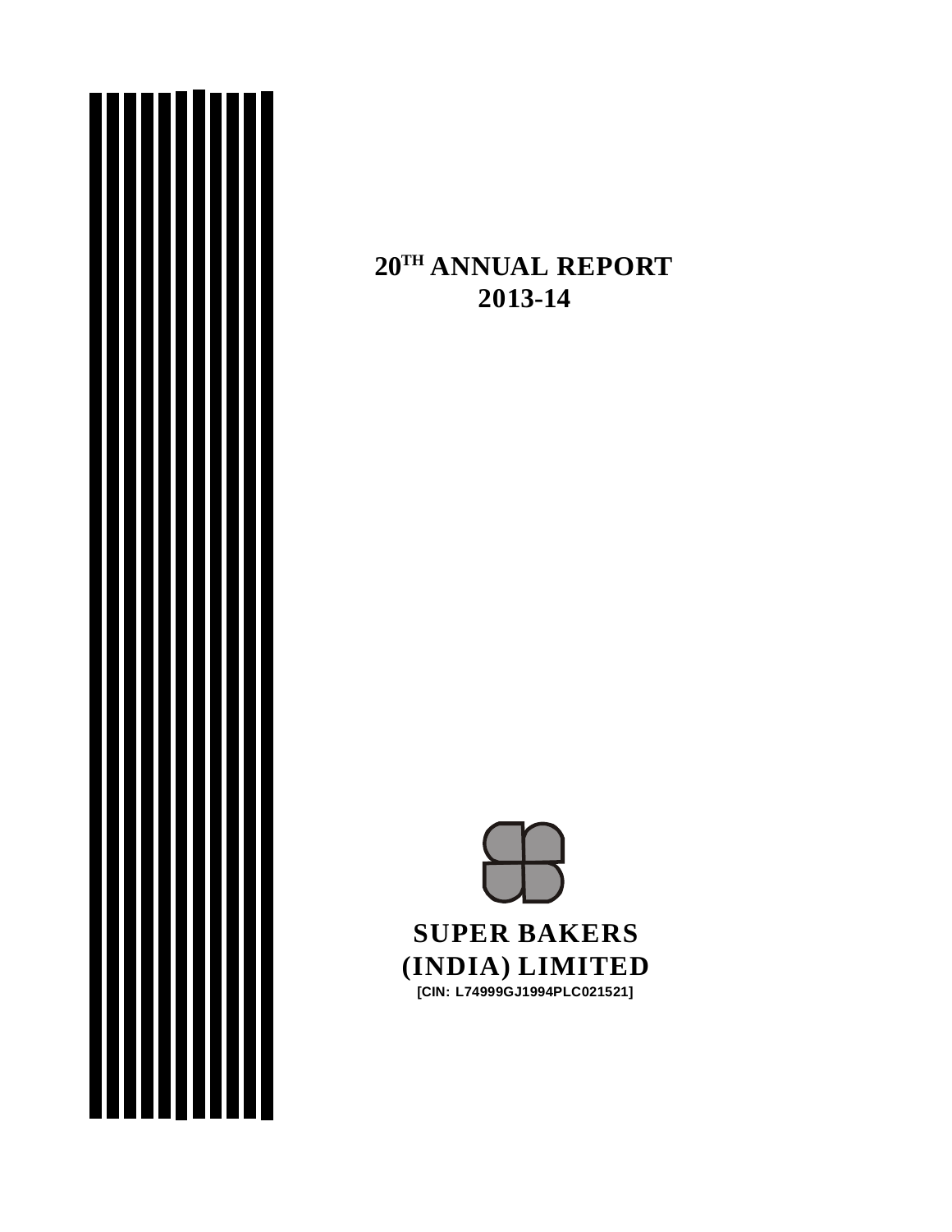# 20TH ANNUAL REPORT 2013-14

**SUPER BAKERS (INDIA) LIMITED**

**[CIN: L74999GJ1994PLC021521]**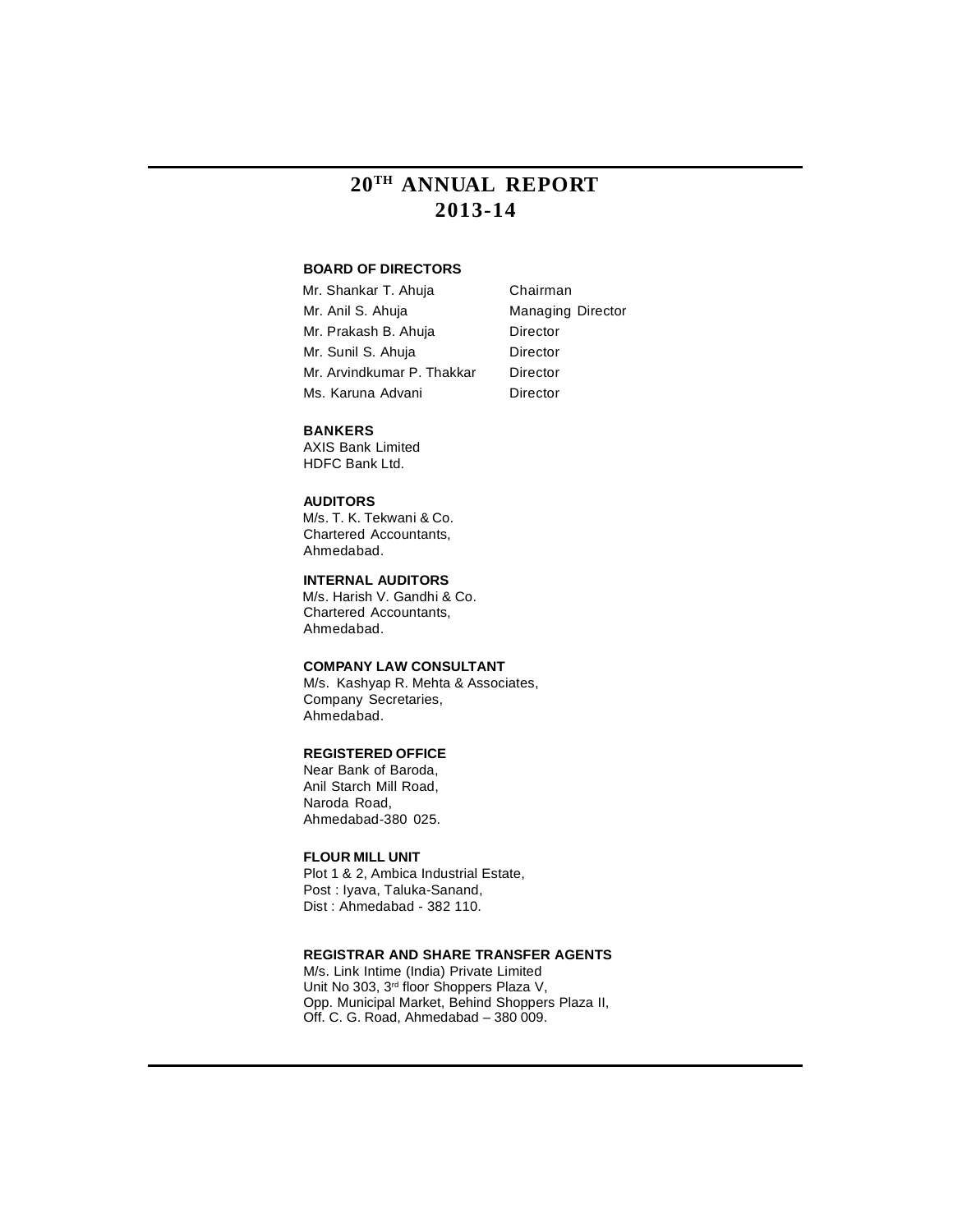# 20TH ANNUAL REPORT 2013-14

**BOARD OF DIRECTORS**

| | |
|---|---|
| Mr. Shankar T. Ahuja | Chairman |
| Mr. Anil S. Ahuja | Managing Director |
| Mr. Prakash B. Ahuja | Director |
| Mr. Sunil S. Ahuja | Director |
| Mr. Arvindkumar P. Thakkar | Director |
| Ms. Karuna Advani | Director |

**BANKERS**

AXIS Bank Limited
HDFC Bank Ltd.

**AUDITORS**

M/s. T. K. Tekwani & Co.
Chartered Accountants,
Ahmedabad.

**INTERNAL AUDITORS**

M/s. Harish V. Gandhi & Co.
Chartered Accountants,
Ahmedabad.

**COMPANY LAW CONSULTANT**

M/s. Kashyap R. Mehta & Associates,
Company Secretaries,
Ahmedabad.

**REGISTERED OFFICE**

Near Bank of Baroda,
Anil Starch Mill Road,
Naroda Road,
Ahmedabad-380 025.

**FLOUR MILL UNIT**

Plot 1 & 2, Ambica Industrial Estate,
Post : Iyava, Taluka-Sanand,
Dist : Ahmedabad - 382 110.

**REGISTRAR AND SHARE TRANSFER AGENTS**

M/s. Link Intime (India) Private Limited
Unit No 303, 3rd floor Shoppers Plaza V,
Opp. Municipal Market, Behind Shoppers Plaza II,
Off. C. G. Road, Ahmedabad – 380 009.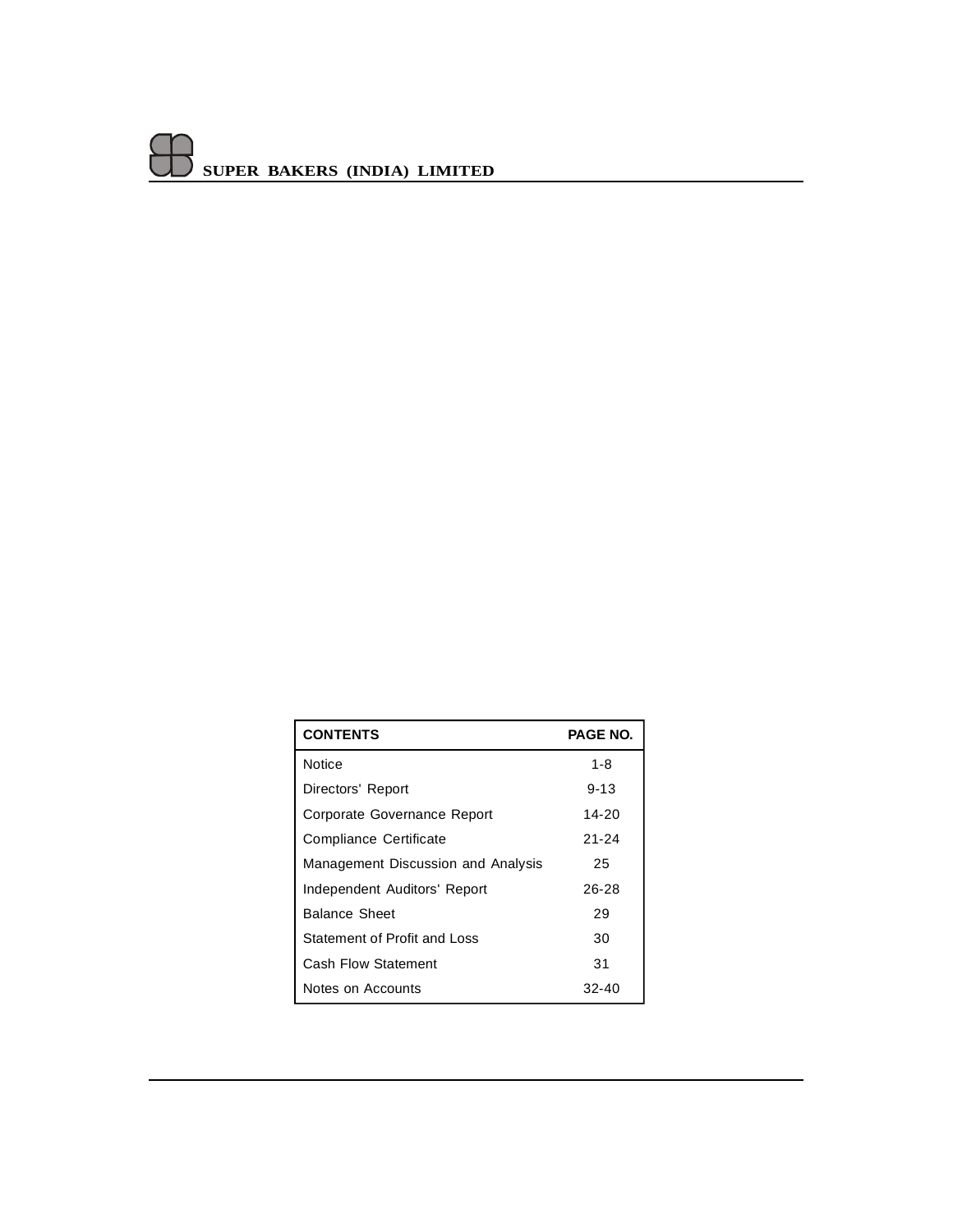| CONTENTS | PAGE NO. |
|---|---|
| Notice | 1-8 |
| Directors' Report | 9-13 |
| Corporate Governance Report | 14-20 |
| Compliance Certificate | 21-24 |
| Management Discussion and Analysis | 25 |
| Independent Auditors' Report | 26-28 |
| Balance Sheet | 29 |
| Statement of Profit and Loss | 30 |
| Cash Flow Statement | 31 |
| Notes on Accounts | 32-40 |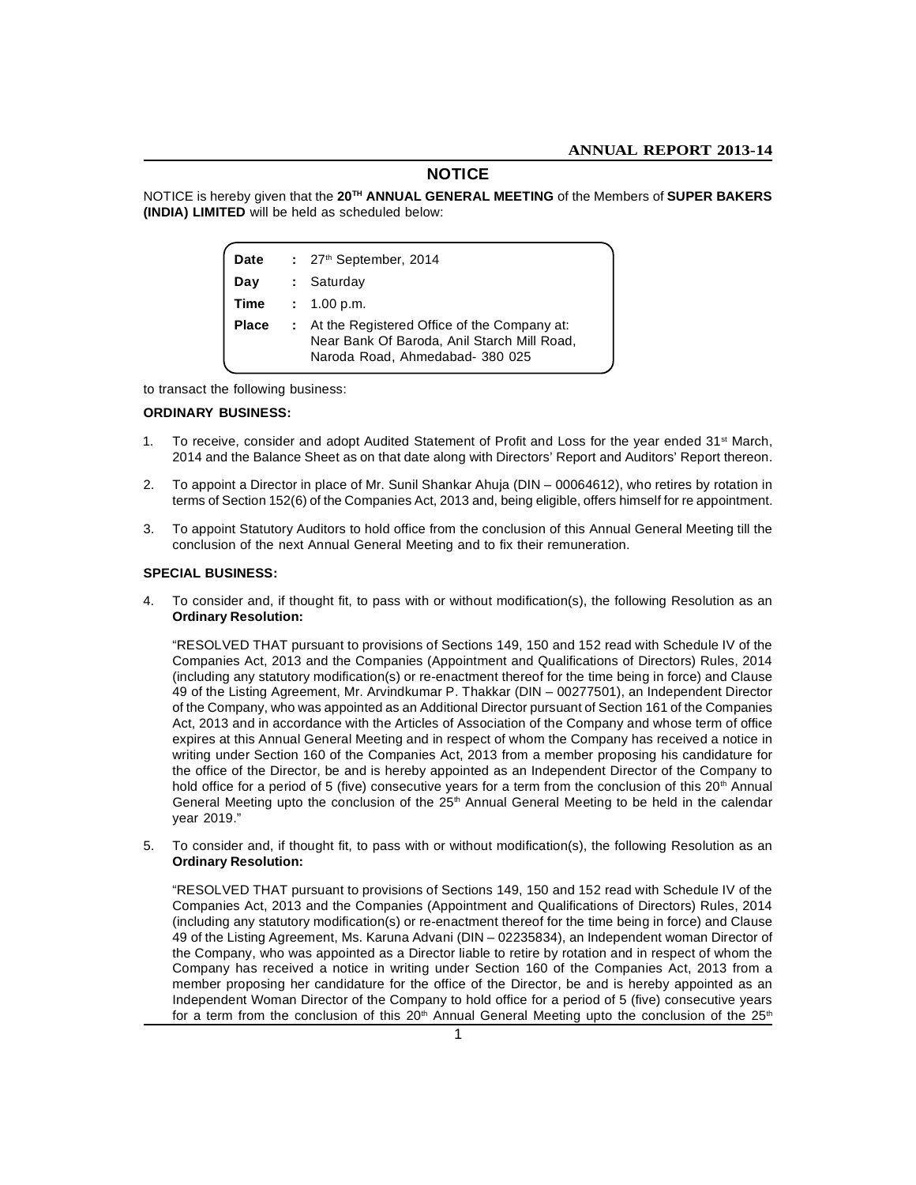# NOTICE

NOTICE is hereby given that the **20TH ANNUAL GENERAL MEETING** of the Members of **SUPER BAKERS (INDIA) LIMITED** will be held as scheduled below:

| | | |
|---|---|---|
| **Date** | : | 27th September, 2014 |
| **Day** | : | Saturday |
| **Time** | : | 1.00 p.m. |
| **Place** | : | At the Registered Office of the Company at: Near Bank Of Baroda, Anil Starch Mill Road, Naroda Road, Ahmedabad- 380 025 |

to transact the following business:

**ORDINARY BUSINESS:**

1. To receive, consider and adopt Audited Statement of Profit and Loss for the year ended 31st March, 2014 and the Balance Sheet as on that date along with Directors' Report and Auditors' Report thereon.

2. To appoint a Director in place of Mr. Sunil Shankar Ahuja (DIN – 00064612), who retires by rotation in terms of Section 152(6) of the Companies Act, 2013 and, being eligible, offers himself for re appointment.

3. To appoint Statutory Auditors to hold office from the conclusion of this Annual General Meeting till the conclusion of the next Annual General Meeting and to fix their remuneration.

**SPECIAL BUSINESS:**

4. To consider and, if thought fit, to pass with or without modification(s), the following Resolution as an **Ordinary Resolution:**

   "RESOLVED THAT pursuant to provisions of Sections 149, 150 and 152 read with Schedule IV of the Companies Act, 2013 and the Companies (Appointment and Qualifications of Directors) Rules, 2014 (including any statutory modification(s) or re-enactment thereof for the time being in force) and Clause 49 of the Listing Agreement, Mr. Arvindkumar P. Thakkar (DIN – 00277501), an Independent Director of the Company, who was appointed as an Additional Director pursuant of Section 161 of the Companies Act, 2013 and in accordance with the Articles of Association of the Company and whose term of office expires at this Annual General Meeting and in respect of whom the Company has received a notice in writing under Section 160 of the Companies Act, 2013 from a member proposing his candidature for the office of the Director, be and is hereby appointed as an Independent Director of the Company to hold office for a period of 5 (five) consecutive years for a term from the conclusion of this 20th Annual General Meeting upto the conclusion of the 25th Annual General Meeting to be held in the calendar year 2019."

5. To consider and, if thought fit, to pass with or without modification(s), the following Resolution as an **Ordinary Resolution:**

   "RESOLVED THAT pursuant to provisions of Sections 149, 150 and 152 read with Schedule IV of the Companies Act, 2013 and the Companies (Appointment and Qualifications of Directors) Rules, 2014 (including any statutory modification(s) or re-enactment thereof for the time being in force) and Clause 49 of the Listing Agreement, Ms. Karuna Advani (DIN – 02235834), an Independent woman Director of the Company, who was appointed as a Director liable to retire by rotation and in respect of whom the Company has received a notice in writing under Section 160 of the Companies Act, 2013 from a member proposing her candidature for the office of the Director, be and is hereby appointed as an Independent Woman Director of the Company to hold office for a period of 5 (five) consecutive years for a term from the conclusion of this 20th Annual General Meeting upto the conclusion of the 25th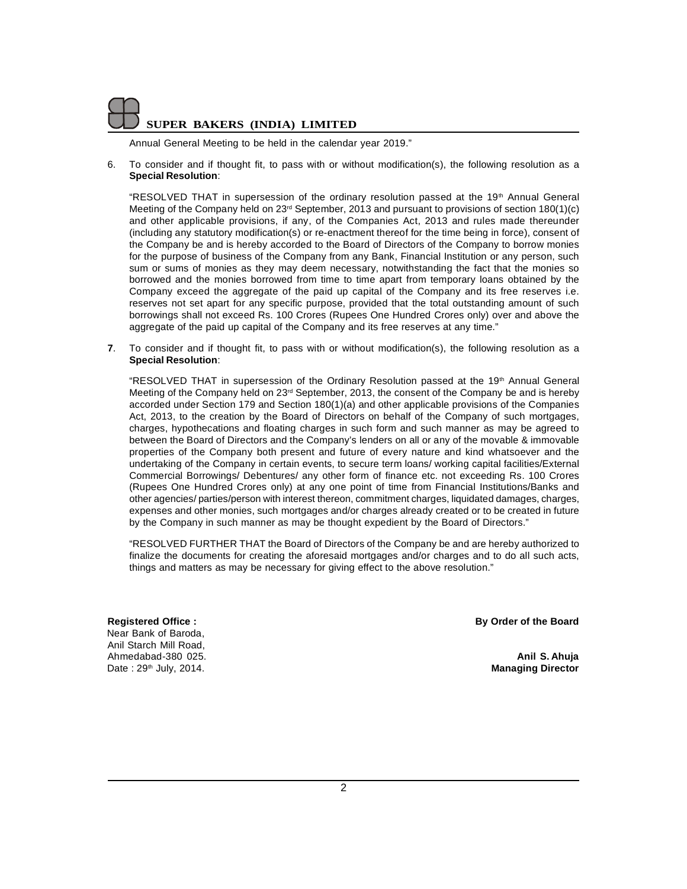Annual General Meeting to be held in the calendar year 2019."

6. To consider and if thought fit, to pass with or without modification(s), the following resolution as a **Special Resolution**:

   "RESOLVED THAT in supersession of the ordinary resolution passed at the 19th Annual General Meeting of the Company held on 23rd September, 2013 and pursuant to provisions of section 180(1)(c) and other applicable provisions, if any, of the Companies Act, 2013 and rules made thereunder (including any statutory modification(s) or re-enactment thereof for the time being in force), consent of the Company be and is hereby accorded to the Board of Directors of the Company to borrow monies for the purpose of business of the Company from any Bank, Financial Institution or any person, such sum or sums of monies as they may deem necessary, notwithstanding the fact that the monies so borrowed and the monies borrowed from time to time apart from temporary loans obtained by the Company exceed the aggregate of the paid up capital of the Company and its free reserves i.e. reserves not set apart for any specific purpose, provided that the total outstanding amount of such borrowings shall not exceed Rs. 100 Crores (Rupees One Hundred Crores only) over and above the aggregate of the paid up capital of the Company and its free reserves at any time."

**7**. To consider and if thought fit, to pass with or without modification(s), the following resolution as a **Special Resolution**:

   "RESOLVED THAT in supersession of the Ordinary Resolution passed at the 19th Annual General Meeting of the Company held on 23rd September, 2013, the consent of the Company be and is hereby accorded under Section 179 and Section 180(1)(a) and other applicable provisions of the Companies Act, 2013, to the creation by the Board of Directors on behalf of the Company of such mortgages, charges, hypothecations and floating charges in such form and such manner as may be agreed to between the Board of Directors and the Company's lenders on all or any of the movable & immovable properties of the Company both present and future of every nature and kind whatsoever and the undertaking of the Company in certain events, to secure term loans/ working capital facilities/External Commercial Borrowings/ Debentures/ any other form of finance etc. not exceeding Rs. 100 Crores (Rupees One Hundred Crores only) at any one point of time from Financial Institutions/Banks and other agencies/ parties/person with interest thereon, commitment charges, liquidated damages, charges, expenses and other monies, such mortgages and/or charges already created or to be created in future by the Company in such manner as may be thought expedient by the Board of Directors."

   "RESOLVED FURTHER THAT the Board of Directors of the Company be and are hereby authorized to finalize the documents for creating the aforesaid mortgages and/or charges and to do all such acts, things and matters as may be necessary for giving effect to the above resolution."

**Registered Office :**
Near Bank of Baroda,
Anil Starch Mill Road,
Ahmedabad-380 025.
Date : 29th July, 2014.

**By Order of the Board**

**Anil S. Ahuja**
**Managing Director**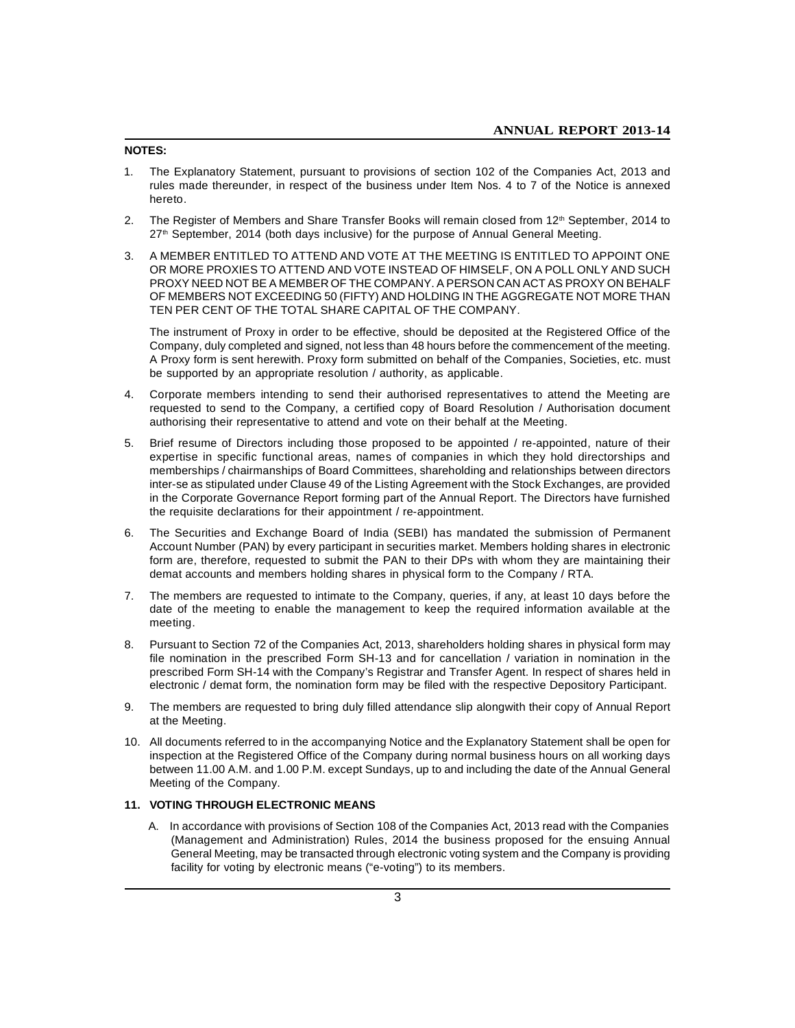**NOTES:**

1. The Explanatory Statement, pursuant to provisions of section 102 of the Companies Act, 2013 and rules made thereunder, in respect of the business under Item Nos. 4 to 7 of the Notice is annexed hereto.

2. The Register of Members and Share Transfer Books will remain closed from 12th September, 2014 to 27th September, 2014 (both days inclusive) for the purpose of Annual General Meeting.

3. A MEMBER ENTITLED TO ATTEND AND VOTE AT THE MEETING IS ENTITLED TO APPOINT ONE OR MORE PROXIES TO ATTEND AND VOTE INSTEAD OF HIMSELF, ON A POLL ONLY AND SUCH PROXY NEED NOT BE A MEMBER OF THE COMPANY. A PERSON CAN ACT AS PROXY ON BEHALF OF MEMBERS NOT EXCEEDING 50 (FIFTY) AND HOLDING IN THE AGGREGATE NOT MORE THAN TEN PER CENT OF THE TOTAL SHARE CAPITAL OF THE COMPANY.

   The instrument of Proxy in order to be effective, should be deposited at the Registered Office of the Company, duly completed and signed, not less than 48 hours before the commencement of the meeting. A Proxy form is sent herewith. Proxy form submitted on behalf of the Companies, Societies, etc. must be supported by an appropriate resolution / authority, as applicable.

4. Corporate members intending to send their authorised representatives to attend the Meeting are requested to send to the Company, a certified copy of Board Resolution / Authorisation document authorising their representative to attend and vote on their behalf at the Meeting.

5. Brief resume of Directors including those proposed to be appointed / re-appointed, nature of their expertise in specific functional areas, names of companies in which they hold directorships and memberships / chairmanships of Board Committees, shareholding and relationships between directors inter-se as stipulated under Clause 49 of the Listing Agreement with the Stock Exchanges, are provided in the Corporate Governance Report forming part of the Annual Report. The Directors have furnished the requisite declarations for their appointment / re-appointment.

6. The Securities and Exchange Board of India (SEBI) has mandated the submission of Permanent Account Number (PAN) by every participant in securities market. Members holding shares in electronic form are, therefore, requested to submit the PAN to their DPs with whom they are maintaining their demat accounts and members holding shares in physical form to the Company / RTA.

7. The members are requested to intimate to the Company, queries, if any, at least 10 days before the date of the meeting to enable the management to keep the required information available at the meeting.

8. Pursuant to Section 72 of the Companies Act, 2013, shareholders holding shares in physical form may file nomination in the prescribed Form SH-13 and for cancellation / variation in nomination in the prescribed Form SH-14 with the Company's Registrar and Transfer Agent. In respect of shares held in electronic / demat form, the nomination form may be filed with the respective Depository Participant.

9. The members are requested to bring duly filled attendance slip alongwith their copy of Annual Report at the Meeting.

10. All documents referred to in the accompanying Notice and the Explanatory Statement shall be open for inspection at the Registered Office of the Company during normal business hours on all working days between 11.00 A.M. and 1.00 P.M. except Sundays, up to and including the date of the Annual General Meeting of the Company.

11. **VOTING THROUGH ELECTRONIC MEANS**

    A. In accordance with provisions of Section 108 of the Companies Act, 2013 read with the Companies (Management and Administration) Rules, 2014 the business proposed for the ensuing Annual General Meeting, may be transacted through electronic voting system and the Company is providing facility for voting by electronic means ("e-voting") to its members.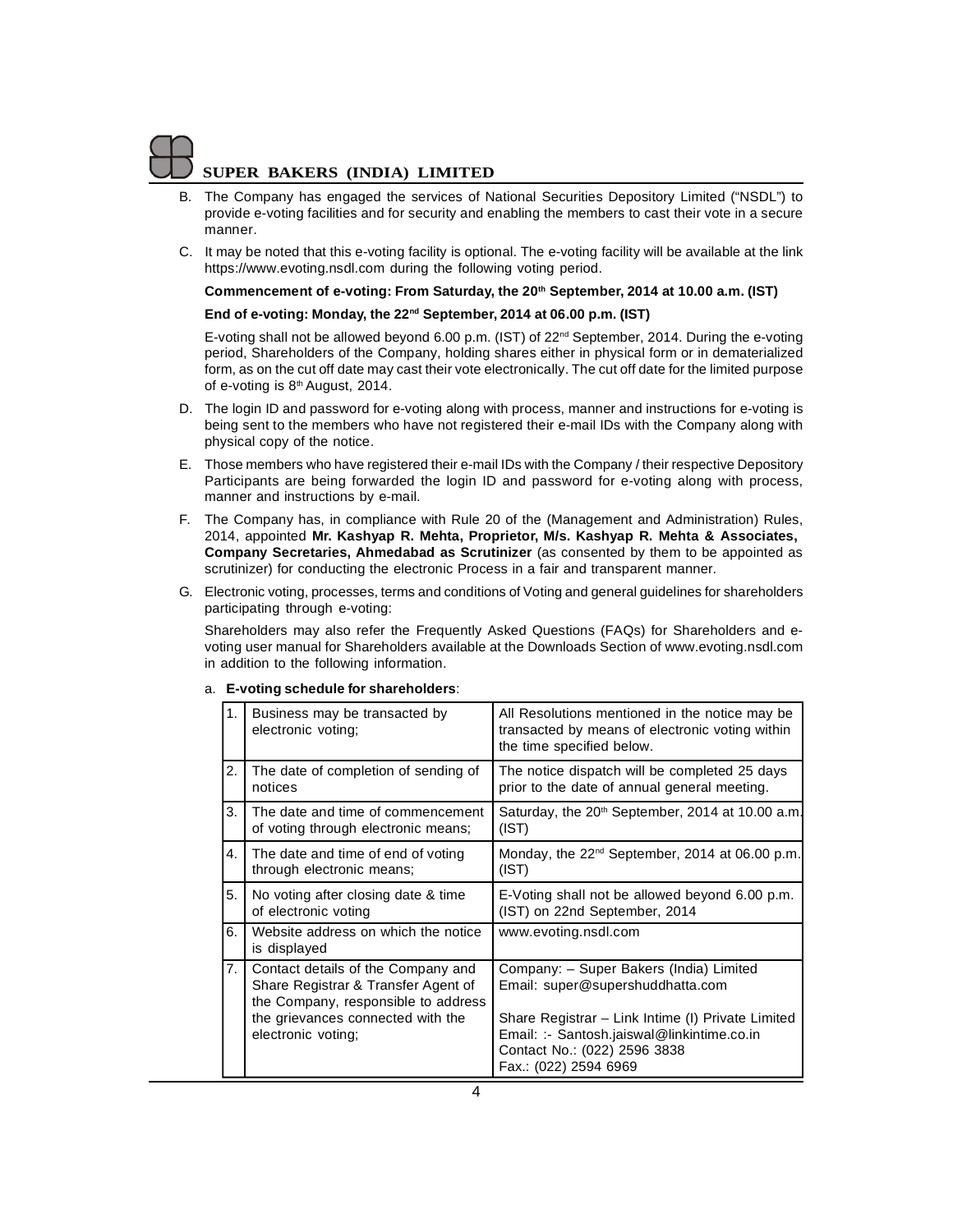B. The Company has engaged the services of National Securities Depository Limited ("NSDL") to provide e-voting facilities and for security and enabling the members to cast their vote in a secure manner.

C. It may be noted that this e-voting facility is optional. The e-voting facility will be available at the link https://www.evoting.nsdl.com during the following voting period.

**Commencement of e-voting: From Saturday, the 20th September, 2014 at 10.00 a.m. (IST)**

**End of e-voting: Monday, the 22nd September, 2014 at 06.00 p.m. (IST)**

E-voting shall not be allowed beyond 6.00 p.m. (IST) of 22nd September, 2014. During the e-voting period, Shareholders of the Company, holding shares either in physical form or in dematerialized form, as on the cut off date may cast their vote electronically. The cut off date for the limited purpose of e-voting is 8th August, 2014.

D. The login ID and password for e-voting along with process, manner and instructions for e-voting is being sent to the members who have not registered their e-mail IDs with the Company along with physical copy of the notice.

E. Those members who have registered their e-mail IDs with the Company / their respective Depository Participants are being forwarded the login ID and password for e-voting along with process, manner and instructions by e-mail.

F. The Company has, in compliance with Rule 20 of the (Management and Administration) Rules, 2014, appointed **Mr. Kashyap R. Mehta, Proprietor, M/s. Kashyap R. Mehta & Associates, Company Secretaries, Ahmedabad as Scrutinizer** (as consented by them to be appointed as scrutinizer) for conducting the electronic Process in a fair and transparent manner.

G. Electronic voting, processes, terms and conditions of Voting and general guidelines for shareholders participating through e-voting:

Shareholders may also refer the Frequently Asked Questions (FAQs) for Shareholders and e-voting user manual for Shareholders available at the Downloads Section of www.evoting.nsdl.com in addition to the following information.

a. **E-voting schedule for shareholders**:

| | | |
|---|---|---|
| 1. | Business may be transacted by electronic voting; | All Resolutions mentioned in the notice may be transacted by means of electronic voting within the time specified below. |
| 2. | The date of completion of sending of notices | The notice dispatch will be completed 25 days prior to the date of annual general meeting. |
| 3. | The date and time of commencement of voting through electronic means; | Saturday, the 20th September, 2014 at 10.00 a.m. (IST) |
| 4. | The date and time of end of voting through electronic means; | Monday, the 22nd September, 2014 at 06.00 p.m. (IST) |
| 5. | No voting after closing date & time of electronic voting | E-Voting shall not be allowed beyond 6.00 p.m. (IST) on 22nd September, 2014 |
| 6. | Website address on which the notice is displayed | www.evoting.nsdl.com |
| 7. | Contact details of the Company and Share Registrar & Transfer Agent of the Company, responsible to address the grievances connected with the electronic voting; | Company: – Super Bakers (India) Limited<br>Email: super@supershuddhatta.com<br><br>Share Registrar – Link Intime (I) Private Limited<br>Email: :- Santosh.jaiswal@linkintime.co.in<br>Contact No.: (022) 2596 3838<br>Fax.: (022) 2594 6969 |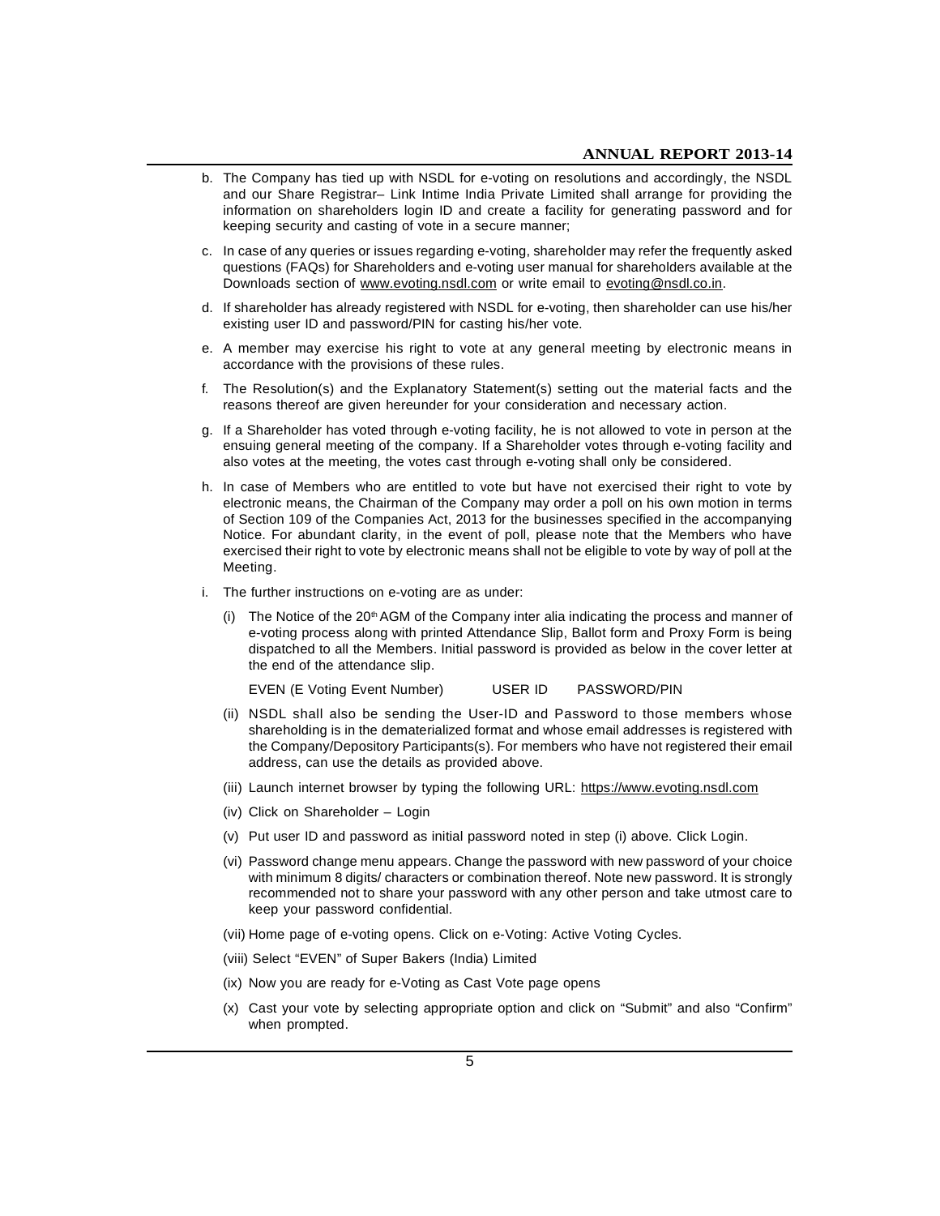b. The Company has tied up with NSDL for e-voting on resolutions and accordingly, the NSDL and our Share Registrar– Link Intime India Private Limited shall arrange for providing the information on shareholders login ID and create a facility for generating password and for keeping security and casting of vote in a secure manner;

c. In case of any queries or issues regarding e-voting, shareholder may refer the frequently asked questions (FAQs) for Shareholders and e-voting user manual for shareholders available at the Downloads section of www.evoting.nsdl.com or write email to evoting@nsdl.co.in.

d. If shareholder has already registered with NSDL for e-voting, then shareholder can use his/her existing user ID and password/PIN for casting his/her vote.

e. A member may exercise his right to vote at any general meeting by electronic means in accordance with the provisions of these rules.

f. The Resolution(s) and the Explanatory Statement(s) setting out the material facts and the reasons thereof are given hereunder for your consideration and necessary action.

g. If a Shareholder has voted through e-voting facility, he is not allowed to vote in person at the ensuing general meeting of the company. If a Shareholder votes through e-voting facility and also votes at the meeting, the votes cast through e-voting shall only be considered.

h. In case of Members who are entitled to vote but have not exercised their right to vote by electronic means, the Chairman of the Company may order a poll on his own motion in terms of Section 109 of the Companies Act, 2013 for the businesses specified in the accompanying Notice. For abundant clarity, in the event of poll, please note that the Members who have exercised their right to vote by electronic means shall not be eligible to vote by way of poll at the Meeting.

i. The further instructions on e-voting are as under:

   (i) The Notice of the 20th AGM of the Company inter alia indicating the process and manner of e-voting process along with printed Attendance Slip, Ballot form and Proxy Form is being dispatched to all the Members. Initial password is provided as below in the cover letter at the end of the attendance slip.

   EVEN (E Voting Event Number) USER ID PASSWORD/PIN

   (ii) NSDL shall also be sending the User-ID and Password to those members whose shareholding is in the dematerialized format and whose email addresses is registered with the Company/Depository Participants(s). For members who have not registered their email address, can use the details as provided above.

   (iii) Launch internet browser by typing the following URL: https://www.evoting.nsdl.com

   (iv) Click on Shareholder – Login

   (v) Put user ID and password as initial password noted in step (i) above. Click Login.

   (vi) Password change menu appears. Change the password with new password of your choice with minimum 8 digits/ characters or combination thereof. Note new password. It is strongly recommended not to share your password with any other person and take utmost care to keep your password confidential.

   (vii) Home page of e-voting opens. Click on e-Voting: Active Voting Cycles.

   (viii) Select "EVEN" of Super Bakers (India) Limited

   (ix) Now you are ready for e-Voting as Cast Vote page opens

   (x) Cast your vote by selecting appropriate option and click on "Submit" and also "Confirm" when prompted.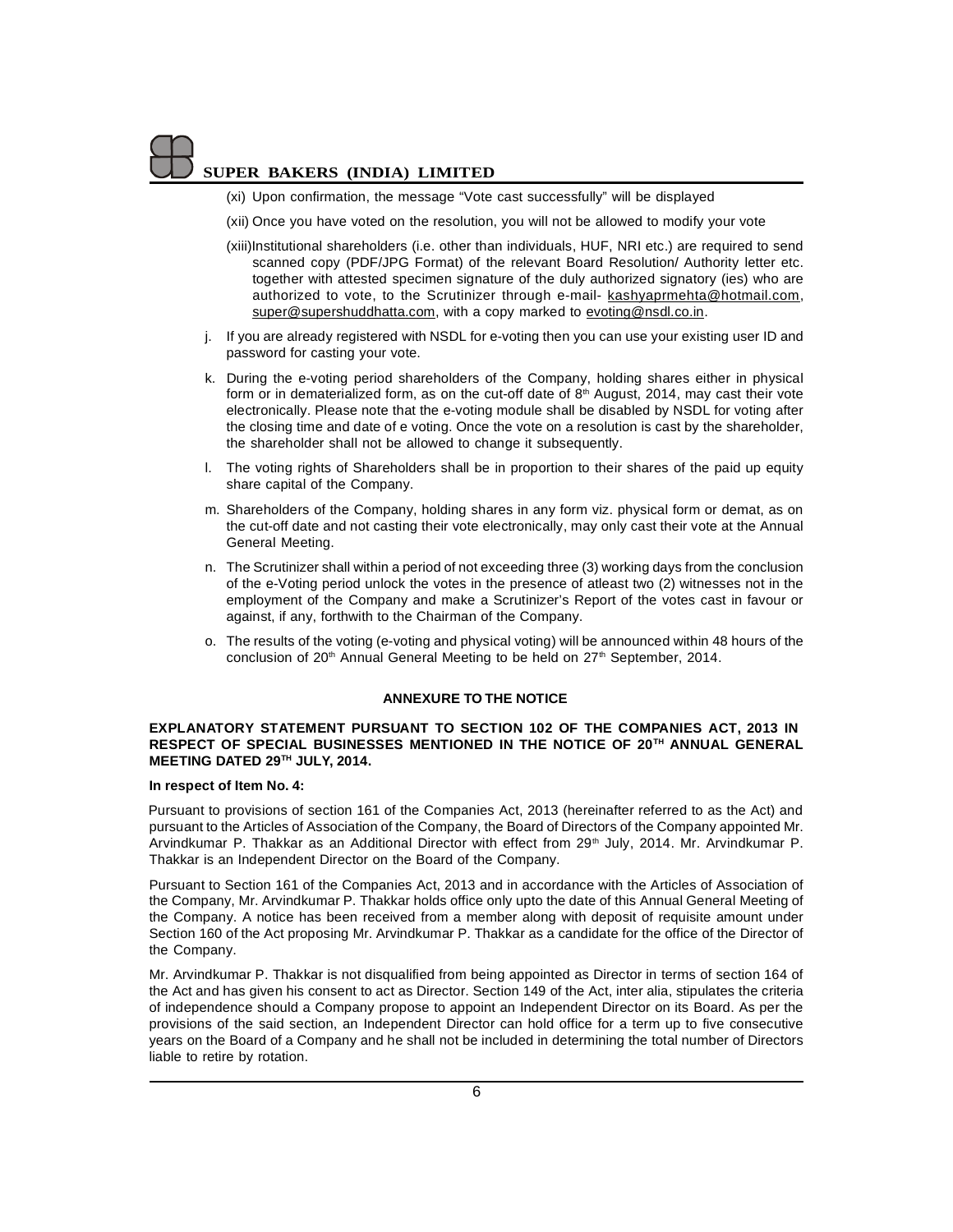(xi) Upon confirmation, the message "Vote cast successfully" will be displayed

(xii) Once you have voted on the resolution, you will not be allowed to modify your vote

(xiii)Institutional shareholders (i.e. other than individuals, HUF, NRI etc.) are required to send scanned copy (PDF/JPG Format) of the relevant Board Resolution/ Authority letter etc. together with attested specimen signature of the duly authorized signatory (ies) who are authorized to vote, to the Scrutinizer through e-mail- kashyaprmehta@hotmail.com, super@supershuddhatta.com, with a copy marked to evoting@nsdl.co.in.

j. If you are already registered with NSDL for e-voting then you can use your existing user ID and password for casting your vote.

k. During the e-voting period shareholders of the Company, holding shares either in physical form or in dematerialized form, as on the cut-off date of 8th August, 2014, may cast their vote electronically. Please note that the e-voting module shall be disabled by NSDL for voting after the closing time and date of e voting. Once the vote on a resolution is cast by the shareholder, the shareholder shall not be allowed to change it subsequently.

l. The voting rights of Shareholders shall be in proportion to their shares of the paid up equity share capital of the Company.

m. Shareholders of the Company, holding shares in any form viz. physical form or demat, as on the cut-off date and not casting their vote electronically, may only cast their vote at the Annual General Meeting.

n. The Scrutinizer shall within a period of not exceeding three (3) working days from the conclusion of the e-Voting period unlock the votes in the presence of atleast two (2) witnesses not in the employment of the Company and make a Scrutinizer's Report of the votes cast in favour or against, if any, forthwith to the Chairman of the Company.

o. The results of the voting (e-voting and physical voting) will be announced within 48 hours of the conclusion of 20th Annual General Meeting to be held on 27th September, 2014.

## ANNEXURE TO THE NOTICE

**EXPLANATORY STATEMENT PURSUANT TO SECTION 102 OF THE COMPANIES ACT, 2013 IN RESPECT OF SPECIAL BUSINESSES MENTIONED IN THE NOTICE OF 20TH ANNUAL GENERAL MEETING DATED 29TH JULY, 2014.**

**In respect of Item No. 4:**

Pursuant to provisions of section 161 of the Companies Act, 2013 (hereinafter referred to as the Act) and pursuant to the Articles of Association of the Company, the Board of Directors of the Company appointed Mr. Arvindkumar P. Thakkar as an Additional Director with effect from 29th July, 2014. Mr. Arvindkumar P. Thakkar is an Independent Director on the Board of the Company.

Pursuant to Section 161 of the Companies Act, 2013 and in accordance with the Articles of Association of the Company, Mr. Arvindkumar P. Thakkar holds office only upto the date of this Annual General Meeting of the Company. A notice has been received from a member along with deposit of requisite amount under Section 160 of the Act proposing Mr. Arvindkumar P. Thakkar as a candidate for the office of the Director of the Company.

Mr. Arvindkumar P. Thakkar is not disqualified from being appointed as Director in terms of section 164 of the Act and has given his consent to act as Director. Section 149 of the Act, inter alia, stipulates the criteria of independence should a Company propose to appoint an Independent Director on its Board. As per the provisions of the said section, an Independent Director can hold office for a term up to five consecutive years on the Board of a Company and he shall not be included in determining the total number of Directors liable to retire by rotation.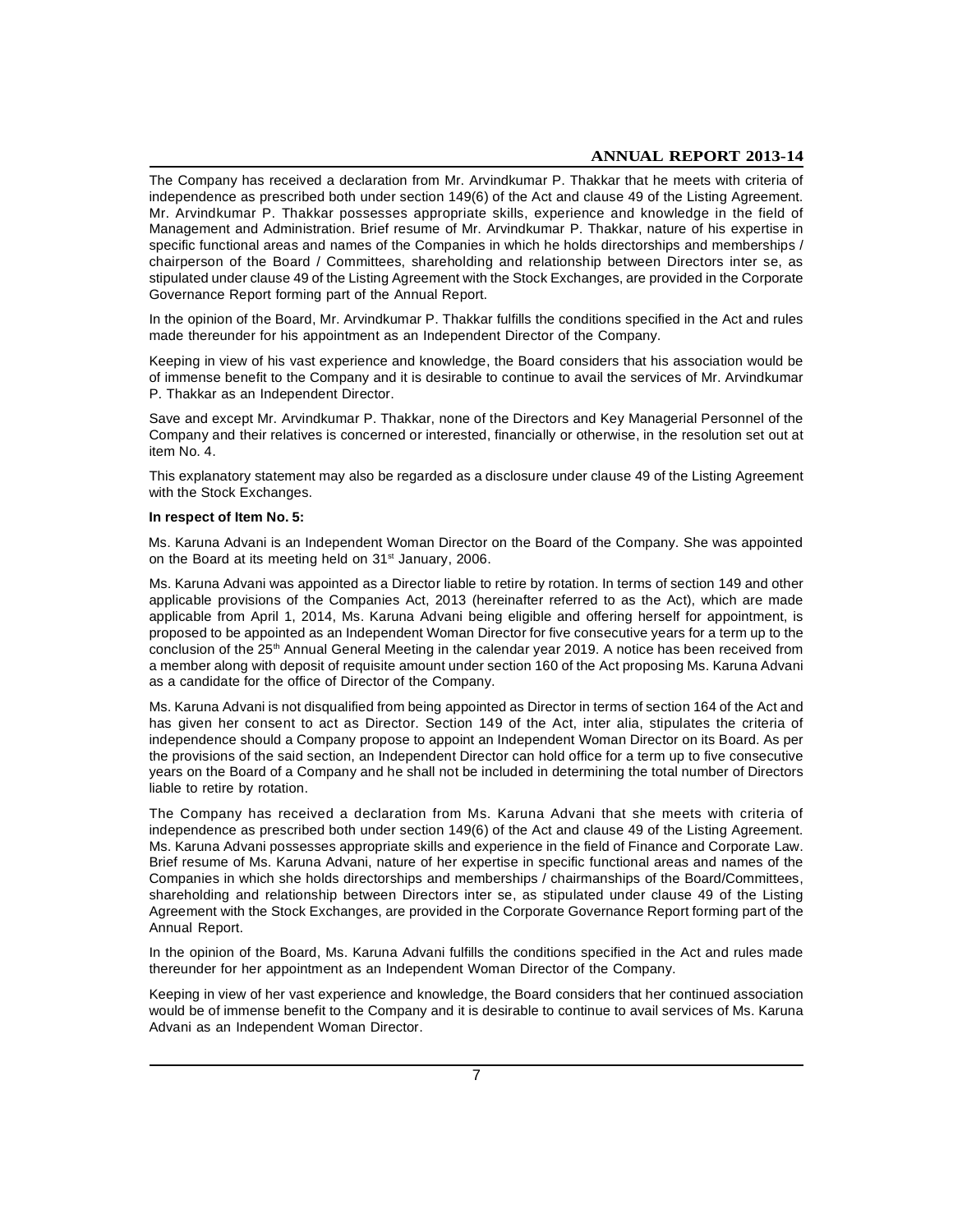The Company has received a declaration from Mr. Arvindkumar P. Thakkar that he meets with criteria of independence as prescribed both under section 149(6) of the Act and clause 49 of the Listing Agreement. Mr. Arvindkumar P. Thakkar possesses appropriate skills, experience and knowledge in the field of Management and Administration. Brief resume of Mr. Arvindkumar P. Thakkar, nature of his expertise in specific functional areas and names of the Companies in which he holds directorships and memberships / chairperson of the Board / Committees, shareholding and relationship between Directors inter se, as stipulated under clause 49 of the Listing Agreement with the Stock Exchanges, are provided in the Corporate Governance Report forming part of the Annual Report.

In the opinion of the Board, Mr. Arvindkumar P. Thakkar fulfills the conditions specified in the Act and rules made thereunder for his appointment as an Independent Director of the Company.

Keeping in view of his vast experience and knowledge, the Board considers that his association would be of immense benefit to the Company and it is desirable to continue to avail the services of Mr. Arvindkumar P. Thakkar as an Independent Director.

Save and except Mr. Arvindkumar P. Thakkar, none of the Directors and Key Managerial Personnel of the Company and their relatives is concerned or interested, financially or otherwise, in the resolution set out at item No. 4.

This explanatory statement may also be regarded as a disclosure under clause 49 of the Listing Agreement with the Stock Exchanges.

**In respect of Item No. 5:**

Ms. Karuna Advani is an Independent Woman Director on the Board of the Company. She was appointed on the Board at its meeting held on 31st January, 2006.

Ms. Karuna Advani was appointed as a Director liable to retire by rotation. In terms of section 149 and other applicable provisions of the Companies Act, 2013 (hereinafter referred to as the Act), which are made applicable from April 1, 2014, Ms. Karuna Advani being eligible and offering herself for appointment, is proposed to be appointed as an Independent Woman Director for five consecutive years for a term up to the conclusion of the 25th Annual General Meeting in the calendar year 2019. A notice has been received from a member along with deposit of requisite amount under section 160 of the Act proposing Ms. Karuna Advani as a candidate for the office of Director of the Company.

Ms. Karuna Advani is not disqualified from being appointed as Director in terms of section 164 of the Act and has given her consent to act as Director. Section 149 of the Act, inter alia, stipulates the criteria of independence should a Company propose to appoint an Independent Woman Director on its Board. As per the provisions of the said section, an Independent Director can hold office for a term up to five consecutive years on the Board of a Company and he shall not be included in determining the total number of Directors liable to retire by rotation.

The Company has received a declaration from Ms. Karuna Advani that she meets with criteria of independence as prescribed both under section 149(6) of the Act and clause 49 of the Listing Agreement. Ms. Karuna Advani possesses appropriate skills and experience in the field of Finance and Corporate Law. Brief resume of Ms. Karuna Advani, nature of her expertise in specific functional areas and names of the Companies in which she holds directorships and memberships / chairmanships of the Board/Committees, shareholding and relationship between Directors inter se, as stipulated under clause 49 of the Listing Agreement with the Stock Exchanges, are provided in the Corporate Governance Report forming part of the Annual Report.

In the opinion of the Board, Ms. Karuna Advani fulfills the conditions specified in the Act and rules made thereunder for her appointment as an Independent Woman Director of the Company.

Keeping in view of her vast experience and knowledge, the Board considers that her continued association would be of immense benefit to the Company and it is desirable to continue to avail services of Ms. Karuna Advani as an Independent Woman Director.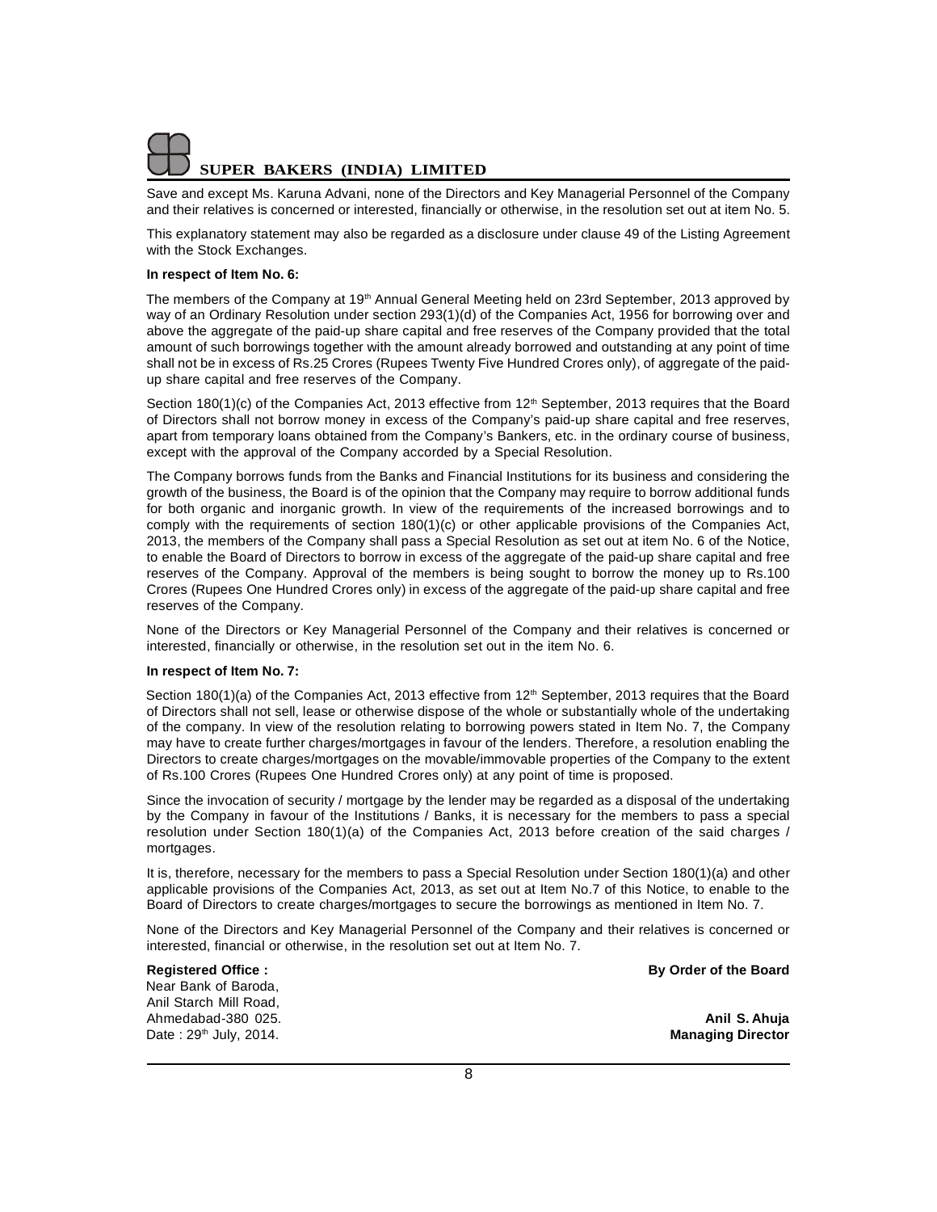Save and except Ms. Karuna Advani, none of the Directors and Key Managerial Personnel of the Company and their relatives is concerned or interested, financially or otherwise, in the resolution set out at item No. 5.

This explanatory statement may also be regarded as a disclosure under clause 49 of the Listing Agreement with the Stock Exchanges.

**In respect of Item No. 6:**

The members of the Company at 19th Annual General Meeting held on 23rd September, 2013 approved by way of an Ordinary Resolution under section 293(1)(d) of the Companies Act, 1956 for borrowing over and above the aggregate of the paid-up share capital and free reserves of the Company provided that the total amount of such borrowings together with the amount already borrowed and outstanding at any point of time shall not be in excess of Rs.25 Crores (Rupees Twenty Five Hundred Crores only), of aggregate of the paid-up share capital and free reserves of the Company.

Section 180(1)(c) of the Companies Act, 2013 effective from 12th September, 2013 requires that the Board of Directors shall not borrow money in excess of the Company's paid-up share capital and free reserves, apart from temporary loans obtained from the Company's Bankers, etc. in the ordinary course of business, except with the approval of the Company accorded by a Special Resolution.

The Company borrows funds from the Banks and Financial Institutions for its business and considering the growth of the business, the Board is of the opinion that the Company may require to borrow additional funds for both organic and inorganic growth. In view of the requirements of the increased borrowings and to comply with the requirements of section 180(1)(c) or other applicable provisions of the Companies Act, 2013, the members of the Company shall pass a Special Resolution as set out at item No. 6 of the Notice, to enable the Board of Directors to borrow in excess of the aggregate of the paid-up share capital and free reserves of the Company. Approval of the members is being sought to borrow the money up to Rs.100 Crores (Rupees One Hundred Crores only) in excess of the aggregate of the paid-up share capital and free reserves of the Company.

None of the Directors or Key Managerial Personnel of the Company and their relatives is concerned or interested, financially or otherwise, in the resolution set out in the item No. 6.

**In respect of Item No. 7:**

Section 180(1)(a) of the Companies Act, 2013 effective from 12th September, 2013 requires that the Board of Directors shall not sell, lease or otherwise dispose of the whole or substantially whole of the undertaking of the company. In view of the resolution relating to borrowing powers stated in Item No. 7, the Company may have to create further charges/mortgages in favour of the lenders. Therefore, a resolution enabling the Directors to create charges/mortgages on the movable/immovable properties of the Company to the extent of Rs.100 Crores (Rupees One Hundred Crores only) at any point of time is proposed.

Since the invocation of security / mortgage by the lender may be regarded as a disposal of the undertaking by the Company in favour of the Institutions / Banks, it is necessary for the members to pass a special resolution under Section 180(1)(a) of the Companies Act, 2013 before creation of the said charges / mortgages.

It is, therefore, necessary for the members to pass a Special Resolution under Section 180(1)(a) and other applicable provisions of the Companies Act, 2013, as set out at Item No.7 of this Notice, to enable to the Board of Directors to create charges/mortgages to secure the borrowings as mentioned in Item No. 7.

None of the Directors and Key Managerial Personnel of the Company and their relatives is concerned or interested, financial or otherwise, in the resolution set out at Item No. 7.

**Registered Office :**
Near Bank of Baroda,
Anil Starch Mill Road,
Ahmedabad-380 025.
Date : 29th July, 2014.

**By Order of the Board**

**Anil S. Ahuja**
**Managing Director**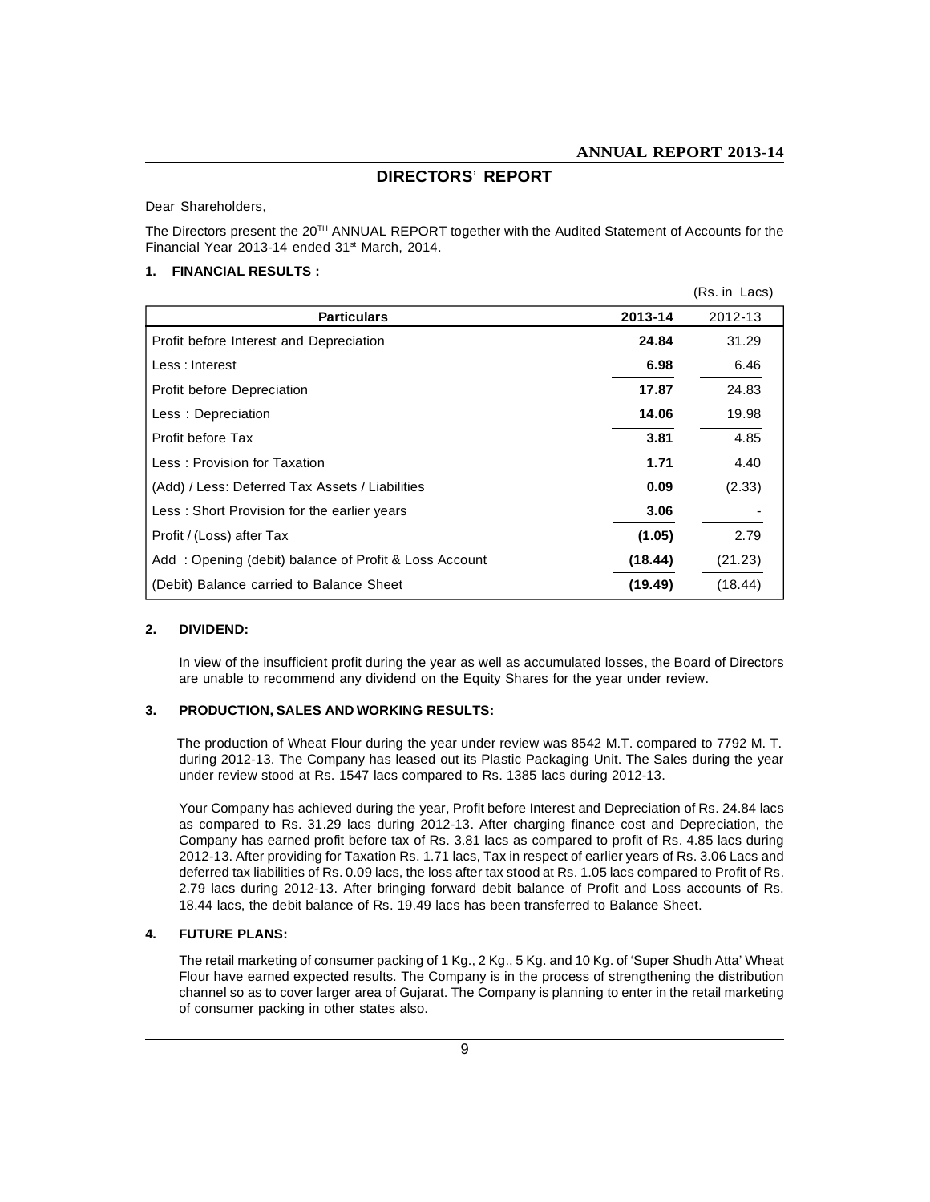# DIRECTORS' REPORT

Dear Shareholders,

The Directors present the 20TH ANNUAL REPORT together with the Audited Statement of Accounts for the Financial Year 2013-14 ended 31st March, 2014.

## 1. FINANCIAL RESULTS :

(Rs. in Lacs)

| Particulars | 2013-14 | 2012-13 |
|---|---|---|
| Profit before Interest and Depreciation | **24.84** | 31.29 |
| Less : Interest | **6.98** | 6.46 |
| Profit before Depreciation | **17.87** | 24.83 |
| Less : Depreciation | **14.06** | 19.98 |
| Profit before Tax | **3.81** | 4.85 |
| Less : Provision for Taxation | **1.71** | 4.40 |
| (Add) / Less: Deferred Tax Assets / Liabilities | **0.09** | (2.33) |
| Less : Short Provision for the earlier years | **3.06** | - |
| Profit / (Loss) after Tax | **(1.05)** | 2.79 |
| Add : Opening (debit) balance of Profit & Loss Account | **(18.44)** | (21.23) |
| (Debit) Balance carried to Balance Sheet | **(19.49)** | (18.44) |

## 2. DIVIDEND:

In view of the insufficient profit during the year as well as accumulated losses, the Board of Directors are unable to recommend any dividend on the Equity Shares for the year under review.

## 3. PRODUCTION, SALES AND WORKING RESULTS:

The production of Wheat Flour during the year under review was 8542 M.T. compared to 7792 M. T. during 2012-13. The Company has leased out its Plastic Packaging Unit. The Sales during the year under review stood at Rs. 1547 lacs compared to Rs. 1385 lacs during 2012-13.

Your Company has achieved during the year, Profit before Interest and Depreciation of Rs. 24.84 lacs as compared to Rs. 31.29 lacs during 2012-13. After charging finance cost and Depreciation, the Company has earned profit before tax of Rs. 3.81 lacs as compared to profit of Rs. 4.85 lacs during 2012-13. After providing for Taxation Rs. 1.71 lacs, Tax in respect of earlier years of Rs. 3.06 Lacs and deferred tax liabilities of Rs. 0.09 lacs, the loss after tax stood at Rs. 1.05 lacs compared to Profit of Rs. 2.79 lacs during 2012-13. After bringing forward debit balance of Profit and Loss accounts of Rs. 18.44 lacs, the debit balance of Rs. 19.49 lacs has been transferred to Balance Sheet.

## 4. FUTURE PLANS:

The retail marketing of consumer packing of 1 Kg., 2 Kg., 5 Kg. and 10 Kg. of 'Super Shudh Atta' Wheat Flour have earned expected results. The Company is in the process of strengthening the distribution channel so as to cover larger area of Gujarat. The Company is planning to enter in the retail marketing of consumer packing in other states also.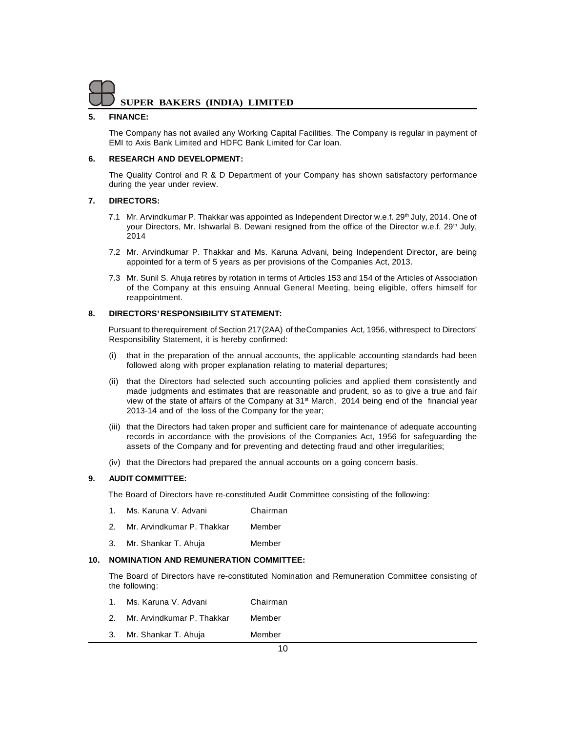## 5. FINANCE:

The Company has not availed any Working Capital Facilities. The Company is regular in payment of EMI to Axis Bank Limited and HDFC Bank Limited for Car loan.

## 6. RESEARCH AND DEVELOPMENT:

The Quality Control and R & D Department of your Company has shown satisfactory performance during the year under review.

## 7. DIRECTORS:

7.1 Mr. Arvindkumar P. Thakkar was appointed as Independent Director w.e.f. 29th July, 2014. One of your Directors, Mr. Ishwarlal B. Dewani resigned from the office of the Director w.e.f. 29th July, 2014

7.2 Mr. Arvindkumar P. Thakkar and Ms. Karuna Advani, being Independent Director, are being appointed for a term of 5 years as per provisions of the Companies Act, 2013.

7.3 Mr. Sunil S. Ahuja retires by rotation in terms of Articles 153 and 154 of the Articles of Association of the Company at this ensuing Annual General Meeting, being eligible, offers himself for reappointment.

## 8. DIRECTORS' RESPONSIBILITY STATEMENT:

Pursuant to the requirement of Section 217(2AA) of the Companies Act, 1956, with respect to Directors' Responsibility Statement, it is hereby confirmed:

(i) that in the preparation of the annual accounts, the applicable accounting standards had been followed along with proper explanation relating to material departures;

(ii) that the Directors had selected such accounting policies and applied them consistently and made judgments and estimates that are reasonable and prudent, so as to give a true and fair view of the state of affairs of the Company at 31st March, 2014 being end of the financial year 2013-14 and of the loss of the Company for the year;

(iii) that the Directors had taken proper and sufficient care for maintenance of adequate accounting records in accordance with the provisions of the Companies Act, 1956 for safeguarding the assets of the Company and for preventing and detecting fraud and other irregularities;

(iv) that the Directors had prepared the annual accounts on a going concern basis.

## 9. AUDIT COMMITTEE:

The Board of Directors have re-constituted Audit Committee consisting of the following:

| | | |
|---|---|---|
| 1. | Ms. Karuna V. Advani | Chairman |
| 2. | Mr. Arvindkumar P. Thakkar | Member |
| 3. | Mr. Shankar T. Ahuja | Member |

## 10. NOMINATION AND REMUNERATION COMMITTEE:

The Board of Directors have re-constituted Nomination and Remuneration Committee consisting of the following:

| | | |
|---|---|---|
| 1. | Ms. Karuna V. Advani | Chairman |
| 2. | Mr. Arvindkumar P. Thakkar | Member |
| 3. | Mr. Shankar T. Ahuja | Member |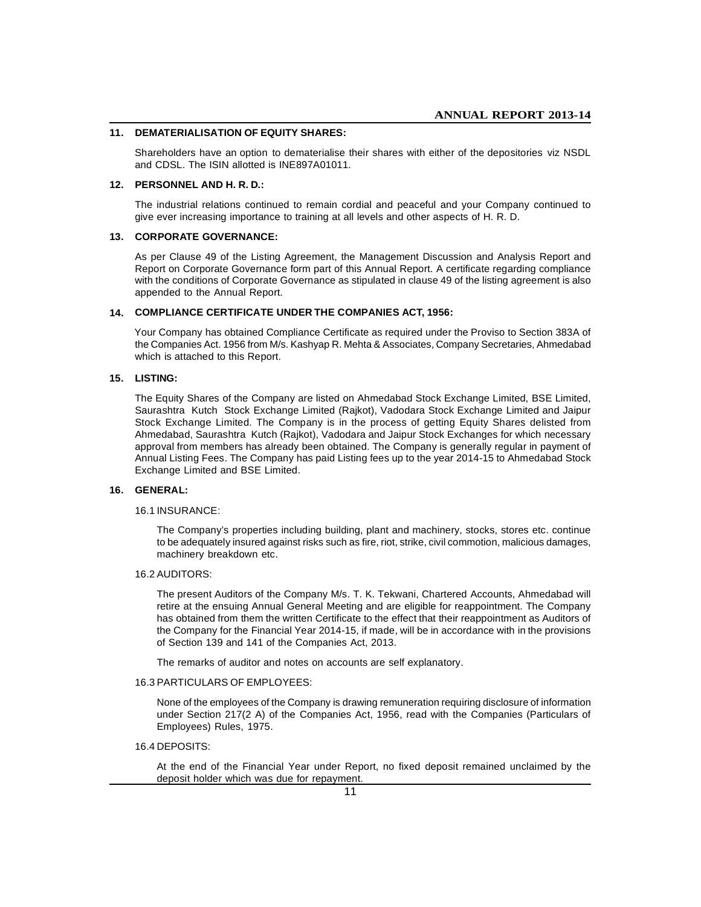## 11. DEMATERIALISATION OF EQUITY SHARES:

Shareholders have an option to dematerialise their shares with either of the depositories viz NSDL and CDSL. The ISIN allotted is INE897A01011.

## 12. PERSONNEL AND H. R. D.:

The industrial relations continued to remain cordial and peaceful and your Company continued to give ever increasing importance to training at all levels and other aspects of H. R. D.

## 13. CORPORATE GOVERNANCE:

As per Clause 49 of the Listing Agreement, the Management Discussion and Analysis Report and Report on Corporate Governance form part of this Annual Report. A certificate regarding compliance with the conditions of Corporate Governance as stipulated in clause 49 of the listing agreement is also appended to the Annual Report.

## 14. COMPLIANCE CERTIFICATE UNDER THE COMPANIES ACT, 1956:

Your Company has obtained Compliance Certificate as required under the Proviso to Section 383A of the Companies Act. 1956 from M/s. Kashyap R. Mehta & Associates, Company Secretaries, Ahmedabad which is attached to this Report.

## 15. LISTING:

The Equity Shares of the Company are listed on Ahmedabad Stock Exchange Limited, BSE Limited, Saurashtra Kutch Stock Exchange Limited (Rajkot), Vadodara Stock Exchange Limited and Jaipur Stock Exchange Limited. The Company is in the process of getting Equity Shares delisted from Ahmedabad, Saurashtra Kutch (Rajkot), Vadodara and Jaipur Stock Exchanges for which necessary approval from members has already been obtained. The Company is generally regular in payment of Annual Listing Fees. The Company has paid Listing fees up to the year 2014-15 to Ahmedabad Stock Exchange Limited and BSE Limited.

## 16. GENERAL:

### 16.1 INSURANCE:

The Company's properties including building, plant and machinery, stocks, stores etc. continue to be adequately insured against risks such as fire, riot, strike, civil commotion, malicious damages, machinery breakdown etc.

### 16.2 AUDITORS:

The present Auditors of the Company M/s. T. K. Tekwani, Chartered Accounts, Ahmedabad will retire at the ensuing Annual General Meeting and are eligible for reappointment. The Company has obtained from them the written Certificate to the effect that their reappointment as Auditors of the Company for the Financial Year 2014-15, if made, will be in accordance with in the provisions of Section 139 and 141 of the Companies Act, 2013.

The remarks of auditor and notes on accounts are self explanatory.

### 16.3 PARTICULARS OF EMPLOYEES:

None of the employees of the Company is drawing remuneration requiring disclosure of information under Section 217(2 A) of the Companies Act, 1956, read with the Companies (Particulars of Employees) Rules, 1975.

### 16.4 DEPOSITS:

At the end of the Financial Year under Report, no fixed deposit remained unclaimed by the deposit holder which was due for repayment.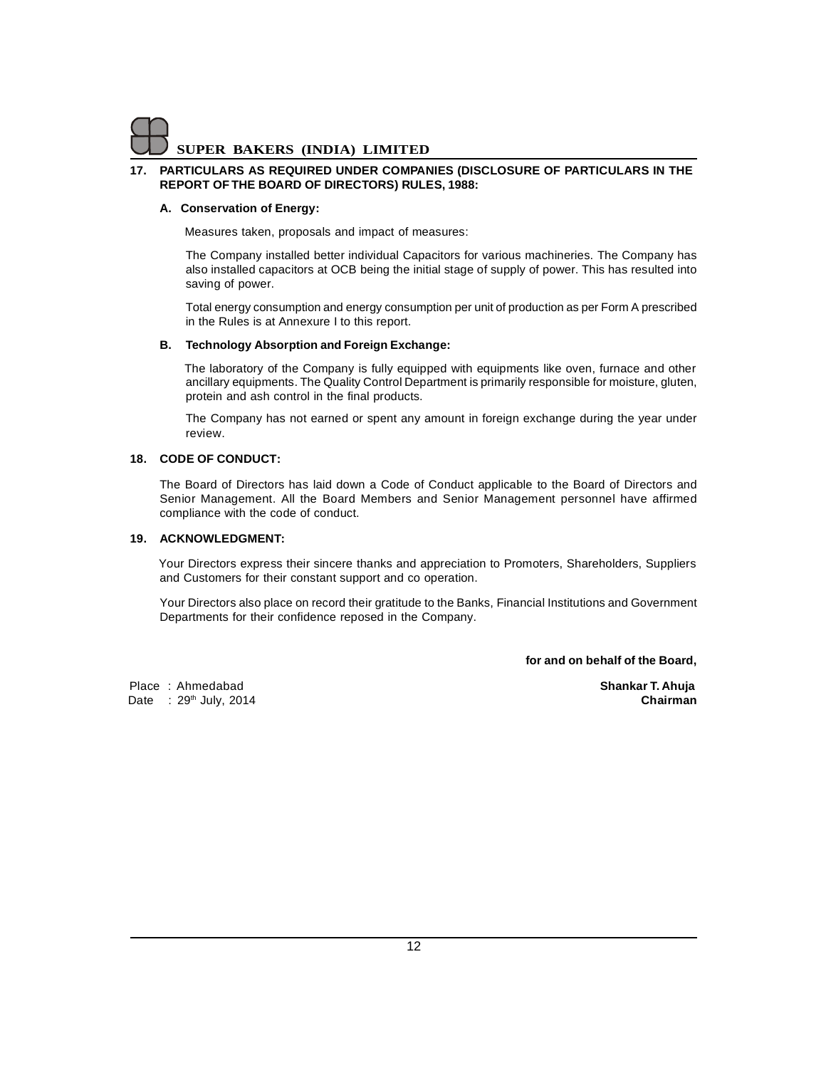**17. PARTICULARS AS REQUIRED UNDER COMPANIES (DISCLOSURE OF PARTICULARS IN THE REPORT OF THE BOARD OF DIRECTORS) RULES, 1988:**

**A. Conservation of Energy:**

Measures taken, proposals and impact of measures:

The Company installed better individual Capacitors for various machineries. The Company has also installed capacitors at OCB being the initial stage of supply of power. This has resulted into saving of power.

Total energy consumption and energy consumption per unit of production as per Form A prescribed in the Rules is at Annexure I to this report.

**B. Technology Absorption and Foreign Exchange:**

The laboratory of the Company is fully equipped with equipments like oven, furnace and other ancillary equipments. The Quality Control Department is primarily responsible for moisture, gluten, protein and ash control in the final products.

The Company has not earned or spent any amount in foreign exchange during the year under review.

**18. CODE OF CONDUCT:**

The Board of Directors has laid down a Code of Conduct applicable to the Board of Directors and Senior Management. All the Board Members and Senior Management personnel have affirmed compliance with the code of conduct.

**19. ACKNOWLEDGMENT:**

Your Directors express their sincere thanks and appreciation to Promoters, Shareholders, Suppliers and Customers for their constant support and co operation.

Your Directors also place on record their gratitude to the Banks, Financial Institutions and Government Departments for their confidence reposed in the Company.

**for and on behalf of the Board,**

Place : Ahmedabad

Date : 29th July, 2014

**Shankar T. Ahuja**
**Chairman**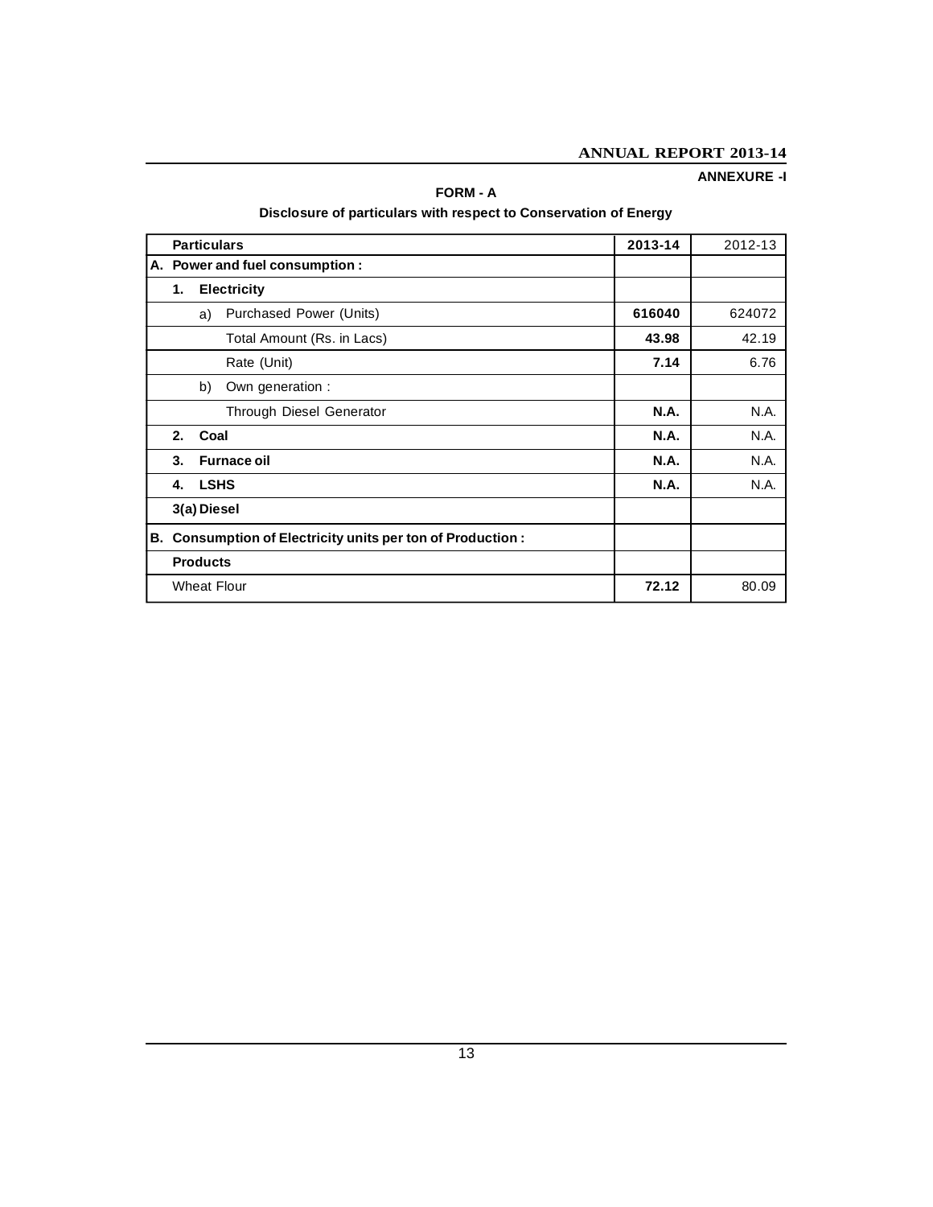ANNEXURE -I

## FORM - A

### Disclosure of particulars with respect to Conservation of Energy

| Particulars | 2013-14 | 2012-13 |
|---|---|---|
| **A. Power and fuel consumption :** | | |
| **1. Electricity** | | |
| a) Purchased Power (Units) | **616040** | 624072 |
| Total Amount (Rs. in Lacs) | **43.98** | 42.19 |
| Rate (Unit) | **7.14** | 6.76 |
| b) Own generation : | | |
| Through Diesel Generator | **N.A.** | N.A. |
| **2. Coal** | **N.A.** | N.A. |
| **3. Furnace oil** | **N.A.** | N.A. |
| **4. LSHS** | **N.A.** | N.A. |
| **3(a) Diesel** | | |
| **B. Consumption of Electricity units per ton of Production :** | | |
| **Products** | | |
| Wheat Flour | **72.12** | 80.09 |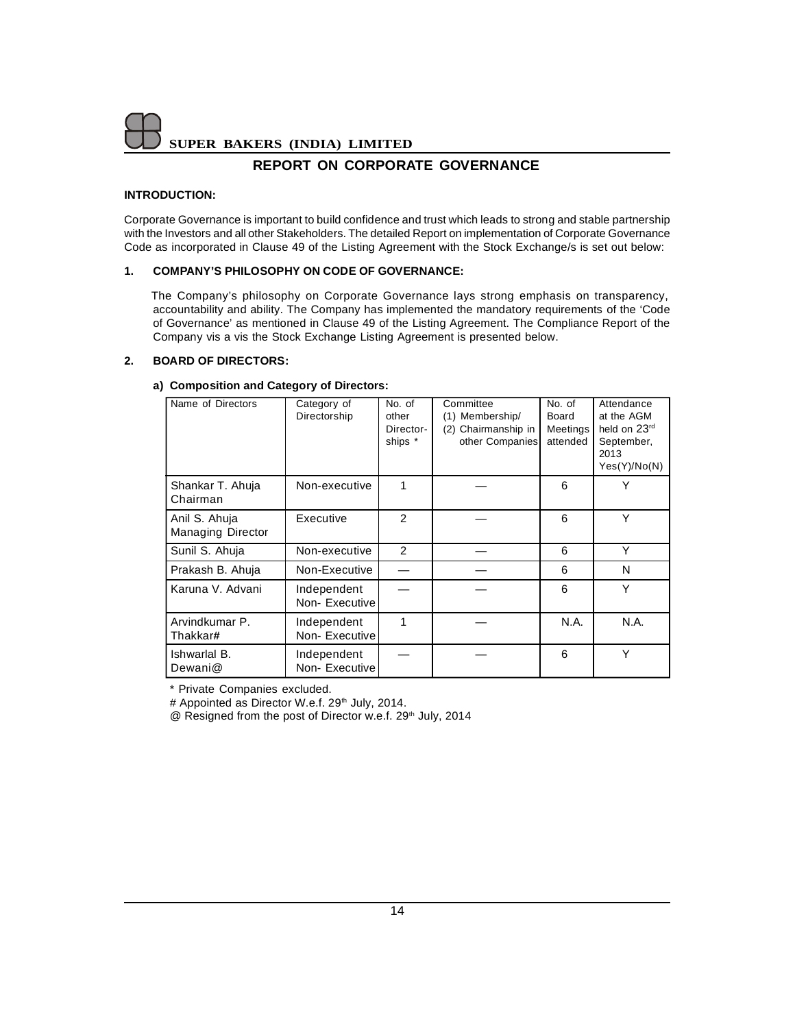## REPORT ON CORPORATE GOVERNANCE

**INTRODUCTION:**

Corporate Governance is important to build confidence and trust which leads to strong and stable partnership with the Investors and all other Stakeholders. The detailed Report on implementation of Corporate Governance Code as incorporated in Clause 49 of the Listing Agreement with the Stock Exchange/s is set out below:

**1. COMPANY'S PHILOSOPHY ON CODE OF GOVERNANCE:**

The Company's philosophy on Corporate Governance lays strong emphasis on transparency, accountability and ability. The Company has implemented the mandatory requirements of the 'Code of Governance' as mentioned in Clause 49 of the Listing Agreement. The Compliance Report of the Company vis a vis the Stock Exchange Listing Agreement is presented below.

**2. BOARD OF DIRECTORS:**

**a) Composition and Category of Directors:**

| Name of Directors | Category of Directorship | No. of other Director-ships * | Committee (1) Membership/ (2) Chairmanship in other Companies | No. of Board Meetings attended | Attendance at the AGM held on 23rd September, 2013 Yes(Y)/No(N) |
|---|---|---|---|---|---|
| Shankar T. Ahuja Chairman | Non-executive | 1 | — | 6 | Y |
| Anil S. Ahuja Managing Director | Executive | 2 | — | 6 | Y |
| Sunil S. Ahuja | Non-executive | 2 | — | 6 | Y |
| Prakash B. Ahuja | Non-Executive | — | — | 6 | N |
| Karuna V. Advani | Independent Non- Executive | — | — | 6 | Y |
| Arvindkumar P. Thakkar# | Independent Non- Executive | 1 | — | N.A. | N.A. |
| Ishwarlal B. Dewani@ | Independent Non- Executive | — | — | 6 | Y |

\* Private Companies excluded.

\# Appointed as Director W.e.f. 29th July, 2014.

@ Resigned from the post of Director w.e.f. 29th July, 2014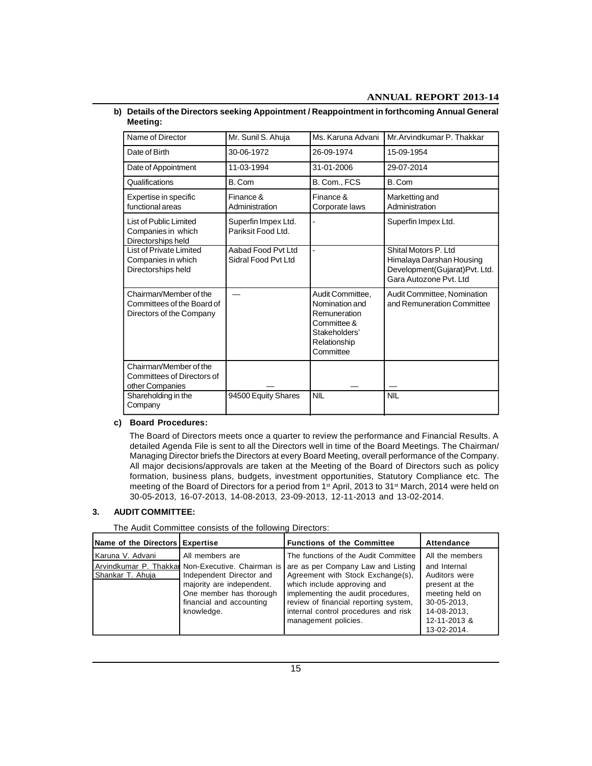**b) Details of the Directors seeking Appointment / Reappointment in forthcoming Annual General Meeting:**

| Name of Director | Mr. Sunil S. Ahuja | Ms. Karuna Advani | Mr.Arvindkumar P. Thakkar |
|---|---|---|---|
| Date of Birth | 30-06-1972 | 26-09-1974 | 15-09-1954 |
| Date of Appointment | 11-03-1994 | 31-01-2006 | 29-07-2014 |
| Qualifications | B. Com | B. Com., FCS | B. Com |
| Expertise in specific functional areas | Finance & Administration | Finance & Corporate laws | Marketting and Administration |
| List of Public Limited Companies in which Directorships held | Superfin Impex Ltd. Pariksit Food Ltd. | - | Superfin Impex Ltd. |
| List of Private Limited Companies in which Directorships held | Aabad Food Pvt Ltd Sidral Food Pvt Ltd | - | Shital Motors P. Ltd Himalaya Darshan Housing Development(Gujarat)Pvt. Ltd. Gara Autozone Pvt. Ltd |
| Chairman/Member of the Committees of the Board of Directors of the Company | — | Audit Committee, Nomination and Remuneration Committee & Stakeholders' Relationship Committee | Audit Committee, Nomination and Remuneration Committee |
| Chairman/Member of the Committees of Directors of other Companies | — | — | — |
| Shareholding in the Company | 94500 Equity Shares | NIL | NIL |

**c) Board Procedures:**

The Board of Directors meets once a quarter to review the performance and Financial Results. A detailed Agenda File is sent to all the Directors well in time of the Board Meetings. The Chairman/ Managing Director briefs the Directors at every Board Meeting, overall performance of the Company. All major decisions/approvals are taken at the Meeting of the Board of Directors such as policy formation, business plans, budgets, investment opportunities, Statutory Compliance etc. The meeting of the Board of Directors for a period from 1st April, 2013 to 31st March, 2014 were held on 30-05-2013, 16-07-2013, 14-08-2013, 23-09-2013, 12-11-2013 and 13-02-2014.

## 3. AUDIT COMMITTEE:

The Audit Committee consists of the following Directors:

| Name of the Directors | Expertise | Functions of the Committee | Attendance |
|---|---|---|---|
| Karuna V. Advani<br>Arvindkumar P. Thakkar<br>Shankar T. Ahuja | All members are Non-Executive. Chairman is Independent Director and majority are independent. One member has thorough financial and accounting knowledge. | The functions of the Audit Committee are as per Company Law and Listing Agreement with Stock Exchange(s), which include approving and implementing the audit procedures, review of financial reporting system, internal control procedures and risk management policies. | All the members and Internal Auditors were present at the meeting held on 30-05-2013, 14-08-2013, 12-11-2013 & 13-02-2014. |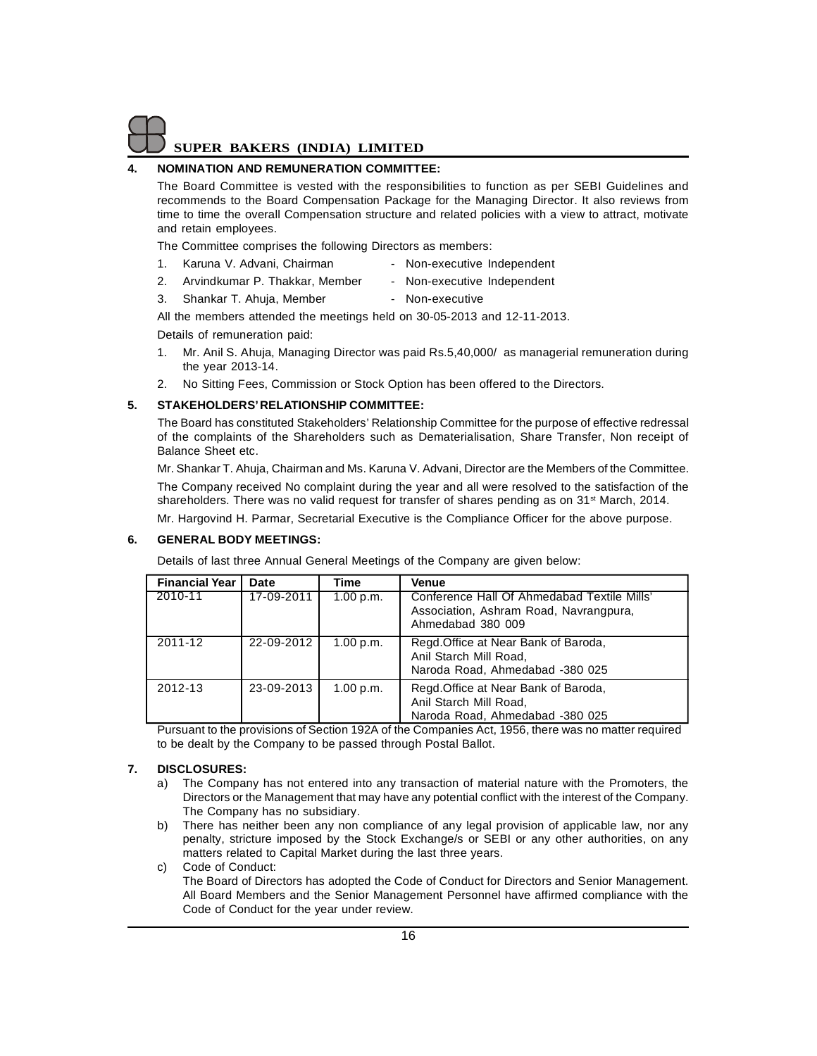## 4. NOMINATION AND REMUNERATION COMMITTEE:

The Board Committee is vested with the responsibilities to function as per SEBI Guidelines and recommends to the Board Compensation Package for the Managing Director. It also reviews from time to time the overall Compensation structure and related policies with a view to attract, motivate and retain employees.

The Committee comprises the following Directors as members:

1. Karuna V. Advani, Chairman - Non-executive Independent
2. Arvindkumar P. Thakkar, Member - Non-executive Independent
3. Shankar T. Ahuja, Member - Non-executive

All the members attended the meetings held on 30-05-2013 and 12-11-2013.

Details of remuneration paid:

1. Mr. Anil S. Ahuja, Managing Director was paid Rs.5,40,000/ as managerial remuneration during the year 2013-14.
2. No Sitting Fees, Commission or Stock Option has been offered to the Directors.

## 5. STAKEHOLDERS' RELATIONSHIP COMMITTEE:

The Board has constituted Stakeholders' Relationship Committee for the purpose of effective redressal of the complaints of the Shareholders such as Dematerialisation, Share Transfer, Non receipt of Balance Sheet etc.

Mr. Shankar T. Ahuja, Chairman and Ms. Karuna V. Advani, Director are the Members of the Committee.

The Company received No complaint during the year and all were resolved to the satisfaction of the shareholders. There was no valid request for transfer of shares pending as on 31st March, 2014.

Mr. Hargovind H. Parmar, Secretarial Executive is the Compliance Officer for the above purpose.

## 6. GENERAL BODY MEETINGS:

Details of last three Annual General Meetings of the Company are given below:

| Financial Year | Date | Time | Venue |
|---|---|---|---|
| 2010-11 | 17-09-2011 | 1.00 p.m. | Conference Hall Of Ahmedabad Textile Mills' Association, Ashram Road, Navrangpura, Ahmedabad 380 009 |
| 2011-12 | 22-09-2012 | 1.00 p.m. | Regd.Office at Near Bank of Baroda, Anil Starch Mill Road, Naroda Road, Ahmedabad -380 025 |
| 2012-13 | 23-09-2013 | 1.00 p.m. | Regd.Office at Near Bank of Baroda, Anil Starch Mill Road, Naroda Road, Ahmedabad -380 025 |

Pursuant to the provisions of Section 192A of the Companies Act, 1956, there was no matter required to be dealt by the Company to be passed through Postal Ballot.

## 7. DISCLOSURES:

a) The Company has not entered into any transaction of material nature with the Promoters, the Directors or the Management that may have any potential conflict with the interest of the Company. The Company has no subsidiary.

b) There has neither been any non compliance of any legal provision of applicable law, nor any penalty, stricture imposed by the Stock Exchange/s or SEBI or any other authorities, on any matters related to Capital Market during the last three years.

c) Code of Conduct:
The Board of Directors has adopted the Code of Conduct for Directors and Senior Management. All Board Members and the Senior Management Personnel have affirmed compliance with the Code of Conduct for the year under review.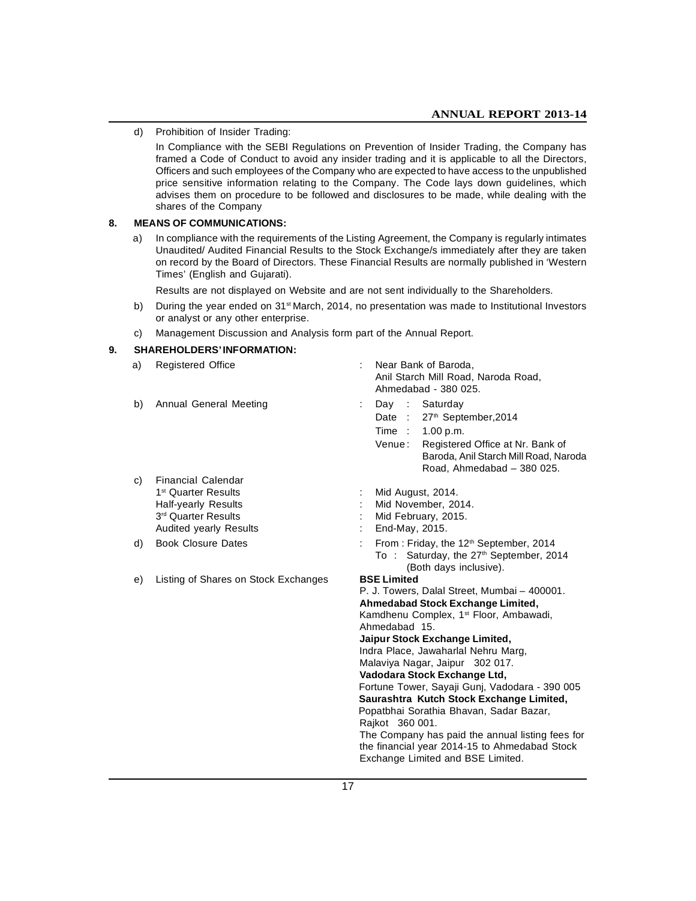d) Prohibition of Insider Trading:

In Compliance with the SEBI Regulations on Prevention of Insider Trading, the Company has framed a Code of Conduct to avoid any insider trading and it is applicable to all the Directors, Officers and such employees of the Company who are expected to have access to the unpublished price sensitive information relating to the Company. The Code lays down guidelines, which advises them on procedure to be followed and disclosures to be made, while dealing with the shares of the Company

## 8. MEANS OF COMMUNICATIONS:

a) In compliance with the requirements of the Listing Agreement, the Company is regularly intimates Unaudited/ Audited Financial Results to the Stock Exchange/s immediately after they are taken on record by the Board of Directors. These Financial Results are normally published in 'Western Times' (English and Gujarati).

Results are not displayed on Website and are not sent individually to the Shareholders.

b) During the year ended on 31st March, 2014, no presentation was made to Institutional Investors or analyst or any other enterprise.

c) Management Discussion and Analysis form part of the Annual Report.

## 9. SHAREHOLDERS' INFORMATION:

a) Registered Office : Near Bank of Baroda, Anil Starch Mill Road, Naroda Road, Ahmedabad - 380 025.

b) Annual General Meeting :
- Day : Saturday
- Date : 27th September,2014
- Time : 1.00 p.m.
- Venue : Registered Office at Nr. Bank of Baroda, Anil Starch Mill Road, Naroda Road, Ahmedabad – 380 025.

c) Financial Calendar
- 1st Quarter Results : Mid August, 2014.
- Half-yearly Results : Mid November, 2014.
- 3rd Quarter Results : Mid February, 2015.
- Audited yearly Results : End-May, 2015.

d) Book Closure Dates : From : Friday, the 12th September, 2014 To : Saturday, the 27th September, 2014 (Both days inclusive).

e) Listing of Shares on Stock Exchanges

**BSE Limited**
P. J. Towers, Dalal Street, Mumbai – 400001.

**Ahmedabad Stock Exchange Limited,**
Kamdhenu Complex, 1st Floor, Ambawadi, Ahmedabad 15.

**Jaipur Stock Exchange Limited,**
Indra Place, Jawaharlal Nehru Marg, Malaviya Nagar, Jaipur 302 017.

**Vadodara Stock Exchange Ltd,**
Fortune Tower, Sayaji Gunj, Vadodara - 390 005

**Saurashtra Kutch Stock Exchange Limited,**
Popatbhai Sorathia Bhavan, Sadar Bazar, Rajkot 360 001.

The Company has paid the annual listing fees for the financial year 2014-15 to Ahmedabad Stock Exchange Limited and BSE Limited.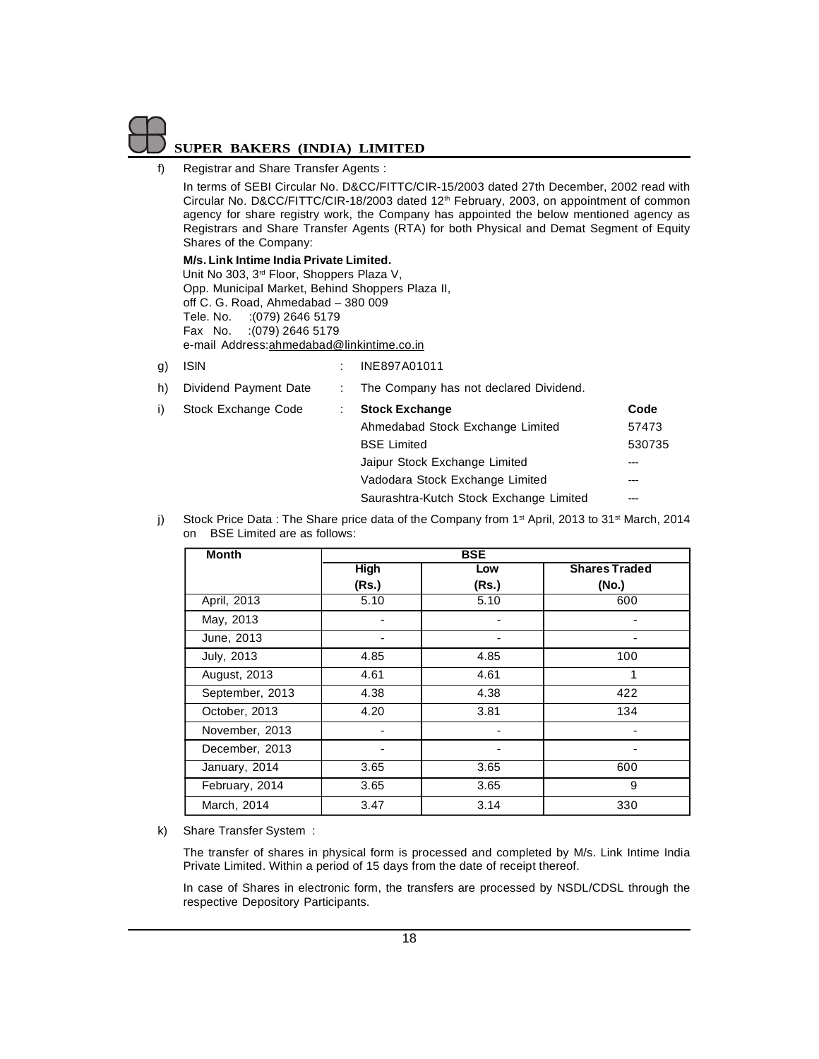f) Registrar and Share Transfer Agents :

In terms of SEBI Circular No. D&CC/FITTC/CIR-15/2003 dated 27th December, 2002 read with Circular No. D&CC/FITTC/CIR-18/2003 dated 12th February, 2003, on appointment of common agency for share registry work, the Company has appointed the below mentioned agency as Registrars and Share Transfer Agents (RTA) for both Physical and Demat Segment of Equity Shares of the Company:

**M/s. Link Intime India Private Limited.**
Unit No 303, 3rd Floor, Shoppers Plaza V,
Opp. Municipal Market, Behind Shoppers Plaza II,
off C. G. Road, Ahmedabad – 380 009
Tele. No. :(079) 2646 5179
Fax No. :(079) 2646 5179
e-mail Address:ahmedabad@linkintime.co.in

g) ISIN : INE897A01011

h) Dividend Payment Date : The Company has not declared Dividend.

i) Stock Exchange Code :

| Stock Exchange | Code |
|---|---|
| Ahmedabad Stock Exchange Limited | 57473 |
| BSE Limited | 530735 |
| Jaipur Stock Exchange Limited | --- |
| Vadodara Stock Exchange Limited | --- |
| Saurashtra-Kutch Stock Exchange Limited | --- |

j) Stock Price Data : The Share price data of the Company from 1st April, 2013 to 31st March, 2014 on BSE Limited are as follows:

| Month | BSE | | |
|---|---|---|---|
| | High (Rs.) | Low (Rs.) | Shares Traded (No.) |
| April, 2013 | 5.10 | 5.10 | 600 |
| May, 2013 | - | - | - |
| June, 2013 | - | - | - |
| July, 2013 | 4.85 | 4.85 | 100 |
| August, 2013 | 4.61 | 4.61 | 1 |
| September, 2013 | 4.38 | 4.38 | 422 |
| October, 2013 | 4.20 | 3.81 | 134 |
| November, 2013 | - | - | - |
| December, 2013 | - | - | - |
| January, 2014 | 3.65 | 3.65 | 600 |
| February, 2014 | 3.65 | 3.65 | 9 |
| March, 2014 | 3.47 | 3.14 | 330 |

k) Share Transfer System :

The transfer of shares in physical form is processed and completed by M/s. Link Intime India Private Limited. Within a period of 15 days from the date of receipt thereof.

In case of Shares in electronic form, the transfers are processed by NSDL/CDSL through the respective Depository Participants.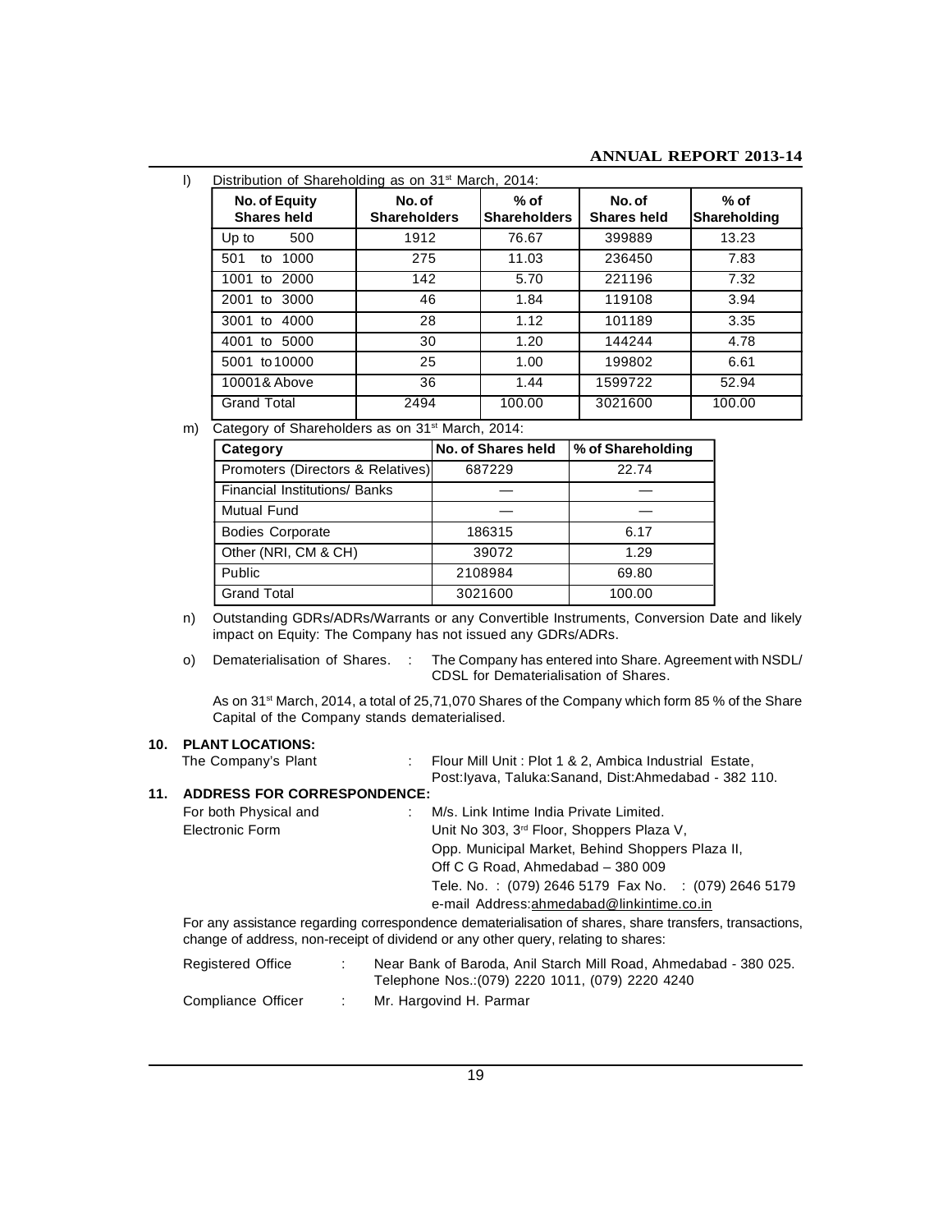l) Distribution of Shareholding as on 31st March, 2014:

| No. of Equity Shares held | No. of Shareholders | % of Shareholders | No. of Shares held | % of Shareholding |
|---|---|---|---|---|
| Up to 500 | 1912 | 76.67 | 399889 | 13.23 |
| 501 to 1000 | 275 | 11.03 | 236450 | 7.83 |
| 1001 to 2000 | 142 | 5.70 | 221196 | 7.32 |
| 2001 to 3000 | 46 | 1.84 | 119108 | 3.94 |
| 3001 to 4000 | 28 | 1.12 | 101189 | 3.35 |
| 4001 to 5000 | 30 | 1.20 | 144244 | 4.78 |
| 5001 to 10000 | 25 | 1.00 | 199802 | 6.61 |
| 10001& Above | 36 | 1.44 | 1599722 | 52.94 |
| Grand Total | 2494 | 100.00 | 3021600 | 100.00 |

m) Category of Shareholders as on 31st March, 2014:

| Category | No. of Shares held | % of Shareholding |
|---|---|---|
| Promoters (Directors & Relatives) | 687229 | 22.74 |
| Financial Institutions/ Banks | — | — |
| Mutual Fund | — | — |
| Bodies Corporate | 186315 | 6.17 |
| Other (NRI, CM & CH) | 39072 | 1.29 |
| Public | 2108984 | 69.80 |
| Grand Total | 3021600 | 100.00 |

n) Outstanding GDRs/ADRs/Warrants or any Convertible Instruments, Conversion Date and likely impact on Equity: The Company has not issued any GDRs/ADRs.

o) Dematerialisation of Shares. : The Company has entered into Share. Agreement with NSDL/ CDSL for Dematerialisation of Shares.

As on 31st March, 2014, a total of 25,71,070 Shares of the Company which form 85 % of the Share Capital of the Company stands dematerialised.

**10. PLANT LOCATIONS:**

The Company's Plant : Flour Mill Unit : Plot 1 & 2, Ambica Industrial Estate, Post:Iyava, Taluka:Sanand, Dist:Ahmedabad - 382 110.

**11. ADDRESS FOR CORRESPONDENCE:**

For both Physical and Electronic Form : M/s. Link Intime India Private Limited.
Unit No 303, 3rd Floor, Shoppers Plaza V,
Opp. Municipal Market, Behind Shoppers Plaza II,
Off C G Road, Ahmedabad – 380 009
Tele. No. : (079) 2646 5179 Fax No. : (079) 2646 5179
e-mail Address:ahmedabad@linkintime.co.in

For any assistance regarding correspondence dematerialisation of shares, share transfers, transactions, change of address, non-receipt of dividend or any other query, relating to shares:

Registered Office : Near Bank of Baroda, Anil Starch Mill Road, Ahmedabad - 380 025.
Telephone Nos.:(079) 2220 1011, (079) 2220 4240

Compliance Officer : Mr. Hargovind H. Parmar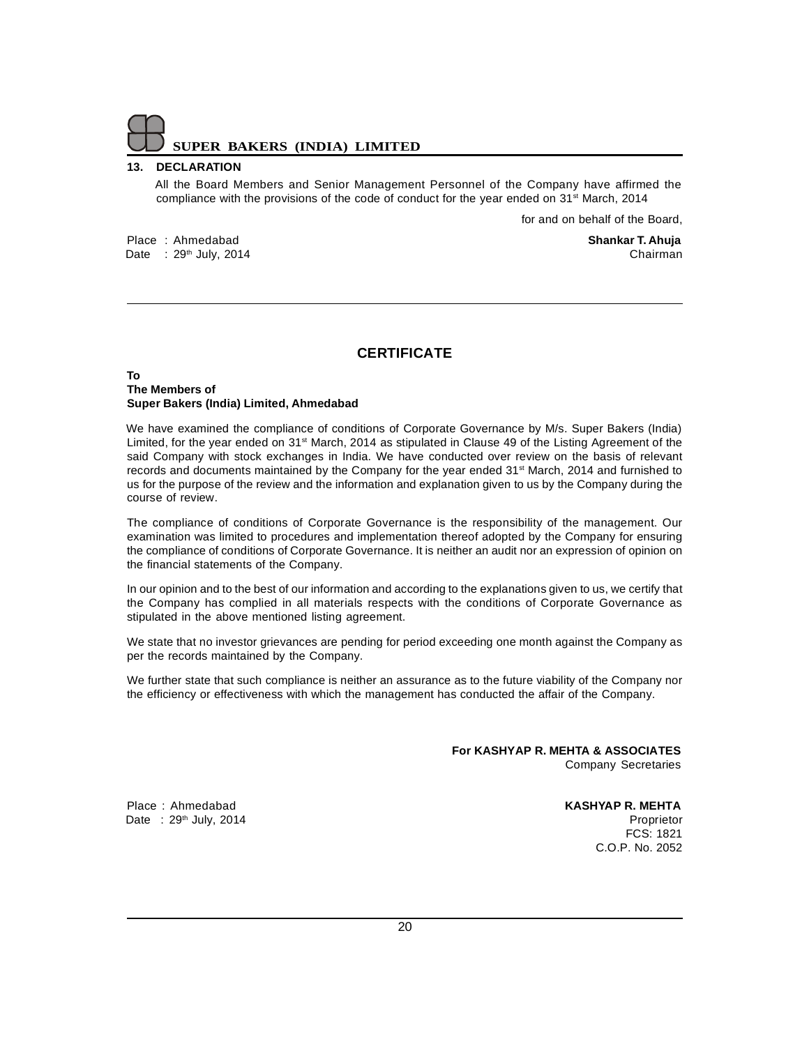### 13. DECLARATION

All the Board Members and Senior Management Personnel of the Company have affirmed the compliance with the provisions of the code of conduct for the year ended on 31st March, 2014

for and on behalf of the Board,

Place : Ahmedabad
Date : 29th July, 2014

**Shankar T. Ahuja**
Chairman

---

## CERTIFICATE

**To**
**The Members of**
**Super Bakers (India) Limited, Ahmedabad**

We have examined the compliance of conditions of Corporate Governance by M/s. Super Bakers (India) Limited, for the year ended on 31st March, 2014 as stipulated in Clause 49 of the Listing Agreement of the said Company with stock exchanges in India. We have conducted over review on the basis of relevant records and documents maintained by the Company for the year ended 31st March, 2014 and furnished to us for the purpose of the review and the information and explanation given to us by the Company during the course of review.

The compliance of conditions of Corporate Governance is the responsibility of the management. Our examination was limited to procedures and implementation thereof adopted by the Company for ensuring the compliance of conditions of Corporate Governance. It is neither an audit nor an expression of opinion on the financial statements of the Company.

In our opinion and to the best of our information and according to the explanations given to us, we certify that the Company has complied in all materials respects with the conditions of Corporate Governance as stipulated in the above mentioned listing agreement.

We state that no investor grievances are pending for period exceeding one month against the Company as per the records maintained by the Company.

We further state that such compliance is neither an assurance as to the future viability of the Company nor the efficiency or effectiveness with which the management has conducted the affair of the Company.

**For KASHYAP R. MEHTA & ASSOCIATES**
Company Secretaries

Place : Ahmedabad
Date : 29th July, 2014

**KASHYAP R. MEHTA**
Proprietor
FCS: 1821
C.O.P. No. 2052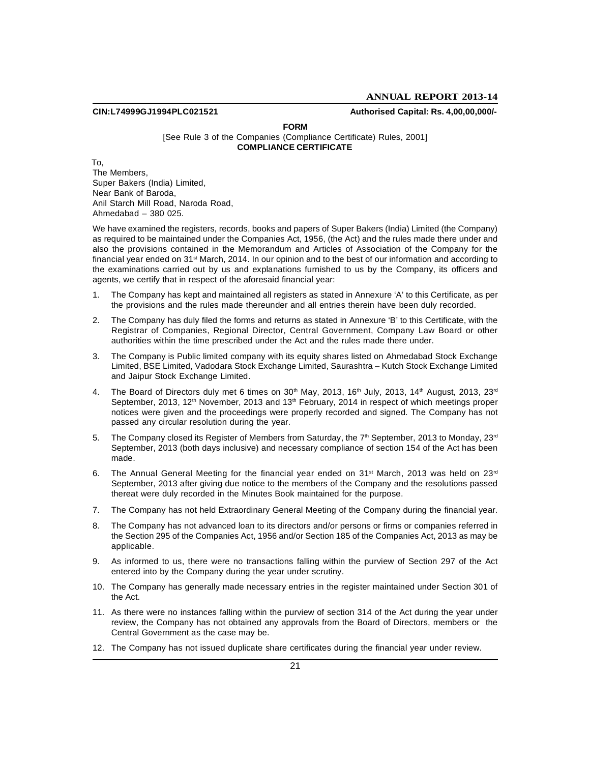CIN:L74999GJ1994PLC021521 **Authorised Capital: Rs. 4,00,00,000/-**

**FORM**

[See Rule 3 of the Companies (Compliance Certificate) Rules, 2001]

**COMPLIANCE CERTIFICATE**

To,
The Members,
Super Bakers (India) Limited,
Near Bank of Baroda,
Anil Starch Mill Road, Naroda Road,
Ahmedabad – 380 025.

We have examined the registers, records, books and papers of Super Bakers (India) Limited (the Company) as required to be maintained under the Companies Act, 1956, (the Act) and the rules made there under and also the provisions contained in the Memorandum and Articles of Association of the Company for the financial year ended on 31st March, 2014. In our opinion and to the best of our information and according to the examinations carried out by us and explanations furnished to us by the Company, its officers and agents, we certify that in respect of the aforesaid financial year:

1. The Company has kept and maintained all registers as stated in Annexure 'A' to this Certificate, as per the provisions and the rules made thereunder and all entries therein have been duly recorded.
2. The Company has duly filed the forms and returns as stated in Annexure 'B' to this Certificate, with the Registrar of Companies, Regional Director, Central Government, Company Law Board or other authorities within the time prescribed under the Act and the rules made there under.
3. The Company is Public limited company with its equity shares listed on Ahmedabad Stock Exchange Limited, BSE Limited, Vadodara Stock Exchange Limited, Saurashtra – Kutch Stock Exchange Limited and Jaipur Stock Exchange Limited.
4. The Board of Directors duly met 6 times on 30th May, 2013, 16th July, 2013, 14th August, 2013, 23rd September, 2013, 12th November, 2013 and 13th February, 2014 in respect of which meetings proper notices were given and the proceedings were properly recorded and signed. The Company has not passed any circular resolution during the year.
5. The Company closed its Register of Members from Saturday, the 7th September, 2013 to Monday, 23rd September, 2013 (both days inclusive) and necessary compliance of section 154 of the Act has been made.
6. The Annual General Meeting for the financial year ended on 31st March, 2013 was held on 23rd September, 2013 after giving due notice to the members of the Company and the resolutions passed thereat were duly recorded in the Minutes Book maintained for the purpose.
7. The Company has not held Extraordinary General Meeting of the Company during the financial year.
8. The Company has not advanced loan to its directors and/or persons or firms or companies referred in the Section 295 of the Companies Act, 1956 and/or Section 185 of the Companies Act, 2013 as may be applicable.
9. As informed to us, there were no transactions falling within the purview of Section 297 of the Act entered into by the Company during the year under scrutiny.
10. The Company has generally made necessary entries in the register maintained under Section 301 of the Act.
11. As there were no instances falling within the purview of section 314 of the Act during the year under review, the Company has not obtained any approvals from the Board of Directors, members or the Central Government as the case may be.
12. The Company has not issued duplicate share certificates during the financial year under review.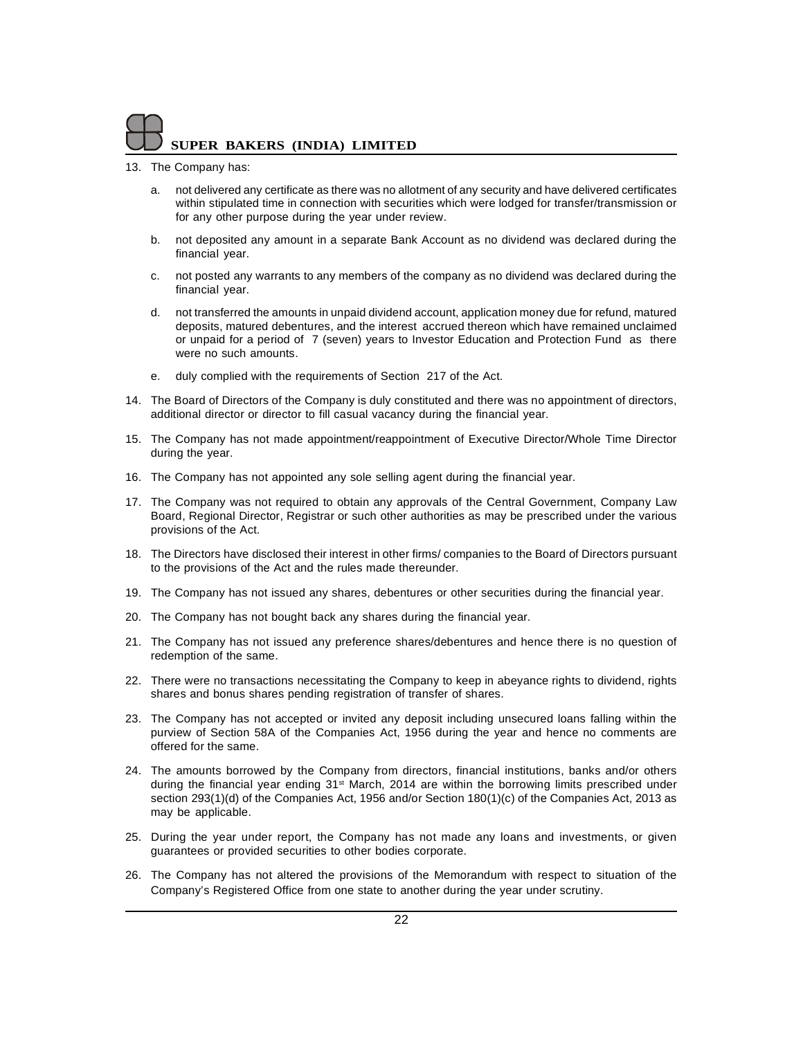13. The Company has:

    a. not delivered any certificate as there was no allotment of any security and have delivered certificates within stipulated time in connection with securities which were lodged for transfer/transmission or for any other purpose during the year under review.

    b. not deposited any amount in a separate Bank Account as no dividend was declared during the financial year.

    c. not posted any warrants to any members of the company as no dividend was declared during the financial year.

    d. not transferred the amounts in unpaid dividend account, application money due for refund, matured deposits, matured debentures, and the interest accrued thereon which have remained unclaimed or unpaid for a period of 7 (seven) years to Investor Education and Protection Fund as there were no such amounts.

    e. duly complied with the requirements of Section 217 of the Act.

14. The Board of Directors of the Company is duly constituted and there was no appointment of directors, additional director or director to fill casual vacancy during the financial year.

15. The Company has not made appointment/reappointment of Executive Director/Whole Time Director during the year.

16. The Company has not appointed any sole selling agent during the financial year.

17. The Company was not required to obtain any approvals of the Central Government, Company Law Board, Regional Director, Registrar or such other authorities as may be prescribed under the various provisions of the Act.

18. The Directors have disclosed their interest in other firms/ companies to the Board of Directors pursuant to the provisions of the Act and the rules made thereunder.

19. The Company has not issued any shares, debentures or other securities during the financial year.

20. The Company has not bought back any shares during the financial year.

21. The Company has not issued any preference shares/debentures and hence there is no question of redemption of the same.

22. There were no transactions necessitating the Company to keep in abeyance rights to dividend, rights shares and bonus shares pending registration of transfer of shares.

23. The Company has not accepted or invited any deposit including unsecured loans falling within the purview of Section 58A of the Companies Act, 1956 during the year and hence no comments are offered for the same.

24. The amounts borrowed by the Company from directors, financial institutions, banks and/or others during the financial year ending 31st March, 2014 are within the borrowing limits prescribed under section 293(1)(d) of the Companies Act, 1956 and/or Section 180(1)(c) of the Companies Act, 2013 as may be applicable.

25. During the year under report, the Company has not made any loans and investments, or given guarantees or provided securities to other bodies corporate.

26. The Company has not altered the provisions of the Memorandum with respect to situation of the Company's Registered Office from one state to another during the year under scrutiny.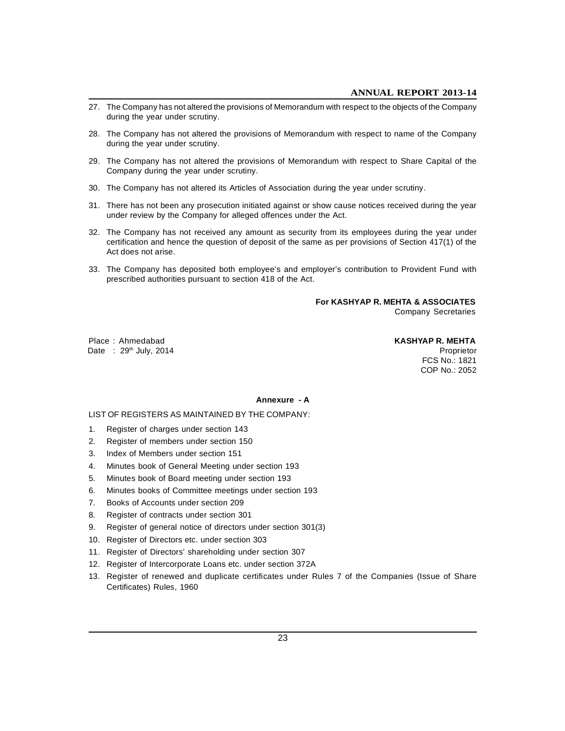27. The Company has not altered the provisions of Memorandum with respect to the objects of the Company during the year under scrutiny.

28. The Company has not altered the provisions of Memorandum with respect to name of the Company during the year under scrutiny.

29. The Company has not altered the provisions of Memorandum with respect to Share Capital of the Company during the year under scrutiny.

30. The Company has not altered its Articles of Association during the year under scrutiny.

31. There has not been any prosecution initiated against or show cause notices received during the year under review by the Company for alleged offences under the Act.

32. The Company has not received any amount as security from its employees during the year under certification and hence the question of deposit of the same as per provisions of Section 417(1) of the Act does not arise.

33. The Company has deposited both employee's and employer's contribution to Provident Fund with prescribed authorities pursuant to section 418 of the Act.

**For KASHYAP R. MEHTA & ASSOCIATES**
Company Secretaries

Place : Ahmedabad
Date : 29th July, 2014

**KASHYAP R. MEHTA**
Proprietor
FCS No.: 1821
COP No.: 2052

## Annexure - A

LIST OF REGISTERS AS MAINTAINED BY THE COMPANY:

1. Register of charges under section 143
2. Register of members under section 150
3. Index of Members under section 151
4. Minutes book of General Meeting under section 193
5. Minutes book of Board meeting under section 193
6. Minutes books of Committee meetings under section 193
7. Books of Accounts under section 209
8. Register of contracts under section 301
9. Register of general notice of directors under section 301(3)
10. Register of Directors etc. under section 303
11. Register of Directors' shareholding under section 307
12. Register of Intercorporate Loans etc. under section 372A
13. Register of renewed and duplicate certificates under Rules 7 of the Companies (Issue of Share Certificates) Rules, 1960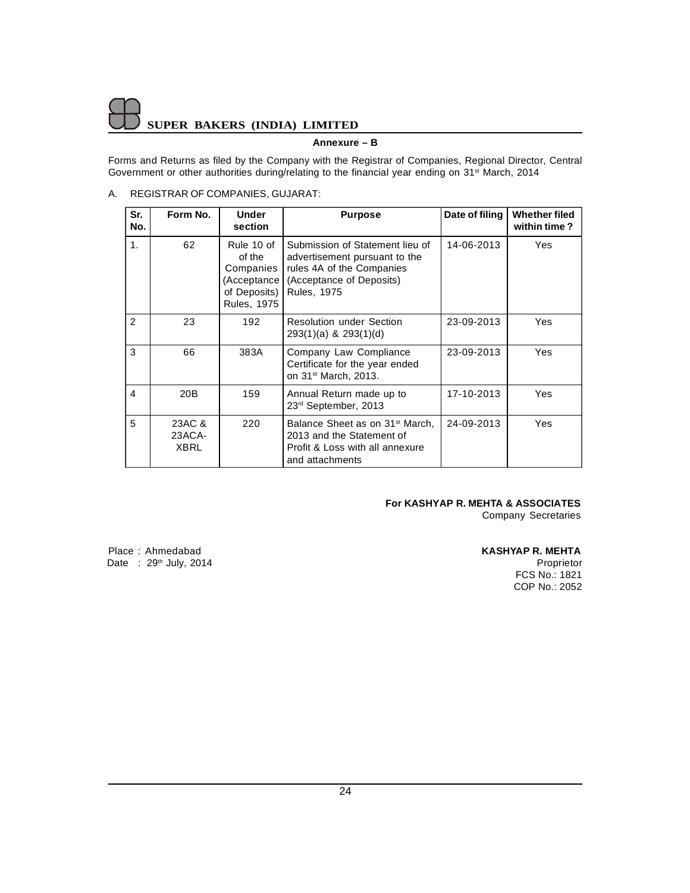## Annexure – B

Forms and Returns as filed by the Company with the Registrar of Companies, Regional Director, Central Government or other authorities during/relating to the financial year ending on 31st March, 2014

A. REGISTRAR OF COMPANIES, GUJARAT:

| Sr. No. | Form No. | Under section | Purpose | Date of filing | Whether filed within time ? |
|---|---|---|---|---|---|
| 1. | 62 | Rule 10 of of the Companies (Acceptance of Deposits) Rules, 1975 | Submission of Statement lieu of advertisement pursuant to the rules 4A of the Companies (Acceptance of Deposits) Rules, 1975 | 14-06-2013 | Yes |
| 2 | 23 | 192 | Resolution under Section 293(1)(a) & 293(1)(d) | 23-09-2013 | Yes |
| 3 | 66 | 383A | Company Law Compliance Certificate for the year ended on 31st March, 2013. | 23-09-2013 | Yes |
| 4 | 20B | 159 | Annual Return made up to 23rd September, 2013 | 17-10-2013 | Yes |
| 5 | 23AC & 23ACA-XBRL | 220 | Balance Sheet as on 31st March, 2013 and the Statement of Profit & Loss with all annexure and attachments | 24-09-2013 | Yes |

**For KASHYAP R. MEHTA & ASSOCIATES**
Company Secretaries

Place : Ahmedabad
Date : 29th July, 2014

**KASHYAP R. MEHTA**
Proprietor
FCS No.: 1821
COP No.: 2052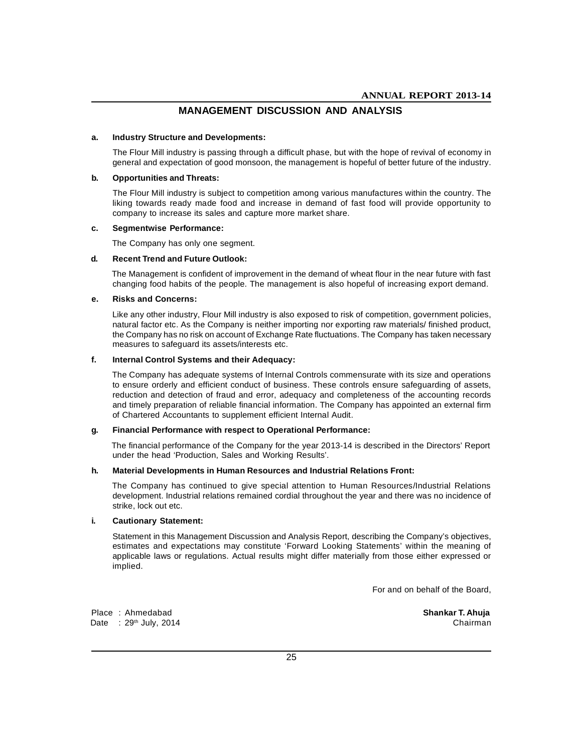# MANAGEMENT DISCUSSION AND ANALYSIS

**a. Industry Structure and Developments:**

The Flour Mill industry is passing through a difficult phase, but with the hope of revival of economy in general and expectation of good monsoon, the management is hopeful of better future of the industry.

**b. Opportunities and Threats:**

The Flour Mill industry is subject to competition among various manufactures within the country. The liking towards ready made food and increase in demand of fast food will provide opportunity to company to increase its sales and capture more market share.

**c. Segmentwise Performance:**

The Company has only one segment.

**d. Recent Trend and Future Outlook:**

The Management is confident of improvement in the demand of wheat flour in the near future with fast changing food habits of the people. The management is also hopeful of increasing export demand.

**e. Risks and Concerns:**

Like any other industry, Flour Mill industry is also exposed to risk of competition, government policies, natural factor etc. As the Company is neither importing nor exporting raw materials/ finished product, the Company has no risk on account of Exchange Rate fluctuations. The Company has taken necessary measures to safeguard its assets/interests etc.

**f. Internal Control Systems and their Adequacy:**

The Company has adequate systems of Internal Controls commensurate with its size and operations to ensure orderly and efficient conduct of business. These controls ensure safeguarding of assets, reduction and detection of fraud and error, adequacy and completeness of the accounting records and timely preparation of reliable financial information. The Company has appointed an external firm of Chartered Accountants to supplement efficient Internal Audit.

**g. Financial Performance with respect to Operational Performance:**

The financial performance of the Company for the year 2013-14 is described in the Directors' Report under the head 'Production, Sales and Working Results'.

**h. Material Developments in Human Resources and Industrial Relations Front:**

The Company has continued to give special attention to Human Resources/Industrial Relations development. Industrial relations remained cordial throughout the year and there was no incidence of strike, lock out etc.

**i. Cautionary Statement:**

Statement in this Management Discussion and Analysis Report, describing the Company's objectives, estimates and expectations may constitute 'Forward Looking Statements' within the meaning of applicable laws or regulations. Actual results might differ materially from those either expressed or implied.

For and on behalf of the Board,

Place : Ahmedabad
Date : 29th July, 2014

**Shankar T. Ahuja**
Chairman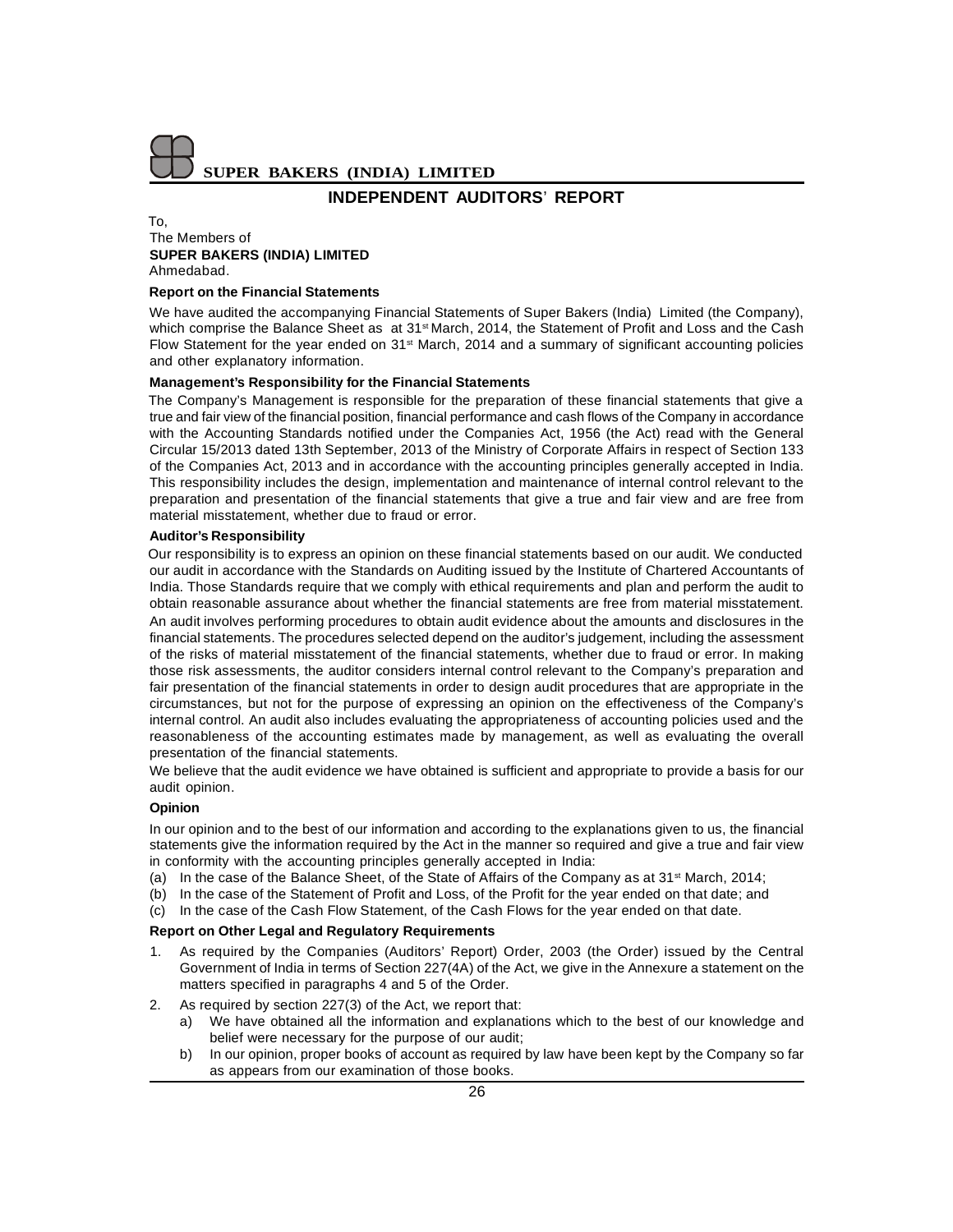# INDEPENDENT AUDITORS' REPORT

To,
The Members of
**SUPER BAKERS (INDIA) LIMITED**
Ahmedabad.

**Report on the Financial Statements**

We have audited the accompanying Financial Statements of Super Bakers (India) Limited (the Company), which comprise the Balance Sheet as at 31st March, 2014, the Statement of Profit and Loss and the Cash Flow Statement for the year ended on 31st March, 2014 and a summary of significant accounting policies and other explanatory information.

**Management's Responsibility for the Financial Statements**

The Company's Management is responsible for the preparation of these financial statements that give a true and fair view of the financial position, financial performance and cash flows of the Company in accordance with the Accounting Standards notified under the Companies Act, 1956 (the Act) read with the General Circular 15/2013 dated 13th September, 2013 of the Ministry of Corporate Affairs in respect of Section 133 of the Companies Act, 2013 and in accordance with the accounting principles generally accepted in India. This responsibility includes the design, implementation and maintenance of internal control relevant to the preparation and presentation of the financial statements that give a true and fair view and are free from material misstatement, whether due to fraud or error.

**Auditor's Responsibility**

Our responsibility is to express an opinion on these financial statements based on our audit. We conducted our audit in accordance with the Standards on Auditing issued by the Institute of Chartered Accountants of India. Those Standards require that we comply with ethical requirements and plan and perform the audit to obtain reasonable assurance about whether the financial statements are free from material misstatement.

An audit involves performing procedures to obtain audit evidence about the amounts and disclosures in the financial statements. The procedures selected depend on the auditor's judgement, including the assessment of the risks of material misstatement of the financial statements, whether due to fraud or error. In making those risk assessments, the auditor considers internal control relevant to the Company's preparation and fair presentation of the financial statements in order to design audit procedures that are appropriate in the circumstances, but not for the purpose of expressing an opinion on the effectiveness of the Company's internal control. An audit also includes evaluating the appropriateness of accounting policies used and the reasonableness of the accounting estimates made by management, as well as evaluating the overall presentation of the financial statements.

We believe that the audit evidence we have obtained is sufficient and appropriate to provide a basis for our audit opinion.

**Opinion**

In our opinion and to the best of our information and according to the explanations given to us, the financial statements give the information required by the Act in the manner so required and give a true and fair view in conformity with the accounting principles generally accepted in India:

(a) In the case of the Balance Sheet, of the State of Affairs of the Company as at 31st March, 2014;

(b) In the case of the Statement of Profit and Loss, of the Profit for the year ended on that date; and

(c) In the case of the Cash Flow Statement, of the Cash Flows for the year ended on that date.

**Report on Other Legal and Regulatory Requirements**

1. As required by the Companies (Auditors' Report) Order, 2003 (the Order) issued by the Central Government of India in terms of Section 227(4A) of the Act, we give in the Annexure a statement on the matters specified in paragraphs 4 and 5 of the Order.
2. As required by section 227(3) of the Act, we report that:
   a) We have obtained all the information and explanations which to the best of our knowledge and belief were necessary for the purpose of our audit;
   b) In our opinion, proper books of account as required by law have been kept by the Company so far as appears from our examination of those books.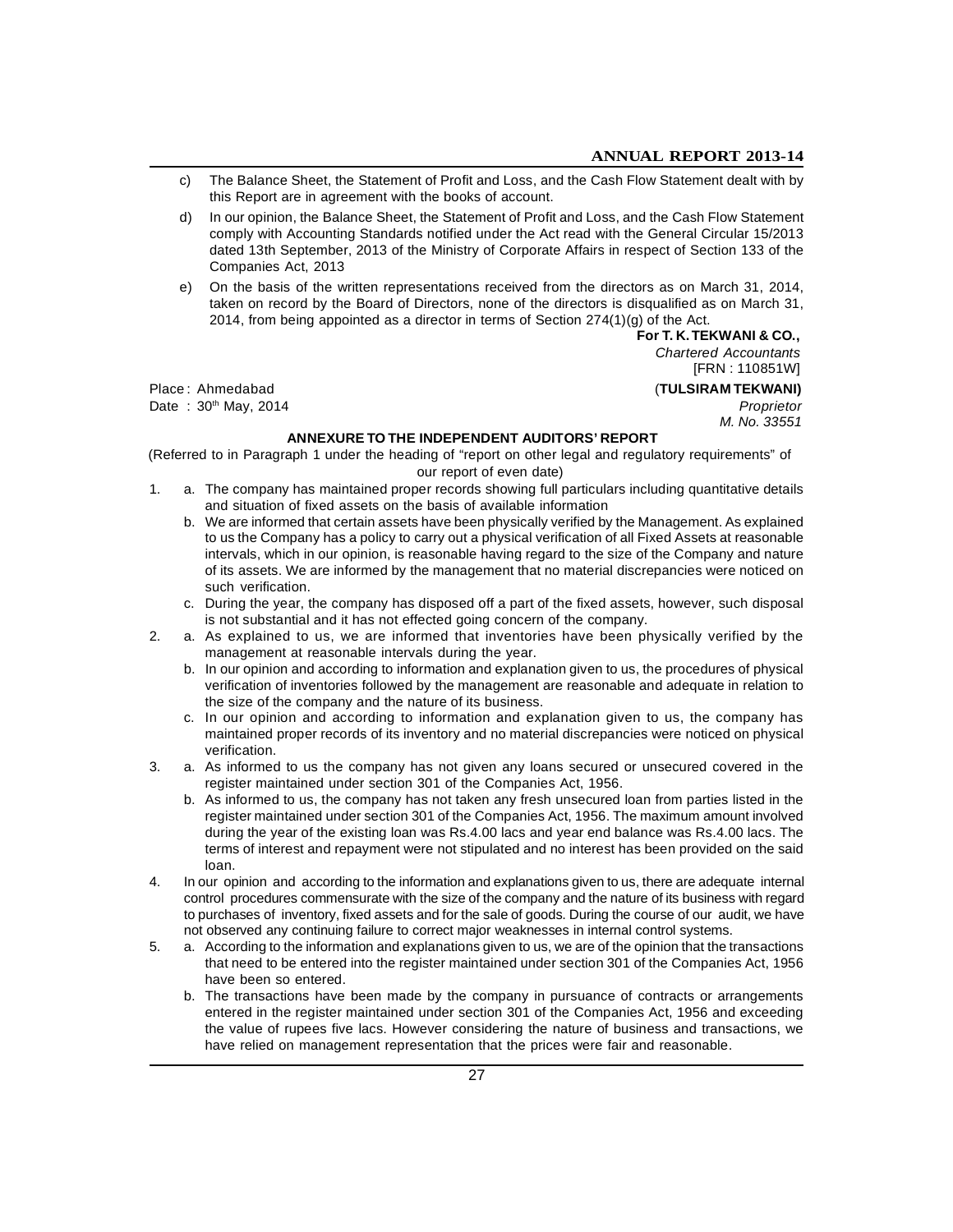c) The Balance Sheet, the Statement of Profit and Loss, and the Cash Flow Statement dealt with by this Report are in agreement with the books of account.

d) In our opinion, the Balance Sheet, the Statement of Profit and Loss, and the Cash Flow Statement comply with Accounting Standards notified under the Act read with the General Circular 15/2013 dated 13th September, 2013 of the Ministry of Corporate Affairs in respect of Section 133 of the Companies Act, 2013

e) On the basis of the written representations received from the directors as on March 31, 2014, taken on record by the Board of Directors, none of the directors is disqualified as on March 31, 2014, from being appointed as a director in terms of Section 274(1)(g) of the Act.

**For T. K. TEKWANI & CO.,**
*Chartered Accountants*
[FRN : 110851W]

Place : Ahmedabad
Date : 30th May, 2014

(**TULSIRAM TEKWANI)**
*Proprietor*
*M. No. 33551*

### ANNEXURE TO THE INDEPENDENT AUDITORS' REPORT

(Referred to in Paragraph 1 under the heading of "report on other legal and regulatory requirements" of our report of even date)

1. a. The company has maintained proper records showing full particulars including quantitative details and situation of fixed assets on the basis of available information
   b. We are informed that certain assets have been physically verified by the Management. As explained to us the Company has a policy to carry out a physical verification of all Fixed Assets at reasonable intervals, which in our opinion, is reasonable having regard to the size of the Company and nature of its assets. We are informed by the management that no material discrepancies were noticed on such verification.
   c. During the year, the company has disposed off a part of the fixed assets, however, such disposal is not substantial and it has not effected going concern of the company.
2. a. As explained to us, we are informed that inventories have been physically verified by the management at reasonable intervals during the year.
   b. In our opinion and according to information and explanation given to us, the procedures of physical verification of inventories followed by the management are reasonable and adequate in relation to the size of the company and the nature of its business.
   c. In our opinion and according to information and explanation given to us, the company has maintained proper records of its inventory and no material discrepancies were noticed on physical verification.
3. a. As informed to us the company has not given any loans secured or unsecured covered in the register maintained under section 301 of the Companies Act, 1956.
   b. As informed to us, the company has not taken any fresh unsecured loan from parties listed in the register maintained under section 301 of the Companies Act, 1956. The maximum amount involved during the year of the existing loan was Rs.4.00 lacs and year end balance was Rs.4.00 lacs. The terms of interest and repayment were not stipulated and no interest has been provided on the said loan.
4. In our opinion and according to the information and explanations given to us, there are adequate internal control procedures commensurate with the size of the company and the nature of its business with regard to purchases of inventory, fixed assets and for the sale of goods. During the course of our audit, we have not observed any continuing failure to correct major weaknesses in internal control systems.
5. a. According to the information and explanations given to us, we are of the opinion that the transactions that need to be entered into the register maintained under section 301 of the Companies Act, 1956 have been so entered.
   b. The transactions have been made by the company in pursuance of contracts or arrangements entered in the register maintained under section 301 of the Companies Act, 1956 and exceeding the value of rupees five lacs. However considering the nature of business and transactions, we have relied on management representation that the prices were fair and reasonable.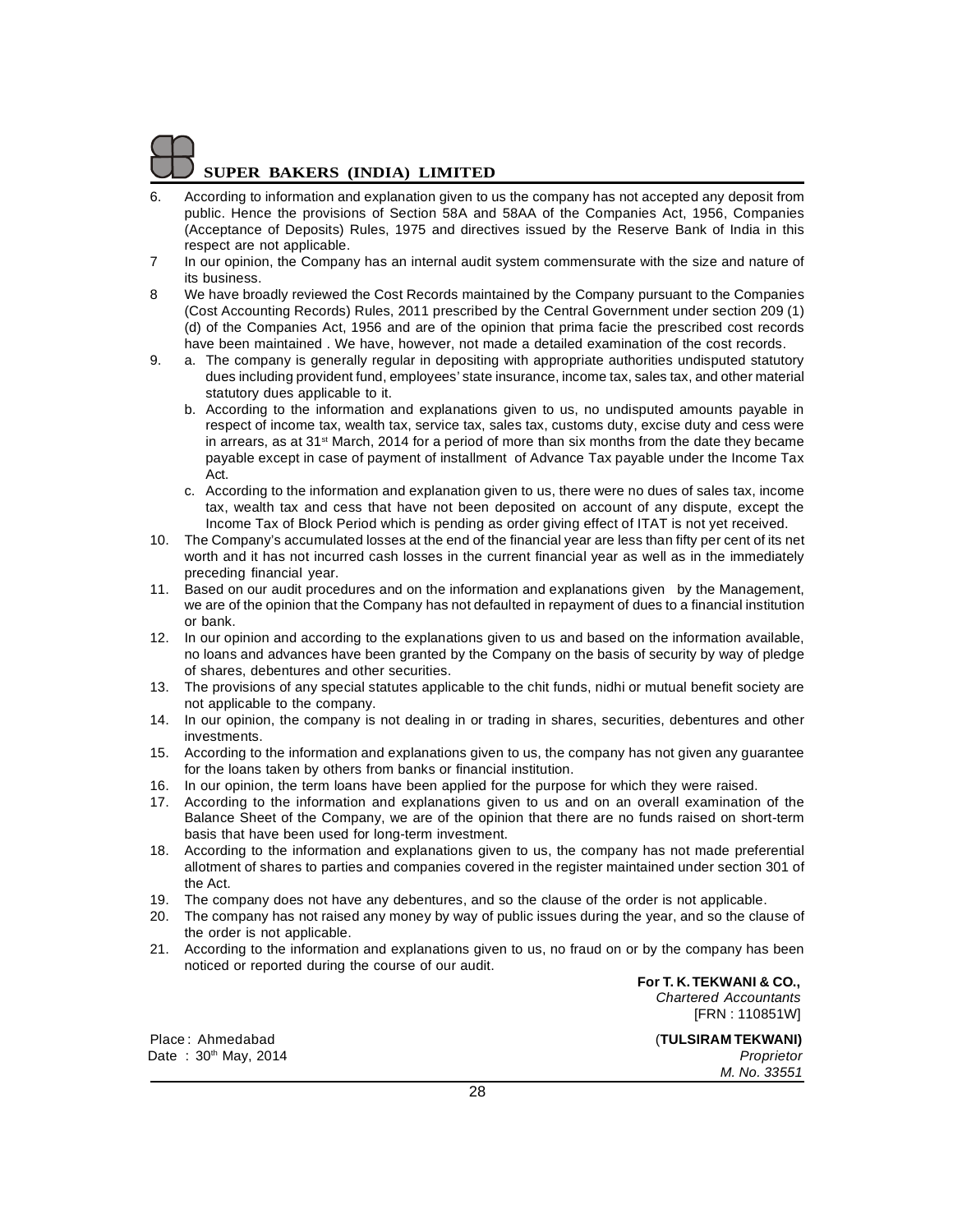6. According to information and explanation given to us the company has not accepted any deposit from public. Hence the provisions of Section 58A and 58AA of the Companies Act, 1956, Companies (Acceptance of Deposits) Rules, 1975 and directives issued by the Reserve Bank of India in this respect are not applicable.
7 In our opinion, the Company has an internal audit system commensurate with the size and nature of its business.
8 We have broadly reviewed the Cost Records maintained by the Company pursuant to the Companies (Cost Accounting Records) Rules, 2011 prescribed by the Central Government under section 209 (1) (d) of the Companies Act, 1956 and are of the opinion that prima facie the prescribed cost records have been maintained . We have, however, not made a detailed examination of the cost records.
9. a. The company is generally regular in depositing with appropriate authorities undisputed statutory dues including provident fund, employees' state insurance, income tax, sales tax, and other material statutory dues applicable to it.
   b. According to the information and explanations given to us, no undisputed amounts payable in respect of income tax, wealth tax, service tax, sales tax, customs duty, excise duty and cess were in arrears, as at 31st March, 2014 for a period of more than six months from the date they became payable except in case of payment of installment of Advance Tax payable under the Income Tax Act.
   c. According to the information and explanation given to us, there were no dues of sales tax, income tax, wealth tax and cess that have not been deposited on account of any dispute, except the Income Tax of Block Period which is pending as order giving effect of ITAT is not yet received.
10. The Company's accumulated losses at the end of the financial year are less than fifty per cent of its net worth and it has not incurred cash losses in the current financial year as well as in the immediately preceding financial year.
11. Based on our audit procedures and on the information and explanations given by the Management, we are of the opinion that the Company has not defaulted in repayment of dues to a financial institution or bank.
12. In our opinion and according to the explanations given to us and based on the information available, no loans and advances have been granted by the Company on the basis of security by way of pledge of shares, debentures and other securities.
13. The provisions of any special statutes applicable to the chit funds, nidhi or mutual benefit society are not applicable to the company.
14. In our opinion, the company is not dealing in or trading in shares, securities, debentures and other investments.
15. According to the information and explanations given to us, the company has not given any guarantee for the loans taken by others from banks or financial institution.
16. In our opinion, the term loans have been applied for the purpose for which they were raised.
17. According to the information and explanations given to us and on an overall examination of the Balance Sheet of the Company, we are of the opinion that there are no funds raised on short-term basis that have been used for long-term investment.
18. According to the information and explanations given to us, the company has not made preferential allotment of shares to parties and companies covered in the register maintained under section 301 of the Act.
19. The company does not have any debentures, and so the clause of the order is not applicable.
20. The company has not raised any money by way of public issues during the year, and so the clause of the order is not applicable.
21. According to the information and explanations given to us, no fraud on or by the company has been noticed or reported during the course of our audit.

**For T. K. TEKWANI & CO.,**
*Chartered Accountants*
[FRN : 110851W]

Place : Ahmedabad
Date : 30th May, 2014

(**TULSIRAM TEKWANI)**
*Proprietor*
*M. No. 33551*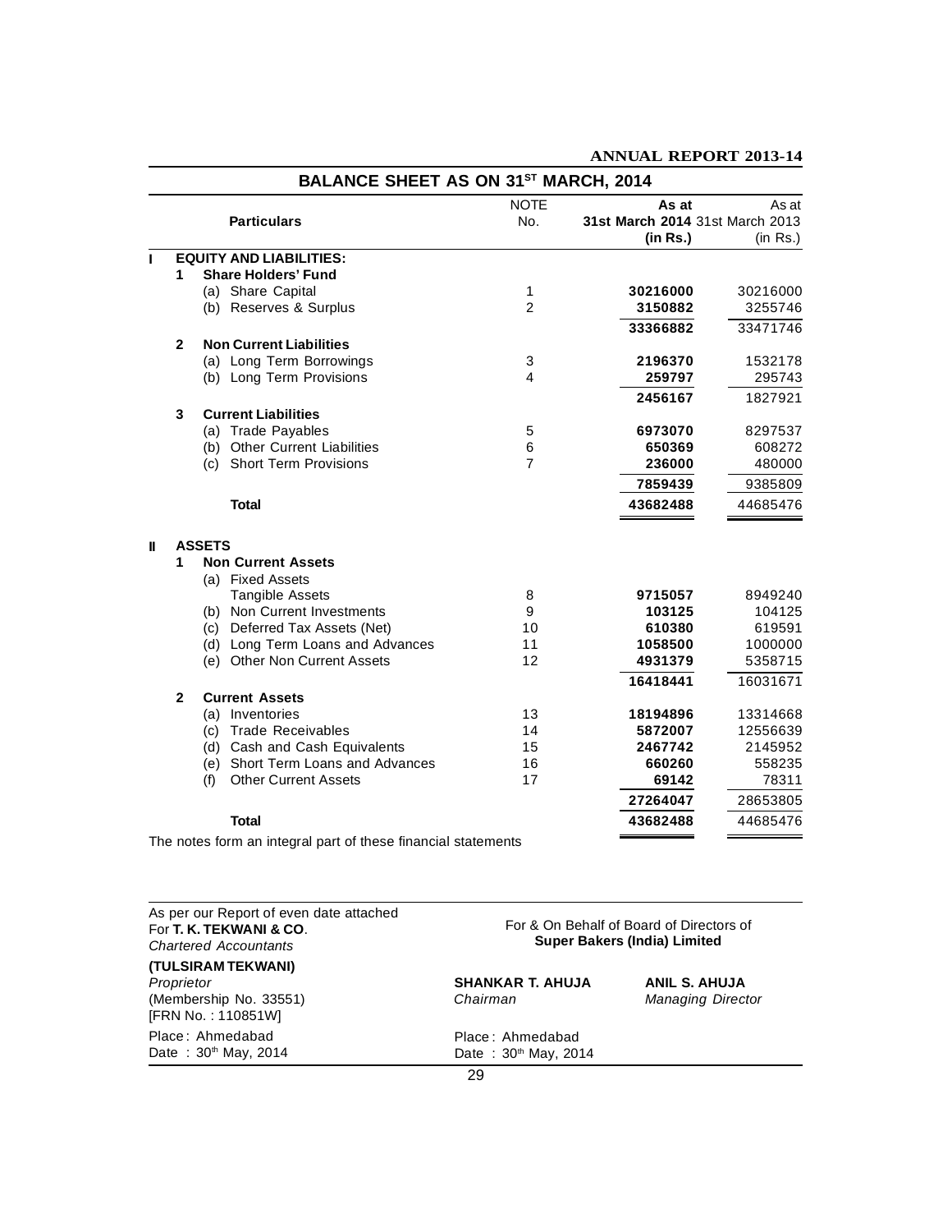# BALANCE SHEET AS ON 31[ST] MARCH, 2014

| | | Particulars | NOTE No. | As at 31st March 2014 (in Rs.) | As at 31st March 2013 (in Rs.) |
|---|---|---|---|---|---|
| **I** | | **EQUITY AND LIABILITIES:** | | | |
| | **1** | **Share Holders' Fund** | | | |
| | | (a) Share Capital | 1 | **30216000** | 30216000 |
| | | (b) Reserves & Surplus | 2 | **3150882** | 3255746 |
| | | | | **33366882** | 33471746 |
| | **2** | **Non Current Liabilities** | | | |
| | | (a) Long Term Borrowings | 3 | **2196370** | 1532178 |
| | | (b) Long Term Provisions | 4 | **259797** | 295743 |
| | | | | **2456167** | 1827921 |
| | **3** | **Current Liabilities** | | | |
| | | (a) Trade Payables | 5 | **6973070** | 8297537 |
| | | (b) Other Current Liabilities | 6 | **650369** | 608272 |
| | | (c) Short Term Provisions | 7 | **236000** | 480000 |
| | | | | **7859439** | 9385809 |
| | | **Total** | | **43682488** | 44685476 |
| **II** | | **ASSETS** | | | |
| | **1** | **Non Current Assets** | | | |
| | | (a) Fixed Assets | | | |
| | | Tangible Assets | 8 | **9715057** | 8949240 |
| | | (b) Non Current Investments | 9 | **103125** | 104125 |
| | | (c) Deferred Tax Assets (Net) | 10 | **610380** | 619591 |
| | | (d) Long Term Loans and Advances | 11 | **1058500** | 1000000 |
| | | (e) Other Non Current Assets | 12 | **4931379** | 5358715 |
| | | | | **16418441** | 16031671 |
| | **2** | **Current Assets** | | | |
| | | (a) Inventories | 13 | **18194896** | 13314668 |
| | | (c) Trade Receivables | 14 | **5872007** | 12556639 |
| | | (d) Cash and Cash Equivalents | 15 | **2467742** | 2145952 |
| | | (e) Short Term Loans and Advances | 16 | **660260** | 558235 |
| | | (f) Other Current Assets | 17 | **69142** | 78311 |
| | | | | **27264047** | 28653805 |
| | | **Total** | | **43682488** | 44685476 |

The notes form an integral part of these financial statements

As per our Report of even date attached
For **T. K. TEKWANI & CO**.
*Chartered Accountants*

**(TULSIRAM TEKWANI)**
*Proprietor*
(Membership No. 33551)
[FRN No. : 110851W]

Place : Ahmedabad
Date : 30th May, 2014

For & On Behalf of Board of Directors of
**Super Bakers (India) Limited**

**SHANKAR T. AHUJA**
*Chairman*

**ANIL S. AHUJA**
*Managing Director*

Place : Ahmedabad
Date : 30th May, 2014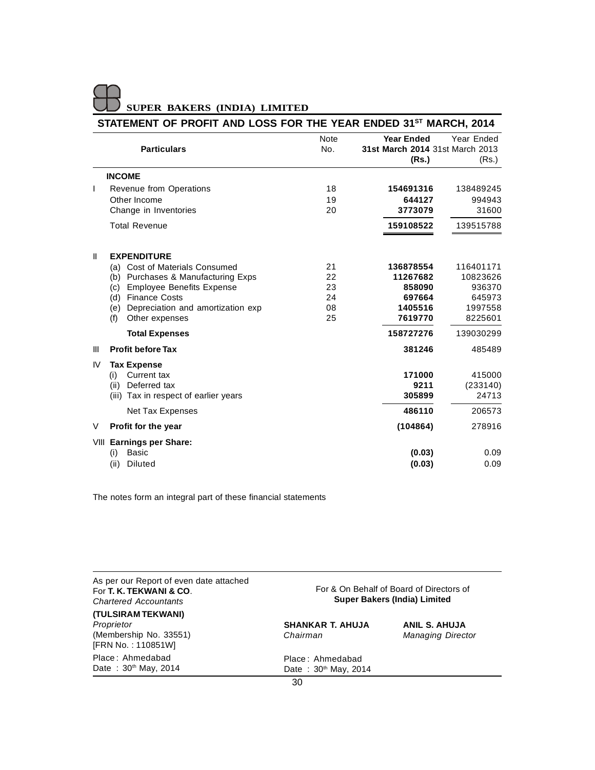**SUPER BAKERS (INDIA) LIMITED**

## STATEMENT OF PROFIT AND LOSS FOR THE YEAR ENDED 31ST MARCH, 2014

| | Particulars | Note No. | Year Ended 31st March 2014 (Rs.) | Year Ended 31st March 2013 (Rs.) |
|---|---|---|---|---|
| | **INCOME** | | | |
| I | Revenue from Operations | 18 | **154691316** | 138489245 |
| | Other Income | 19 | **644127** | 994943 |
| | Change in Inventories | 20 | **3773079** | 31600 |
| | Total Revenue | | **159108522** | 139515788 |
| II | **EXPENDITURE** | | | |
| | (a) Cost of Materials Consumed | 21 | **136878554** | 116401171 |
| | (b) Purchases & Manufacturing Exps | 22 | **11267682** | 10823626 |
| | (c) Employee Benefits Expense | 23 | **858090** | 936370 |
| | (d) Finance Costs | 24 | **697664** | 645973 |
| | (e) Depreciation and amortization exp | 08 | **1405516** | 1997558 |
| | (f) Other expenses | 25 | **7619770** | 8225601 |
| | **Total Expenses** | | **158727276** | 139030299 |
| III | **Profit before Tax** | | **381246** | 485489 |
| IV | **Tax Expense** | | | |
| | (i) Current tax | | **171000** | 415000 |
| | (ii) Deferred tax | | **9211** | (233140) |
| | (iii) Tax in respect of earlier years | | **305899** | 24713 |
| | Net Tax Expenses | | **486110** | 206573 |
| V | **Profit for the year** | | **(104864)** | 278916 |
| VIII | **Earnings per Share:** | | | |
| | (i) Basic | | **(0.03)** | 0.09 |
| | (ii) Diluted | | **(0.03)** | 0.09 |

The notes form an integral part of these financial statements

As per our Report of even date attached
For **T. K. TEKWANI & CO**.
*Chartered Accountants*

**(TULSIRAM TEKWANI)**
*Proprietor*
(Membership No. 33551)
[FRN No. : 110851W]

Place : Ahmedabad
Date : 30th May, 2014

For & On Behalf of Board of Directors of
**Super Bakers (India) Limited**

**SHANKAR T. AHUJA**
*Chairman*

**ANIL S. AHUJA**
*Managing Director*

Place : Ahmedabad
Date : 30th May, 2014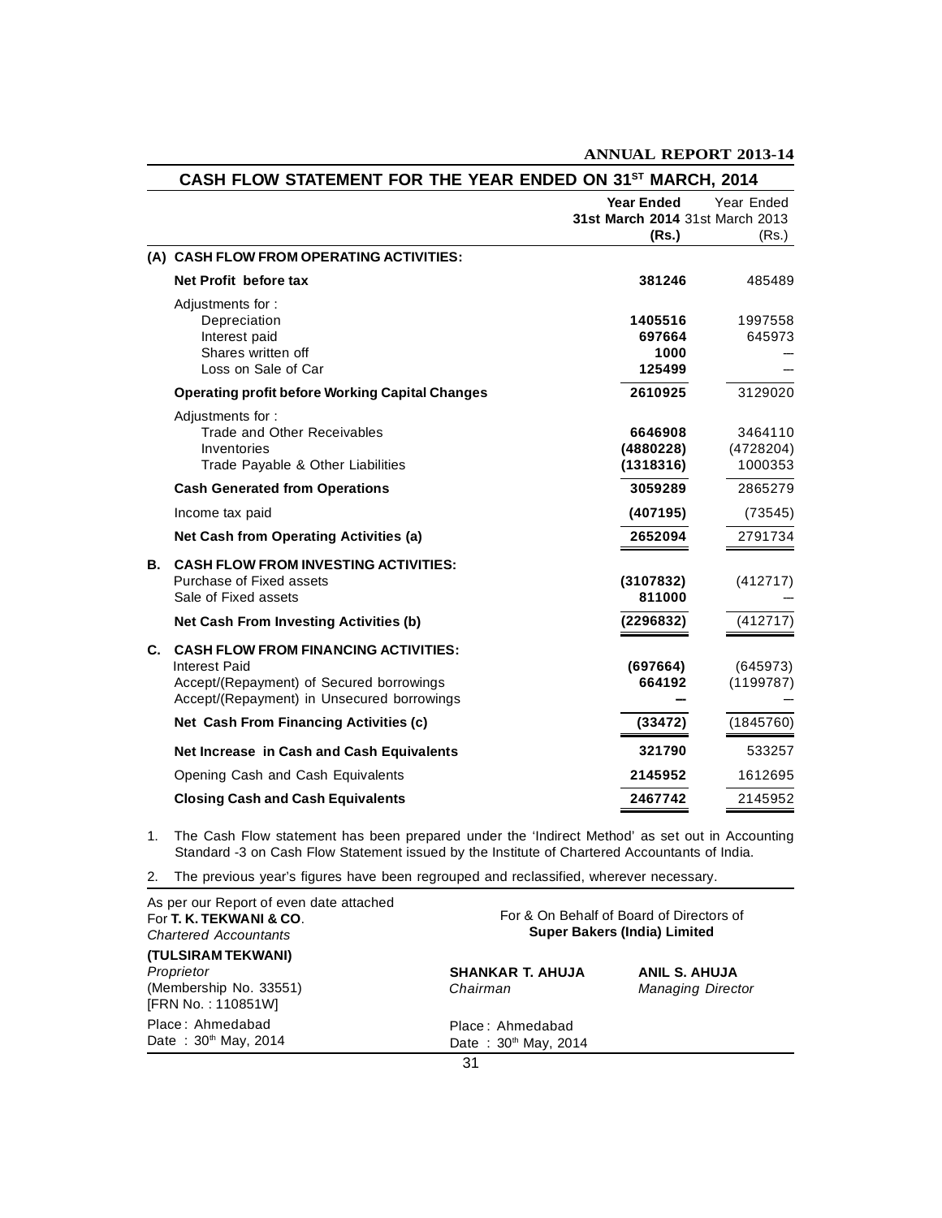## CASH FLOW STATEMENT FOR THE YEAR ENDED ON 31ST MARCH, 2014

| | | Year Ended 31st March 2014 (Rs.) | Year Ended 31st March 2013 (Rs.) |
|---|---|---|---|
| **(A)** | **CASH FLOW FROM OPERATING ACTIVITIES:** | | |
| | **Net Profit before tax** | **381246** | 485489 |
| | Adjustments for : | | |
| | Depreciation | **1405516** | 1997558 |
| | Interest paid | **697664** | 645973 |
| | Shares written off | **1000** | — |
| | Loss on Sale of Car | **125499** | — |
| | **Operating profit before Working Capital Changes** | **2610925** | 3129020 |
| | Adjustments for : | | |
| | Trade and Other Receivables | **6646908** | 3464110 |
| | Inventories | **(4880228)** | (4728204) |
| | Trade Payable & Other Liabilities | **(1318316)** | 1000353 |
| | **Cash Generated from Operations** | **3059289** | 2865279 |
| | Income tax paid | **(407195)** | (73545) |
| | **Net Cash from Operating Activities (a)** | **2652094** | 2791734 |
| **B.** | **CASH FLOW FROM INVESTING ACTIVITIES:** | | |
| | Purchase of Fixed assets | **(3107832)** | (412717) |
| | Sale of Fixed assets | **811000** | — |
| | **Net Cash From Investing Activities (b)** | **(2296832)** | (412717) |
| **C.** | **CASH FLOW FROM FINANCING ACTIVITIES:** | | |
| | Interest Paid | **(697664)** | (645973) |
| | Accept/(Repayment) of Secured borrowings | **664192** | (1199787) |
| | Accept/(Repayment) in Unsecured borrowings | **—** | — |
| | **Net Cash From Financing Activities (c)** | **(33472)** | (1845760) |
| | **Net Increase in Cash and Cash Equivalents** | **321790** | 533257 |
| | Opening Cash and Cash Equivalents | **2145952** | 1612695 |
| | **Closing Cash and Cash Equivalents** | **2467742** | 2145952 |

1. The Cash Flow statement has been prepared under the 'Indirect Method' as set out in Accounting Standard -3 on Cash Flow Statement issued by the Institute of Chartered Accountants of India.
2. The previous year's figures have been regrouped and reclassified, wherever necessary.

As per our Report of even date attached
For **T. K. TEKWANI & CO**.
*Chartered Accountants*

**(TULSIRAM TEKWANI)**
*Proprietor*
(Membership No. 33551)
[FRN No. : 110851W]

Place : Ahmedabad
Date : 30th May, 2014

For & On Behalf of Board of Directors of
**Super Bakers (India) Limited**

**SHANKAR T. AHUJA**
*Chairman*

**ANIL S. AHUJA**
*Managing Director*

Place : Ahmedabad
Date : 30th May, 2014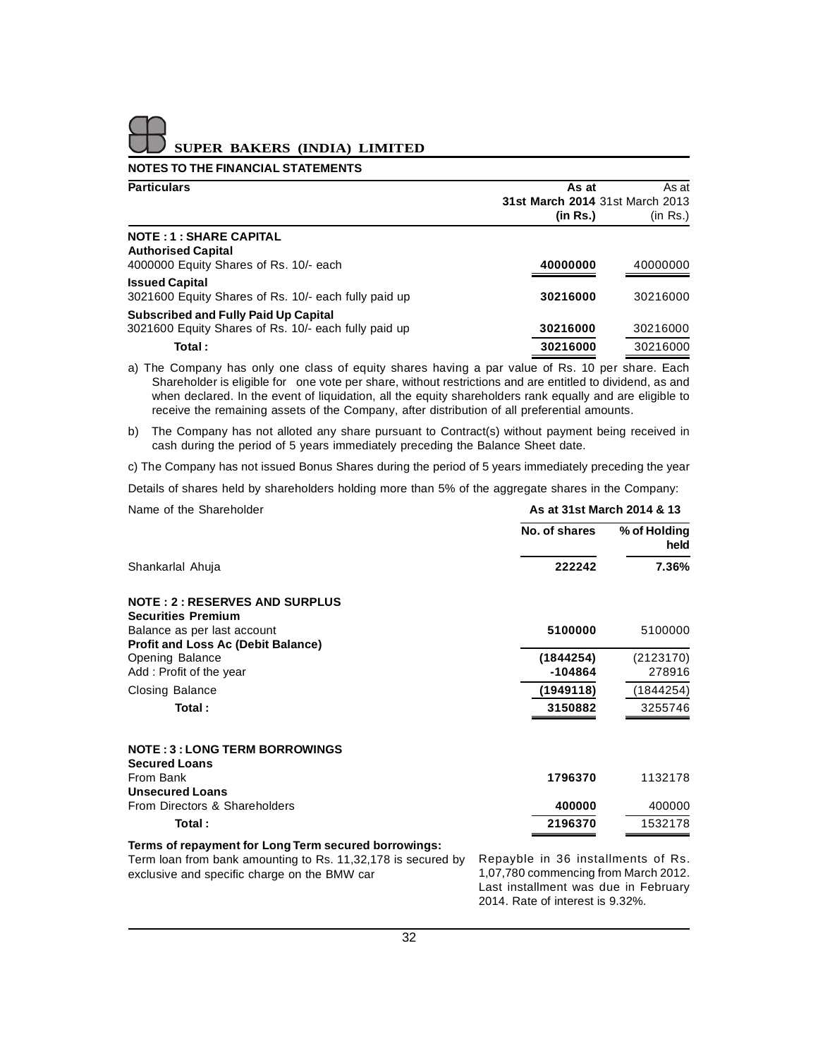**SUPER BAKERS (INDIA) LIMITED**

## NOTES TO THE FINANCIAL STATEMENTS

| Particulars | As at 31st March 2014 (in Rs.) | As at 31st March 2013 (in Rs.) |
|---|---|---|
| **NOTE : 1 : SHARE CAPITAL** | | |
| **Authorised Capital** | | |
| 4000000 Equity Shares of Rs. 10/- each | **40000000** | 40000000 |
| **Issued Capital** | | |
| 3021600 Equity Shares of Rs. 10/- each fully paid up | **30216000** | 30216000 |
| **Subscribed and Fully Paid Up Capital** | | |
| 3021600 Equity Shares of Rs. 10/- each fully paid up | **30216000** | 30216000 |
| **Total :** | **30216000** | 30216000 |

a) The Company has only one class of equity shares having a par value of Rs. 10 per share. Each Shareholder is eligible for one vote per share, without restrictions and are entitled to dividend, as and when declared. In the event of liquidation, all the equity shareholders rank equally and are eligible to receive the remaining assets of the Company, after distribution of all preferential amounts.

b) The Company has not alloted any share pursuant to Contract(s) without payment being received in cash during the period of 5 years immediately preceding the Balance Sheet date.

c) The Company has not issued Bonus Shares during the period of 5 years immediately preceding the year

Details of shares held by shareholders holding more than 5% of the aggregate shares in the Company:

| Name of the Shareholder | As at 31st March 2014 & 13 No. of shares | % of Holding held |
|---|---|---|
| Shankarlal Ahuja | **222242** | **7.36%** |

| Particulars | As at 31st March 2014 (in Rs.) | As at 31st March 2013 (in Rs.) |
|---|---|---|
| **NOTE : 2 : RESERVES AND SURPLUS** | | |
| **Securities Premium** | | |
| Balance as per last account | **5100000** | 5100000 |
| **Profit and Loss Ac (Debit Balance)** | | |
| Opening Balance | **(1844254)** | (2123170) |
| Add : Profit of the year | **-104864** | 278916 |
| Closing Balance | **(1949118)** | (1844254) |
| **Total :** | **3150882** | 3255746 |
| **NOTE : 3 : LONG TERM BORROWINGS** | | |
| **Secured Loans** | | |
| From Bank | **1796370** | 1132178 |
| **Unsecured Loans** | | |
| From Directors & Shareholders | **400000** | 400000 |
| **Total :** | **2196370** | 1532178 |

**Terms of repayment for Long Term secured borrowings:**

| | |
|---|---|
| Term loan from bank amounting to Rs. 11,32,178 is secured by exclusive and specific charge on the BMW car | Repayble in 36 installments of Rs. 1,07,780 commencing from March 2012. Last installment was due in February 2014. Rate of interest is 9.32%. |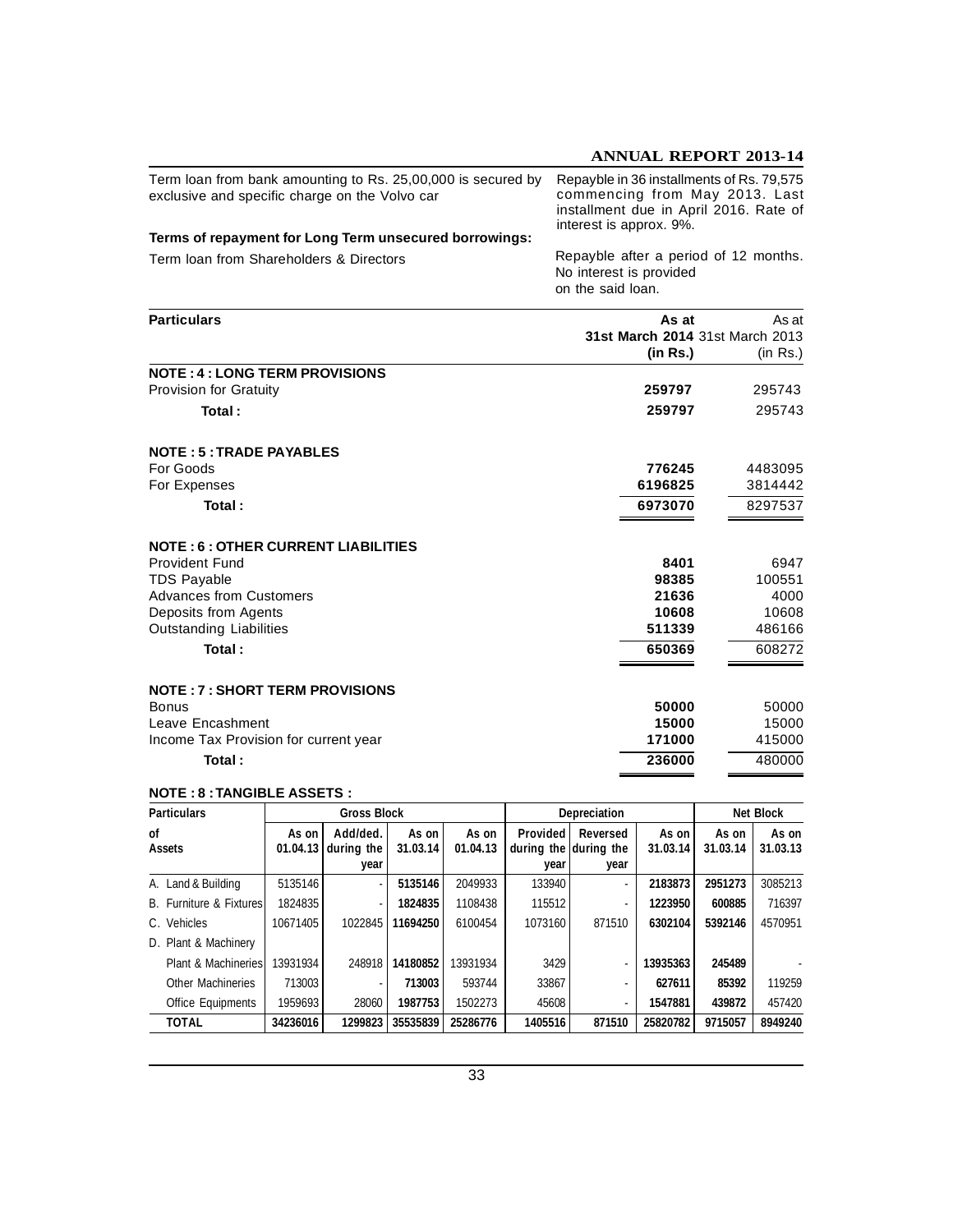| | |
|---|---|
| Term loan from bank amounting to Rs. 25,00,000 is secured by exclusive and specific charge on the Volvo car | Repayble in 36 installments of Rs. 79,575 commencing from May 2013. Last installment due in April 2016. Rate of interest is approx. 9%. |

**Terms of repayment for Long Term unsecured borrowings:**

| | |
|---|---|
| Term loan from Shareholders & Directors | Repayble after a period of 12 months. No interest is provided on the said loan. |

| Particulars | As at 31st March 2014 (in Rs.) | As at 31st March 2013 (in Rs.) |
|---|---|---|
| **NOTE : 4 : LONG TERM PROVISIONS** | | |
| Provision for Gratuity | **259797** | 295743 |
| **Total :** | **259797** | 295743 |
| **NOTE : 5 : TRADE PAYABLES** | | |
| For Goods | **776245** | 4483095 |
| For Expenses | **6196825** | 3814442 |
| **Total :** | **6973070** | 8297537 |
| **NOTE : 6 : OTHER CURRENT LIABILITIES** | | |
| Provident Fund | **8401** | 6947 |
| TDS Payable | **98385** | 100551 |
| Advances from Customers | **21636** | 4000 |
| Deposits from Agents | **10608** | 10608 |
| Outstanding Liabilities | **511339** | 486166 |
| **Total :** | **650369** | 608272 |
| **NOTE : 7 : SHORT TERM PROVISIONS** | | |
| Bonus | **50000** | 50000 |
| Leave Encashment | **15000** | 15000 |
| Income Tax Provision for current year | **171000** | 415000 |
| **Total :** | **236000** | 480000 |

**NOTE : 8 : TANGIBLE ASSETS :**

| Particulars of Assets | Gross Block | | | Depreciation | | | | Net Block | |
|---|---|---|---|---|---|---|---|---|---|
| | As on 01.04.13 | Add/ded. during the year | As on 31.03.14 | As on 01.04.13 | Provided during the year | Reversed during the year | As on 31.03.14 | As on 31.03.14 | As on 31.03.13 |
| A. Land & Building | 5135146 | - | **5135146** | 2049933 | 133940 | - | **2183873** | **2951273** | 3085213 |
| B. Furniture & Fixtures | 1824835 | - | **1824835** | 1108438 | 115512 | - | **1223950** | **600885** | 716397 |
| C. Vehicles | 10671405 | 1022845 | **11694250** | 6100454 | 1073160 | 871510 | **6302104** | **5392146** | 4570951 |
| D. Plant & Machinery | | | | | | | | | |
| Plant & Machineries | 13931934 | 248918 | **14180852** | 13931934 | 3429 | - | **13935363** | **245489** | - |
| Other Machineries | 713003 | - | **713003** | 593744 | 33867 | - | **627611** | **85392** | 119259 |
| Office Equipments | 1959693 | 28060 | **1987753** | 1502273 | 45608 | - | **1547881** | **439872** | 457420 |
| **TOTAL** | **34236016** | **1299823** | **35535839** | **25286776** | **1405516** | **871510** | **25820782** | **9715057** | **8949240** |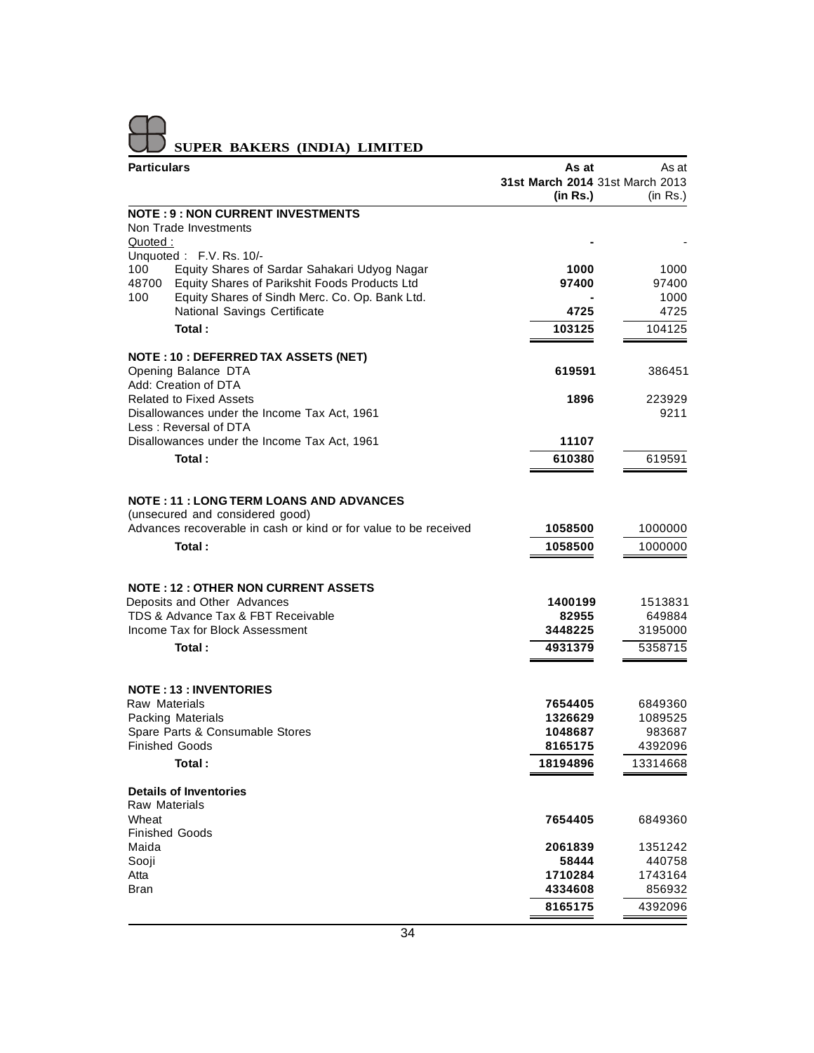# SUPER BAKERS (INDIA) LIMITED

| Particulars | As at 31st March 2014 (in Rs.) | As at 31st March 2013 (in Rs.) |
|---|---|---|
| **NOTE : 9 : NON CURRENT INVESTMENTS** | | |
| Non Trade Investments | | |
| Quoted : | - | - |
| Unquoted : F.V. Rs. 10/- | | |
| 100 Equity Shares of Sardar Sahakari Udyog Nagar | 1000 | 1000 |
| 48700 Equity Shares of Parikshit Foods Products Ltd | 97400 | 97400 |
| 100 Equity Shares of Sindh Merc. Co. Op. Bank Ltd. | - | 1000 |
| National Savings Certificate | 4725 | 4725 |
| **Total :** | 103125 | 104125 |
| **NOTE : 10 : DEFERRED TAX ASSETS (NET)** | | |
| Opening Balance DTA | 619591 | 386451 |
| Add: Creation of DTA | | |
| Related to Fixed Assets | 1896 | 223929 |
| Disallowances under the Income Tax Act, 1961 | | 9211 |
| Less : Reversal of DTA | | |
| Disallowances under the Income Tax Act, 1961 | 11107 | |
| **Total :** | 610380 | 619591 |
| **NOTE : 11 : LONG TERM LOANS AND ADVANCES** | | |
| (unsecured and considered good) | | |
| Advances recoverable in cash or kind or for value to be received | 1058500 | 1000000 |
| **Total :** | 1058500 | 1000000 |
| **NOTE : 12 : OTHER NON CURRENT ASSETS** | | |
| Deposits and Other Advances | 1400199 | 1513831 |
| TDS & Advance Tax & FBT Receivable | 82955 | 649884 |
| Income Tax for Block Assessment | 3448225 | 3195000 |
| **Total :** | 4931379 | 5358715 |
| **NOTE : 13 : INVENTORIES** | | |
| Raw Materials | 7654405 | 6849360 |
| Packing Materials | 1326629 | 1089525 |
| Spare Parts & Consumable Stores | 1048687 | 983687 |
| Finished Goods | 8165175 | 4392096 |
| **Total :** | 18194896 | 13314668 |
| **Details of Inventories** | | |
| Raw Materials | | |
| Wheat | 7654405 | 6849360 |
| Finished Goods | | |
| Maida | 2061839 | 1351242 |
| Sooji | 58444 | 440758 |
| Atta | 1710284 | 1743164 |
| Bran | 4334608 | 856932 |
| | 8165175 | 4392096 |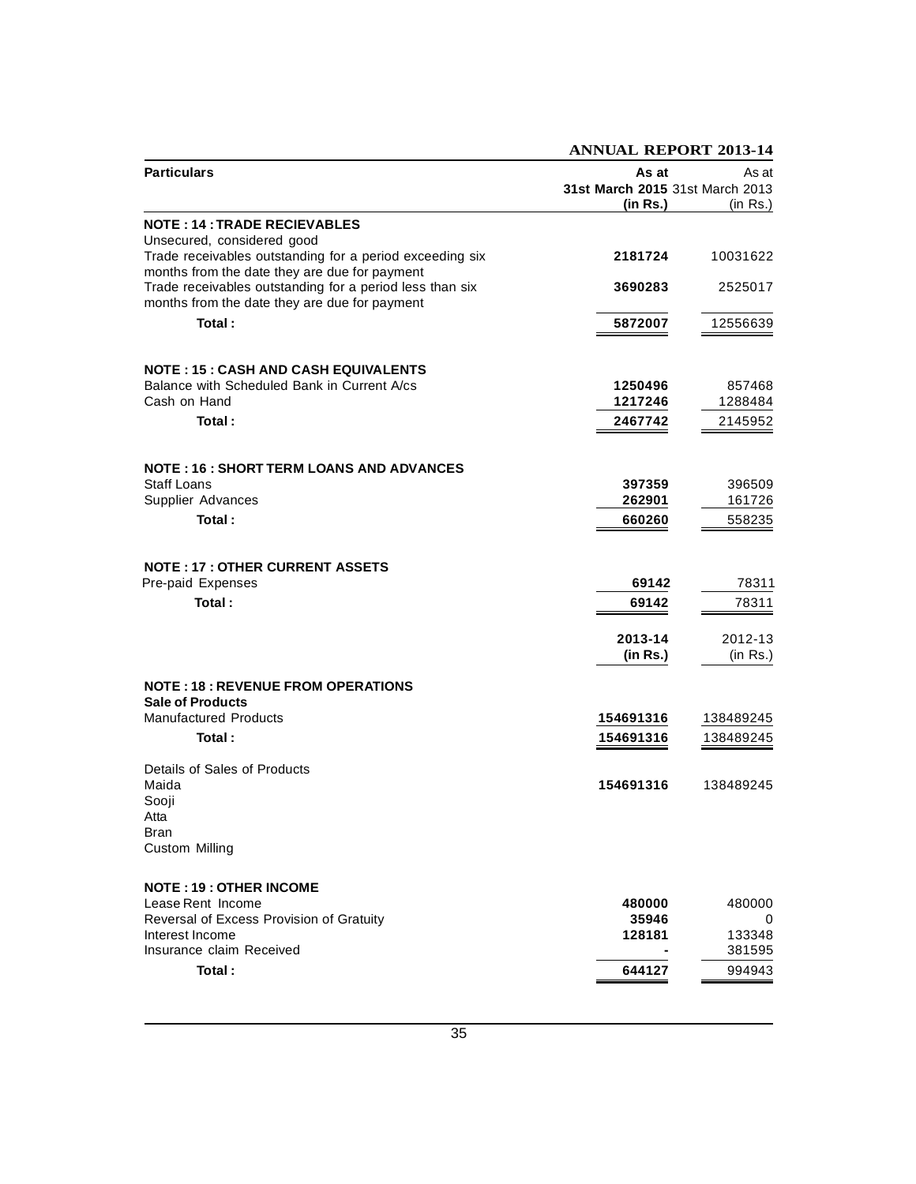| Particulars | As at 31st March 2015 (in Rs.) | As at 31st March 2013 (in Rs.) |
|---|---|---|
| **NOTE : 14 : TRADE RECIEVABLES** | | |
| Unsecured, considered good | | |
| Trade receivables outstanding for a period exceeding six months from the date they are due for payment | **2181724** | 10031622 |
| Trade receivables outstanding for a period less than six months from the date they are due for payment | **3690283** | 2525017 |
| **Total :** | **5872007** | 12556639 |
| **NOTE : 15 : CASH AND CASH EQUIVALENTS** | | |
| Balance with Scheduled Bank in Current A/cs | **1250496** | 857468 |
| Cash on Hand | **1217246** | 1288484 |
| **Total :** | **2467742** | 2145952 |
| **NOTE : 16 : SHORT TERM LOANS AND ADVANCES** | | |
| Staff Loans | **397359** | 396509 |
| Supplier Advances | **262901** | 161726 |
| **Total :** | **660260** | 558235 |
| **NOTE : 17 : OTHER CURRENT ASSETS** | | |
| Pre-paid Expenses | **69142** | 78311 |
| **Total :** | **69142** | 78311 |

| Particulars | 2013-14 (in Rs.) | 2012-13 (in Rs.) |
|---|---|---|
| **NOTE : 18 : REVENUE FROM OPERATIONS** | | |
| **Sale of Products** | | |
| Manufactured Products | **154691316** | 138489245 |
| **Total :** | **154691316** | 138489245 |
| Details of Sales of Products | | |
| Maida | **154691316** | 138489245 |
| Sooji | | |
| Atta | | |
| Bran | | |
| Custom Milling | | |
| **NOTE : 19 : OTHER INCOME** | | |
| Lease Rent Income | **480000** | 480000 |
| Reversal of Excess Provision of Gratuity | **35946** | 0 |
| Interest Income | **128181** | 133348 |
| Insurance claim Received | **-** | 381595 |
| **Total :** | **644127** | 994943 |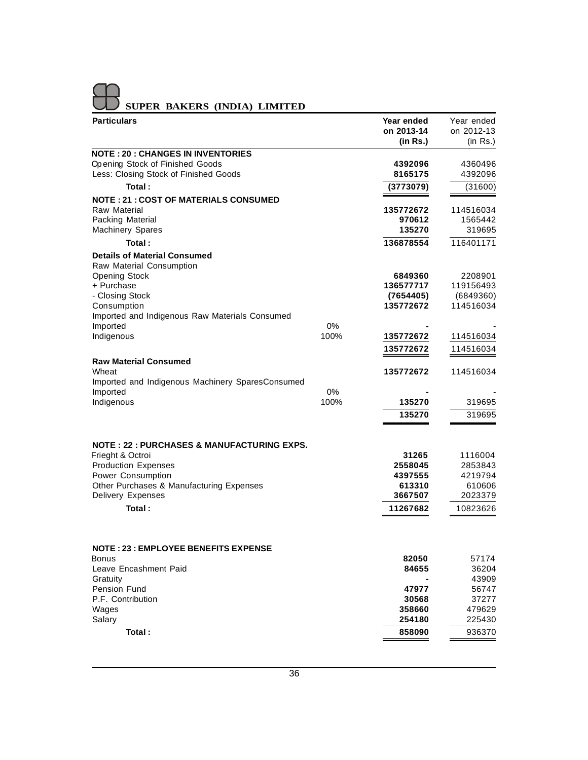**SUPER BAKERS (INDIA) LIMITED**

| Particulars | | Year ended on 2013-14 (in Rs.) | Year ended on 2012-13 (in Rs.) |
|---|---|---|---|
| **NOTE : 20 : CHANGES IN INVENTORIES** | | | |
| Opening Stock of Finished Goods | | **4392096** | 4360496 |
| Less: Closing Stock of Finished Goods | | **8165175** | 4392096 |
| **Total :** | | **(3773079)** | (31600) |
| **NOTE : 21 : COST OF MATERIALS CONSUMED** | | | |
| Raw Material | | **135772672** | 114516034 |
| Packing Material | | **970612** | 1565442 |
| Machinery Spares | | **135270** | 319695 |
| **Total :** | | **136878554** | 116401171 |
| **Details of Material Consumed** | | | |
| Raw Material Consumption | | | |
| Opening Stock | | **6849360** | 2208901 |
| + Purchase | | **136577717** | 119156493 |
| - Closing Stock | | **(7654405)** | (6849360) |
| Consumption | | **135772672** | 114516034 |
| Imported and Indigenous Raw Materials Consumed | | | |
| Imported | 0% | **-** | - |
| Indigenous | 100% | **135772672** | 114516034 |
| | | **135772672** | 114516034 |
| **Raw Material Consumed** | | | |
| Wheat | | **135772672** | 114516034 |
| Imported and Indigenous Machinery SparesConsumed | | | |
| Imported | 0% | **-** | - |
| Indigenous | 100% | **135270** | 319695 |
| | | **135270** | 319695 |
| **NOTE : 22 : PURCHASES & MANUFACTURING EXPS.** | | | |
| Frieght & Octroi | | **31265** | 1116004 |
| Production Expenses | | **2558045** | 2853843 |
| Power Consumption | | **4397555** | 4219794 |
| Other Purchases & Manufacturing Expenses | | **613310** | 610606 |
| Delivery Expenses | | **3667507** | 2023379 |
| **Total :** | | **11267682** | 10823626 |
| **NOTE : 23 : EMPLOYEE BENEFITS EXPENSE** | | | |
| Bonus | | **82050** | 57174 |
| Leave Encashment Paid | | **84655** | 36204 |
| Gratuity | | **-** | 43909 |
| Pension Fund | | **47977** | 56747 |
| P.F. Contribution | | **30568** | 37277 |
| Wages | | **358660** | 479629 |
| Salary | | **254180** | 225430 |
| **Total :** | | **858090** | 936370 |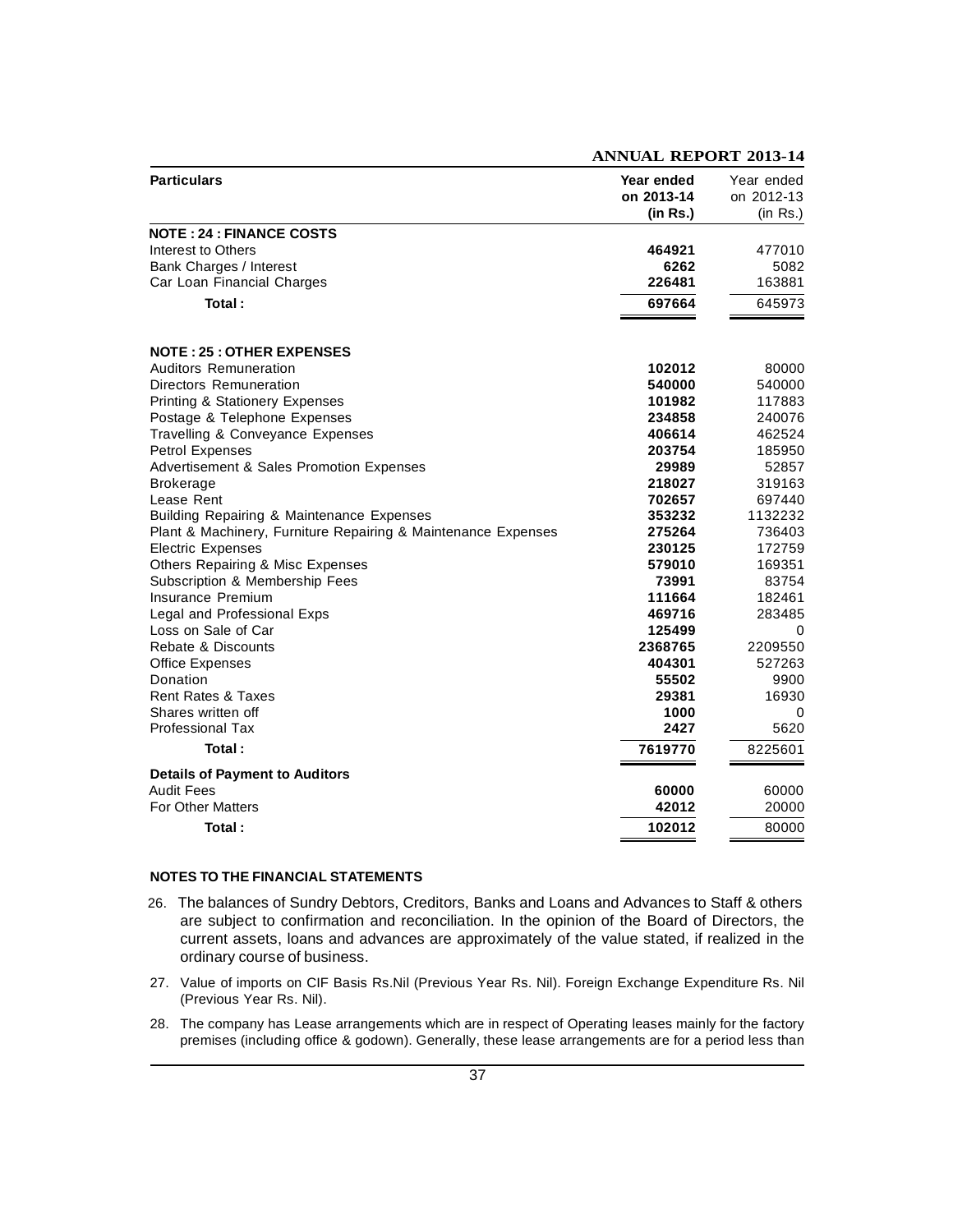| Particulars | Year ended on 2013-14 (in Rs.) | Year ended on 2012-13 (in Rs.) |
|---|---|---|
| **NOTE : 24 : FINANCE COSTS** | | |
| Interest to Others | **464921** | 477010 |
| Bank Charges / Interest | **6262** | 5082 |
| Car Loan Financial Charges | **226481** | 163881 |
| **Total :** | **697664** | 645973 |
| **NOTE : 25 : OTHER EXPENSES** | | |
| Auditors Remuneration | **102012** | 80000 |
| Directors Remuneration | **540000** | 540000 |
| Printing & Stationery Expenses | **101982** | 117883 |
| Postage & Telephone Expenses | **234858** | 240076 |
| Travelling & Conveyance Expenses | **406614** | 462524 |
| Petrol Expenses | **203754** | 185950 |
| Advertisement & Sales Promotion Expenses | **29989** | 52857 |
| Brokerage | **218027** | 319163 |
| Lease Rent | **702657** | 697440 |
| Building Repairing & Maintenance Expenses | **353232** | 1132232 |
| Plant & Machinery, Furniture Repairing & Maintenance Expenses | **275264** | 736403 |
| Electric Expenses | **230125** | 172759 |
| Others Repairing & Misc Expenses | **579010** | 169351 |
| Subscription & Membership Fees | **73991** | 83754 |
| Insurance Premium | **111664** | 182461 |
| Legal and Professional Exps | **469716** | 283485 |
| Loss on Sale of Car | **125499** | 0 |
| Rebate & Discounts | **2368765** | 2209550 |
| Office Expenses | **404301** | 527263 |
| Donation | **55502** | 9900 |
| Rent Rates & Taxes | **29381** | 16930 |
| Shares written off | **1000** | 0 |
| Professional Tax | **2427** | 5620 |
| **Total :** | **7619770** | 8225601 |
| **Details of Payment to Auditors** | | |
| Audit Fees | **60000** | 60000 |
| For Other Matters | **42012** | 20000 |
| **Total :** | **102012** | 80000 |

**NOTES TO THE FINANCIAL STATEMENTS**

26. The balances of Sundry Debtors, Creditors, Banks and Loans and Advances to Staff & others are subject to confirmation and reconciliation. In the opinion of the Board of Directors, the current assets, loans and advances are approximately of the value stated, if realized in the ordinary course of business.

27. Value of imports on CIF Basis Rs.Nil (Previous Year Rs. Nil). Foreign Exchange Expenditure Rs. Nil (Previous Year Rs. Nil).

28. The company has Lease arrangements which are in respect of Operating leases mainly for the factory premises (including office & godown). Generally, these lease arrangements are for a period less than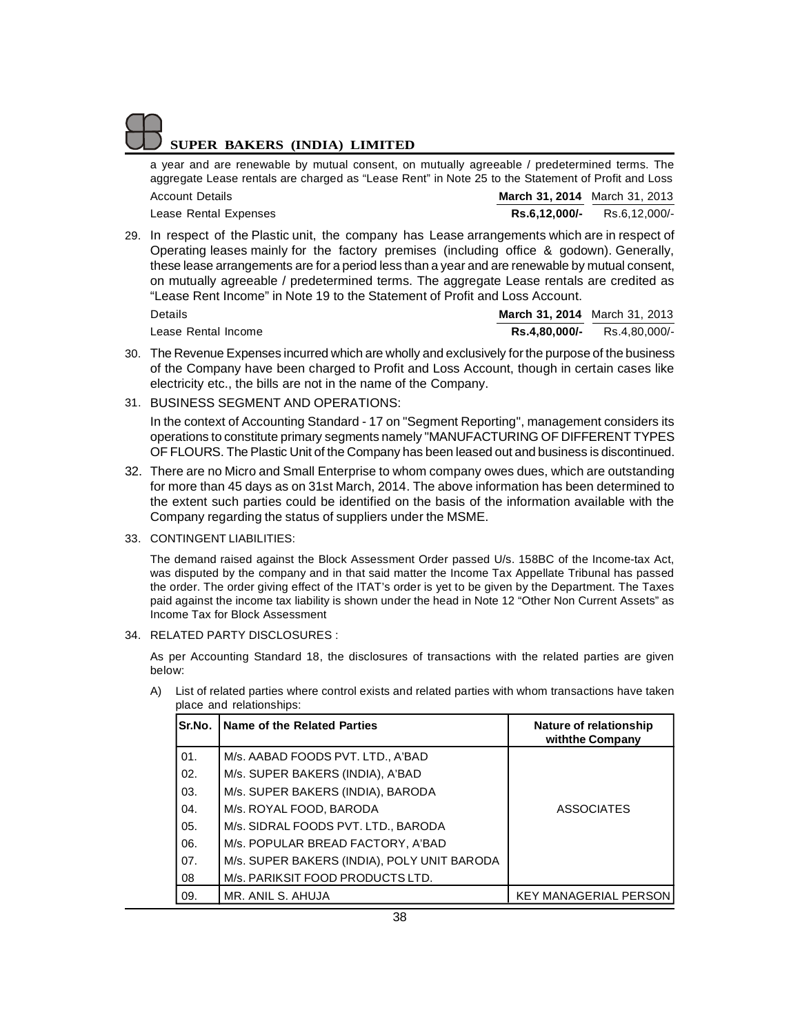a year and are renewable by mutual consent, on mutually agreeable / predetermined terms. The aggregate Lease rentals are charged as "Lease Rent" in Note 25 to the Statement of Profit and Loss

| Account Details | **March 31, 2014** | March 31, 2013 |
|---|---|---|
| Lease Rental Expenses | **Rs.6,12,000/-** | Rs.6,12,000/- |

29. In respect of the Plastic unit, the company has Lease arrangements which are in respect of Operating leases mainly for the factory premises (including office & godown). Generally, these lease arrangements are for a period less than a year and are renewable by mutual consent, on mutually agreeable / predetermined terms. The aggregate Lease rentals are credited as "Lease Rent Income" in Note 19 to the Statement of Profit and Loss Account.

| Details | **March 31, 2014** | March 31, 2013 |
|---|---|---|
| Lease Rental Income | **Rs.4,80,000/-** | Rs.4,80,000/- |

30. The Revenue Expenses incurred which are wholly and exclusively for the purpose of the business of the Company have been charged to Profit and Loss Account, though in certain cases like electricity etc., the bills are not in the name of the Company.

31. BUSINESS SEGMENT AND OPERATIONS:

    In the context of Accounting Standard - 17 on "Segment Reporting", management considers its operations to constitute primary segments namely "MANUFACTURING OF DIFFERENT TYPES OF FLOURS. The Plastic Unit of the Company has been leased out and business is discontinued.

32. There are no Micro and Small Enterprise to whom company owes dues, which are outstanding for more than 45 days as on 31st March, 2014. The above information has been determined to the extent such parties could be identified on the basis of the information available with the Company regarding the status of suppliers under the MSME.

33. CONTINGENT LIABILITIES:

    The demand raised against the Block Assessment Order passed U/s. 158BC of the Income-tax Act, was disputed by the company and in that said matter the Income Tax Appellate Tribunal has passed the order. The order giving effect of the ITAT's order is yet to be given by the Department. The Taxes paid against the income tax liability is shown under the head in Note 12 "Other Non Current Assets" as Income Tax for Block Assessment

34. RELATED PARTY DISCLOSURES :

    As per Accounting Standard 18, the disclosures of transactions with the related parties are given below:

    A) List of related parties where control exists and related parties with whom transactions have taken place and relationships:

| Sr.No. | Name of the Related Parties | Nature of relationship withthe Company |
|---|---|---|
| 01. | M/s. AABAD FOODS PVT. LTD., A'BAD | ASSOCIATES |
| 02. | M/s. SUPER BAKERS (INDIA), A'BAD | |
| 03. | M/s. SUPER BAKERS (INDIA), BARODA | |
| 04. | M/s. ROYAL FOOD, BARODA | |
| 05. | M/s. SIDRAL FOODS PVT. LTD., BARODA | |
| 06. | M/s. POPULAR BREAD FACTORY, A'BAD | |
| 07. | M/s. SUPER BAKERS (INDIA), POLY UNIT BARODA | |
| 08 | M/s. PARIKSIT FOOD PRODUCTS LTD. | |
| 09. | MR. ANIL S. AHUJA | KEY MANAGERIAL PERSON |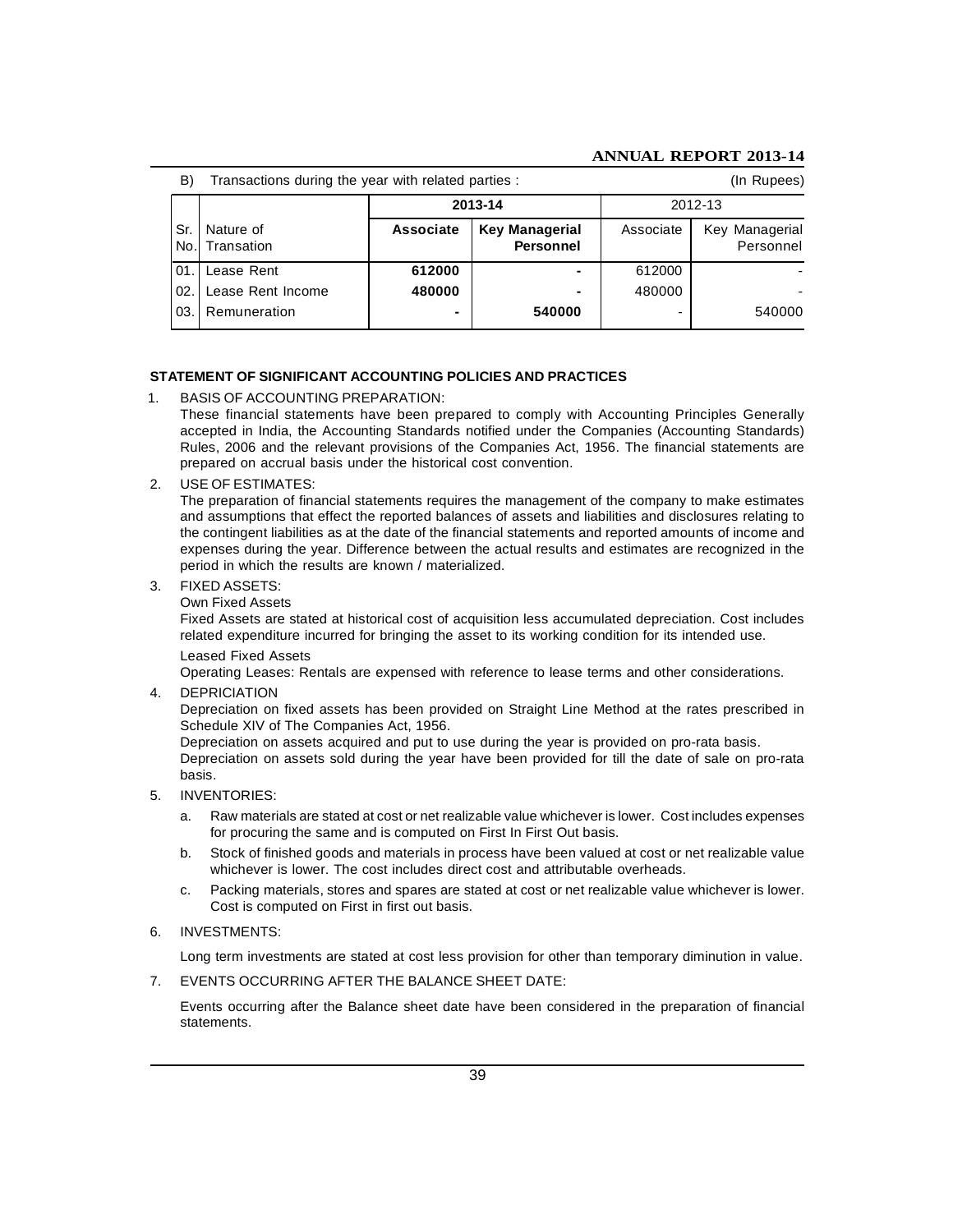B) Transactions during the year with related parties : (In Rupees)

| Sr. No. | Nature of Transation | 2013-14 | | 2012-13 | |
|---|---|---|---|---|---|
| | | **Associate** | **Key Managerial Personnel** | Associate | Key Managerial Personnel |
| 01. | Lease Rent | **612000** | **-** | 612000 | - |
| 02. | Lease Rent Income | **480000** | **-** | 480000 | - |
| 03. | Remuneration | **-** | **540000** | - | 540000 |

**STATEMENT OF SIGNIFICANT ACCOUNTING POLICIES AND PRACTICES**

1. BASIS OF ACCOUNTING PREPARATION:
   These financial statements have been prepared to comply with Accounting Principles Generally accepted in India, the Accounting Standards notified under the Companies (Accounting Standards) Rules, 2006 and the relevant provisions of the Companies Act, 1956. The financial statements are prepared on accrual basis under the historical cost convention.

2. USE OF ESTIMATES:
   The preparation of financial statements requires the management of the company to make estimates and assumptions that effect the reported balances of assets and liabilities and disclosures relating to the contingent liabilities as at the date of the financial statements and reported amounts of income and expenses during the year. Difference between the actual results and estimates are recognized in the period in which the results are known / materialized.

3. FIXED ASSETS:
   Own Fixed Assets
   Fixed Assets are stated at historical cost of acquisition less accumulated depreciation. Cost includes related expenditure incurred for bringing the asset to its working condition for its intended use.
   Leased Fixed Assets
   Operating Leases: Rentals are expensed with reference to lease terms and other considerations.

4. DEPRICIATION
   Depreciation on fixed assets has been provided on Straight Line Method at the rates prescribed in Schedule XIV of The Companies Act, 1956.
   Depreciation on assets acquired and put to use during the year is provided on pro-rata basis.
   Depreciation on assets sold during the year have been provided for till the date of sale on pro-rata basis.

5. INVENTORIES:
   a. Raw materials are stated at cost or net realizable value whichever is lower. Cost includes expenses for procuring the same and is computed on First In First Out basis.
   b. Stock of finished goods and materials in process have been valued at cost or net realizable value whichever is lower. The cost includes direct cost and attributable overheads.
   c. Packing materials, stores and spares are stated at cost or net realizable value whichever is lower. Cost is computed on First in first out basis.

6. INVESTMENTS:

   Long term investments are stated at cost less provision for other than temporary diminution in value.

7. EVENTS OCCURRING AFTER THE BALANCE SHEET DATE:

   Events occurring after the Balance sheet date have been considered in the preparation of financial statements.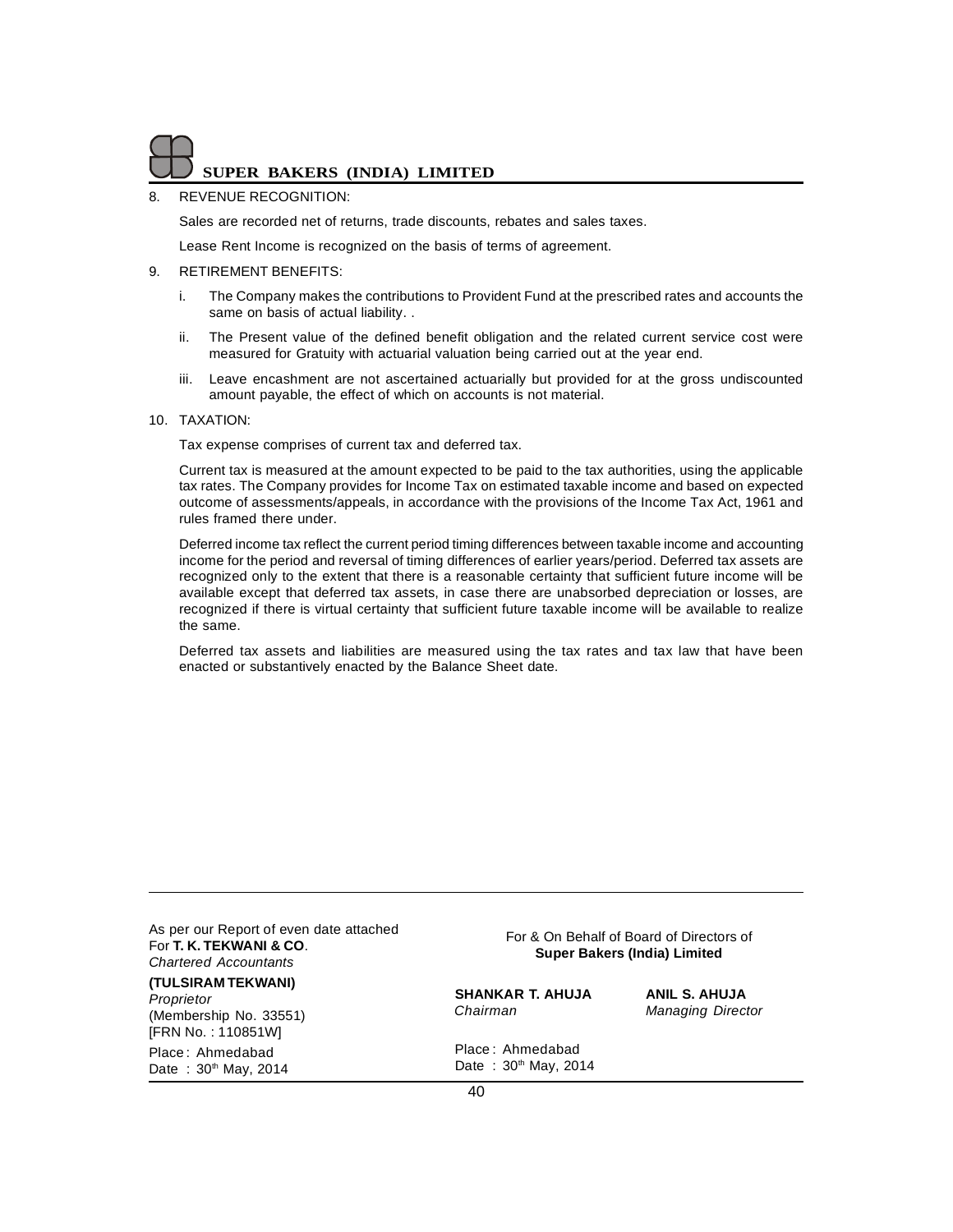8. REVENUE RECOGNITION:

   Sales are recorded net of returns, trade discounts, rebates and sales taxes.

   Lease Rent Income is recognized on the basis of terms of agreement.

9. RETIREMENT BENEFITS:

   i. The Company makes the contributions to Provident Fund at the prescribed rates and accounts the same on basis of actual liability. .

   ii. The Present value of the defined benefit obligation and the related current service cost were measured for Gratuity with actuarial valuation being carried out at the year end.

   iii. Leave encashment are not ascertained actuarially but provided for at the gross undiscounted amount payable, the effect of which on accounts is not material.

10. TAXATION:

    Tax expense comprises of current tax and deferred tax.

    Current tax is measured at the amount expected to be paid to the tax authorities, using the applicable tax rates. The Company provides for Income Tax on estimated taxable income and based on expected outcome of assessments/appeals, in accordance with the provisions of the Income Tax Act, 1961 and rules framed there under.

    Deferred income tax reflect the current period timing differences between taxable income and accounting income for the period and reversal of timing differences of earlier years/period. Deferred tax assets are recognized only to the extent that there is a reasonable certainty that sufficient future income will be available except that deferred tax assets, in case there are unabsorbed depreciation or losses, are recognized if there is virtual certainty that sufficient future taxable income will be available to realize the same.

    Deferred tax assets and liabilities are measured using the tax rates and tax law that have been enacted or substantively enacted by the Balance Sheet date.

---

As per our Report of even date attached
For **T. K. TEKWANI & CO**.
*Chartered Accountants*

**(TULSIRAM TEKWANI)**
*Proprietor*
(Membership No. 33551)
[FRN No. : 110851W]

Place : Ahmedabad
Date : 30th May, 2014

For & On Behalf of Board of Directors of
**Super Bakers (India) Limited**

**SHANKAR T. AHUJA**
*Chairman*

**ANIL S. AHUJA**
*Managing Director*

Place : Ahmedabad
Date : 30th May, 2014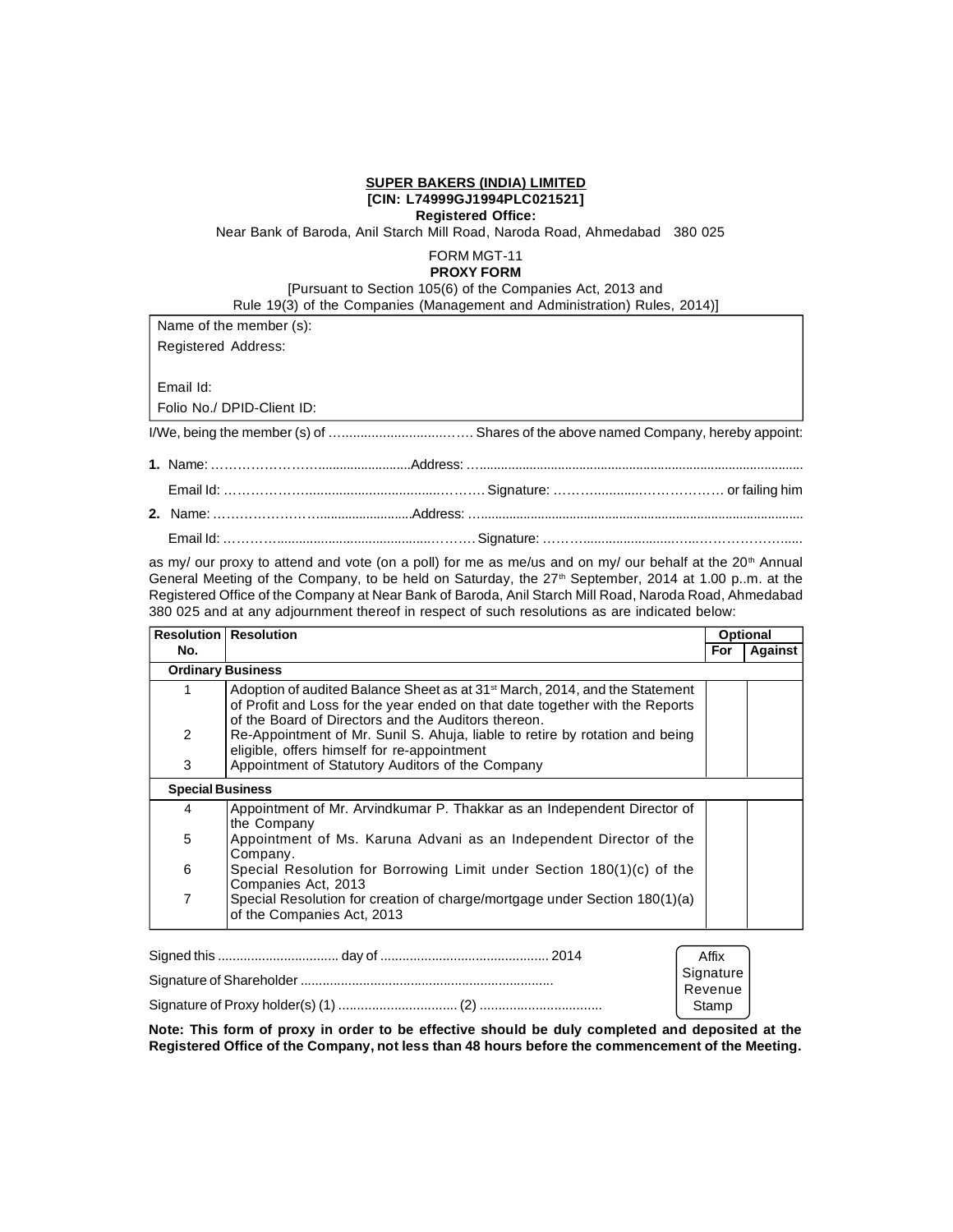**SUPER BAKERS (INDIA) LIMITED**
**[CIN: L74999GJ1994PLC021521]**
**Registered Office:**
Near Bank of Baroda, Anil Starch Mill Road, Naroda Road, Ahmedabad 380 025

FORM MGT-11
**PROXY FORM**
[Pursuant to Section 105(6) of the Companies Act, 2013 and
Rule 19(3) of the Companies (Management and Administration) Rules, 2014)]

Name of the member (s):
Registered Address:

Email Id:
Folio No./ DPID-Client ID:

I/We, being the member (s) of …..............................…… Shares of the above named Company, hereby appoint:

**1.** Name: …………………….........................Address: …..........................................................................................

Email Id: ……………….................................………… Signature: ……….............……………… or failing him

**2.** Name: …………………….........................Address: …..........................................................................................

Email Id: …………...........................................……… Signature: ………........................…...……………….....

as my/ our proxy to attend and vote (on a poll) for me as me/us and on my/ our behalf at the 20th Annual General Meeting of the Company, to be held on Saturday, the 27th September, 2014 at 1.00 p..m. at the Registered Office of the Company at Near Bank of Baroda, Anil Starch Mill Road, Naroda Road, Ahmedabad 380 025 and at any adjournment thereof in respect of such resolutions as are indicated below:

| Resolution No. | Resolution | Optional | |
|---|---|---|---|
| | | For | Against |
| **Ordinary Business** | | | |
| 1 | Adoption of audited Balance Sheet as at 31st March, 2014, and the Statement of Profit and Loss for the year ended on that date together with the Reports of the Board of Directors and the Auditors thereon. | | |
| 2 | Re-Appointment of Mr. Sunil S. Ahuja, liable to retire by rotation and being eligible, offers himself for re-appointment | | |
| 3 | Appointment of Statutory Auditors of the Company | | |
| **Special Business** | | | |
| 4 | Appointment of Mr. Arvindkumar P. Thakkar as an Independent Director of the Company | | |
| 5 | Appointment of Ms. Karuna Advani as an Independent Director of the Company. | | |
| 6 | Special Resolution for Borrowing Limit under Section 180(1)(c) of the Companies Act, 2013 | | |
| 7 | Special Resolution for creation of charge/mortgage under Section 180(1)(a) of the Companies Act, 2013 | | |

Signed this ................................ day of ............................................ 2014

Signature of Shareholder ....................................................................

Signature of Proxy holder(s) (1) ................................ (2) ................................

Affix Signature Revenue Stamp

**Note: This form of proxy in order to be effective should be duly completed and deposited at the Registered Office of the Company, not less than 48 hours before the commencement of the Meeting.**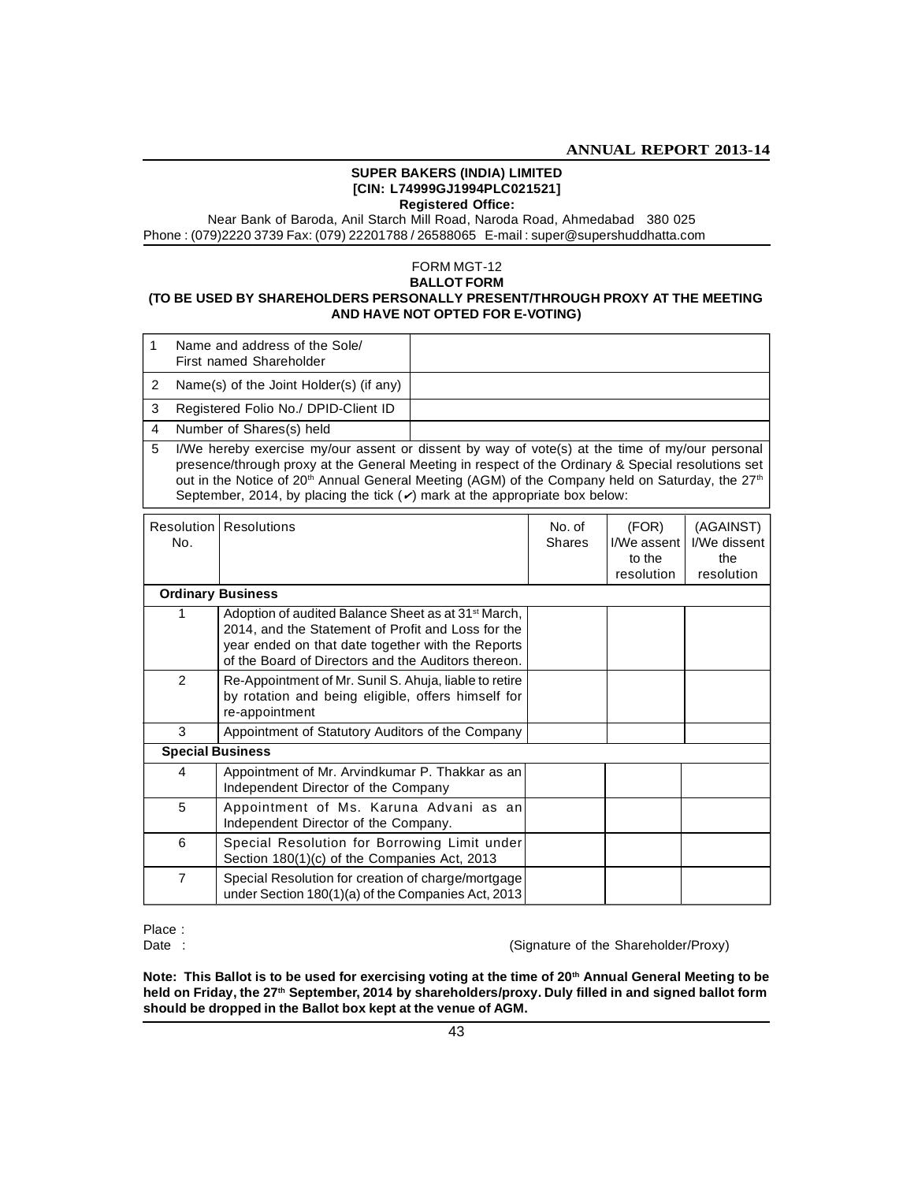**SUPER BAKERS (INDIA) LIMITED**
**[CIN: L74999GJ1994PLC021521]**
**Registered Office:**
Near Bank of Baroda, Anil Starch Mill Road, Naroda Road, Ahmedabad 380 025
Phone : (079)2220 3739 Fax: (079) 22201788 / 26588065 E-mail : super@supershuddhatta.com

FORM MGT-12

**BALLOT FORM**

**(TO BE USED BY SHAREHOLDERS PERSONALLY PRESENT/THROUGH PROXY AT THE MEETING AND HAVE NOT OPTED FOR E-VOTING)**

| | | |
|---|---|---|
| 1 | Name and address of the Sole/ First named Shareholder | |
| 2 | Name(s) of the Joint Holder(s) (if any) | |
| 3 | Registered Folio No./ DPID-Client ID | |
| 4 | Number of Shares(s) held | |
| 5 | I/We hereby exercise my/our assent or dissent by way of vote(s) at the time of my/our personal presence/through proxy at the General Meeting in respect of the Ordinary & Special resolutions set out in the Notice of 20th Annual General Meeting (AGM) of the Company held on Saturday, the 27th September, 2014, by placing the tick (✓) mark at the appropriate box below: | |

| Resolution No. | Resolutions | No. of Shares | (FOR) I/We assent to the resolution | (AGAINST) I/We dissent the resolution |
|---|---|---|---|---|
| **Ordinary Business** | | | | |
| 1 | Adoption of audited Balance Sheet as at 31st March, 2014, and the Statement of Profit and Loss for the year ended on that date together with the Reports of the Board of Directors and the Auditors thereon. | | | |
| 2 | Re-Appointment of Mr. Sunil S. Ahuja, liable to retire by rotation and being eligible, offers himself for re-appointment | | | |
| 3 | Appointment of Statutory Auditors of the Company | | | |
| **Special Business** | | | | |
| 4 | Appointment of Mr. Arvindkumar P. Thakkar as an Independent Director of the Company | | | |
| 5 | Appointment of Ms. Karuna Advani as an Independent Director of the Company. | | | |
| 6 | Special Resolution for Borrowing Limit under Section 180(1)(c) of the Companies Act, 2013 | | | |
| 7 | Special Resolution for creation of charge/mortgage under Section 180(1)(a) of the Companies Act, 2013 | | | |

Place :

Date : (Signature of the Shareholder/Proxy)

**Note: This Ballot is to be used for exercising voting at the time of 20th Annual General Meeting to be held on Friday, the 27th September, 2014 by shareholders/proxy. Duly filled in and signed ballot form should be dropped in the Ballot box kept at the venue of AGM.**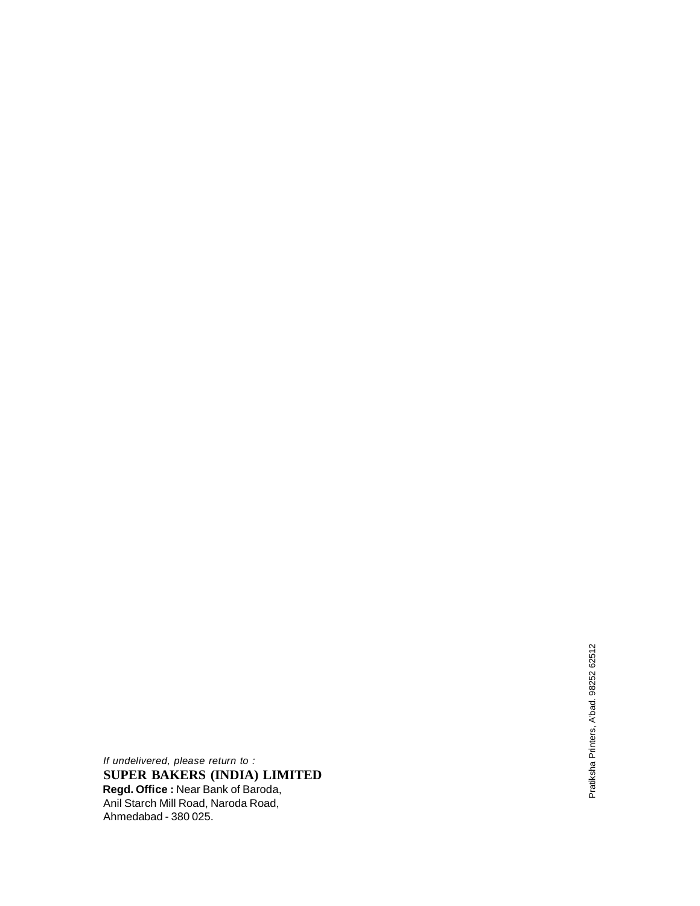*If undelivered, please return to :*

**SUPER BAKERS (INDIA) LIMITED**

**Regd. Office :** Near Bank of Baroda,
Anil Starch Mill Road, Naroda Road,
Ahmedabad - 380 025.

Pratiksha Printers, A'bad. 98252 62512